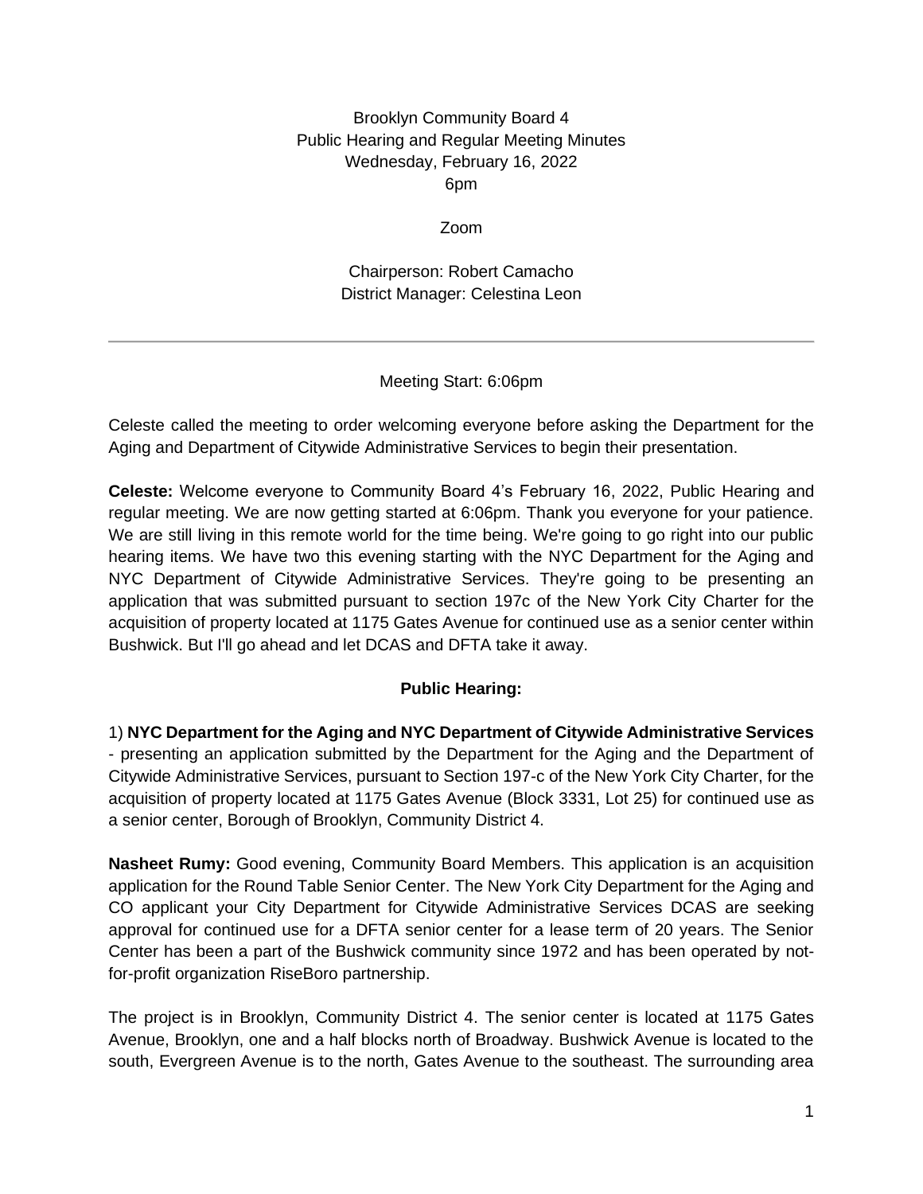Brooklyn Community Board 4
Public Hearing and Regular Meeting Minutes
Wednesday, February 16, 2022
6pm

Zoom

Chairperson: Robert Camacho
District Manager: Celestina Leon

---

Meeting Start: 6:06pm

Celeste called the meeting to order welcoming everyone before asking the Department for the Aging and Department of Citywide Administrative Services to begin their presentation.

**Celeste:** Welcome everyone to Community Board 4's February 16, 2022, Public Hearing and regular meeting. We are now getting started at 6:06pm. Thank you everyone for your patience. We are still living in this remote world for the time being. We're going to go right into our public hearing items. We have two this evening starting with the NYC Department for the Aging and NYC Department of Citywide Administrative Services. They're going to be presenting an application that was submitted pursuant to section 197c of the New York City Charter for the acquisition of property located at 1175 Gates Avenue for continued use as a senior center within Bushwick. But I'll go ahead and let DCAS and DFTA take it away.

**Public Hearing:**

1) **NYC Department for the Aging and NYC Department of Citywide Administrative Services** - presenting an application submitted by the Department for the Aging and the Department of Citywide Administrative Services, pursuant to Section 197-c of the New York City Charter, for the acquisition of property located at 1175 Gates Avenue (Block 3331, Lot 25) for continued use as a senior center, Borough of Brooklyn, Community District 4.

**Nasheet Rumy:** Good evening, Community Board Members. This application is an acquisition application for the Round Table Senior Center. The New York City Department for the Aging and CO applicant your City Department for Citywide Administrative Services DCAS are seeking approval for continued use for a DFTA senior center for a lease term of 20 years. The Senior Center has been a part of the Bushwick community since 1972 and has been operated by not-for-profit organization RiseBoro partnership.

The project is in Brooklyn, Community District 4. The senior center is located at 1175 Gates Avenue, Brooklyn, one and a half blocks north of Broadway. Bushwick Avenue is located to the south, Evergreen Avenue is to the north, Gates Avenue to the southeast. The surrounding area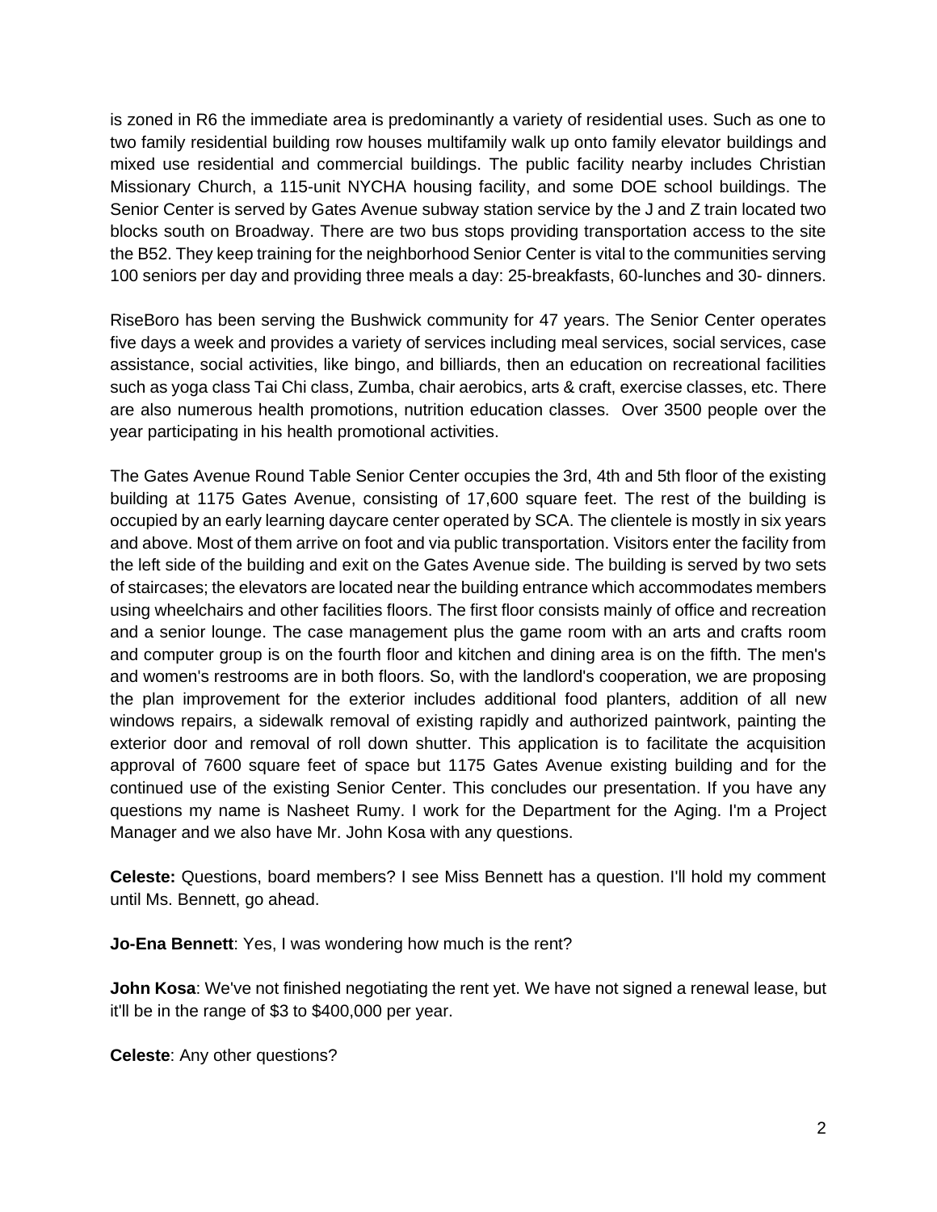is zoned in R6 the immediate area is predominantly a variety of residential uses. Such as one to two family residential building row houses multifamily walk up onto family elevator buildings and mixed use residential and commercial buildings. The public facility nearby includes Christian Missionary Church, a 115-unit NYCHA housing facility, and some DOE school buildings. The Senior Center is served by Gates Avenue subway station service by the J and Z train located two blocks south on Broadway. There are two bus stops providing transportation access to the site the B52. They keep training for the neighborhood Senior Center is vital to the communities serving 100 seniors per day and providing three meals a day: 25-breakfasts, 60-lunches and 30- dinners.

RiseBoro has been serving the Bushwick community for 47 years. The Senior Center operates five days a week and provides a variety of services including meal services, social services, case assistance, social activities, like bingo, and billiards, then an education on recreational facilities such as yoga class Tai Chi class, Zumba, chair aerobics, arts & craft, exercise classes, etc. There are also numerous health promotions, nutrition education classes. Over 3500 people over the year participating in his health promotional activities.

The Gates Avenue Round Table Senior Center occupies the 3rd, 4th and 5th floor of the existing building at 1175 Gates Avenue, consisting of 17,600 square feet. The rest of the building is occupied by an early learning daycare center operated by SCA. The clientele is mostly in six years and above. Most of them arrive on foot and via public transportation. Visitors enter the facility from the left side of the building and exit on the Gates Avenue side. The building is served by two sets of staircases; the elevators are located near the building entrance which accommodates members using wheelchairs and other facilities floors. The first floor consists mainly of office and recreation and a senior lounge. The case management plus the game room with an arts and crafts room and computer group is on the fourth floor and kitchen and dining area is on the fifth. The men's and women's restrooms are in both floors. So, with the landlord's cooperation, we are proposing the plan improvement for the exterior includes additional food planters, addition of all new windows repairs, a sidewalk removal of existing rapidly and authorized paintwork, painting the exterior door and removal of roll down shutter. This application is to facilitate the acquisition approval of 7600 square feet of space but 1175 Gates Avenue existing building and for the continued use of the existing Senior Center. This concludes our presentation. If you have any questions my name is Nasheet Rumy. I work for the Department for the Aging. I'm a Project Manager and we also have Mr. John Kosa with any questions.

**Celeste:** Questions, board members? I see Miss Bennett has a question. I'll hold my comment until Ms. Bennett, go ahead.

**Jo-Ena Bennett**: Yes, I was wondering how much is the rent?

**John Kosa**: We've not finished negotiating the rent yet. We have not signed a renewal lease, but it'll be in the range of $3 to $400,000 per year.

**Celeste**: Any other questions?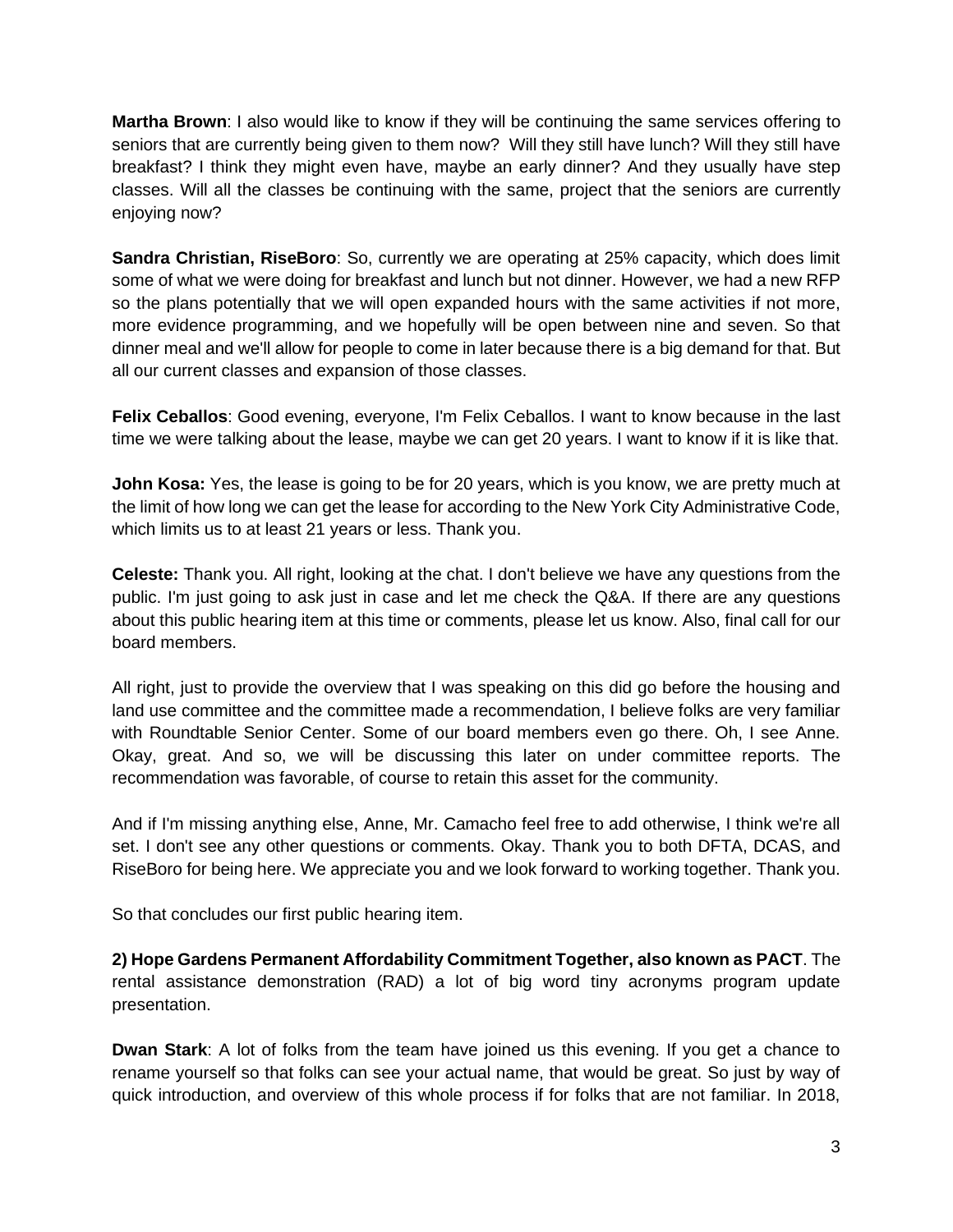**Martha Brown**: I also would like to know if they will be continuing the same services offering to seniors that are currently being given to them now? Will they still have lunch? Will they still have breakfast? I think they might even have, maybe an early dinner? And they usually have step classes. Will all the classes be continuing with the same, project that the seniors are currently enjoying now?

**Sandra Christian, RiseBoro**: So, currently we are operating at 25% capacity, which does limit some of what we were doing for breakfast and lunch but not dinner. However, we had a new RFP so the plans potentially that we will open expanded hours with the same activities if not more, more evidence programming, and we hopefully will be open between nine and seven. So that dinner meal and we'll allow for people to come in later because there is a big demand for that. But all our current classes and expansion of those classes.

**Felix Ceballos**: Good evening, everyone, I'm Felix Ceballos. I want to know because in the last time we were talking about the lease, maybe we can get 20 years. I want to know if it is like that.

**John Kosa:** Yes, the lease is going to be for 20 years, which is you know, we are pretty much at the limit of how long we can get the lease for according to the New York City Administrative Code, which limits us to at least 21 years or less. Thank you.

**Celeste:** Thank you. All right, looking at the chat. I don't believe we have any questions from the public. I'm just going to ask just in case and let me check the Q&A. If there are any questions about this public hearing item at this time or comments, please let us know. Also, final call for our board members.

All right, just to provide the overview that I was speaking on this did go before the housing and land use committee and the committee made a recommendation, I believe folks are very familiar with Roundtable Senior Center. Some of our board members even go there. Oh, I see Anne. Okay, great. And so, we will be discussing this later on under committee reports. The recommendation was favorable, of course to retain this asset for the community.

And if I'm missing anything else, Anne, Mr. Camacho feel free to add otherwise, I think we're all set. I don't see any other questions or comments. Okay. Thank you to both DFTA, DCAS, and RiseBoro for being here. We appreciate you and we look forward to working together. Thank you.

So that concludes our first public hearing item.

**2) Hope Gardens Permanent Affordability Commitment Together, also known as PACT**. The rental assistance demonstration (RAD) a lot of big word tiny acronyms program update presentation.

**Dwan Stark**: A lot of folks from the team have joined us this evening. If you get a chance to rename yourself so that folks can see your actual name, that would be great. So just by way of quick introduction, and overview of this whole process if for folks that are not familiar. In 2018,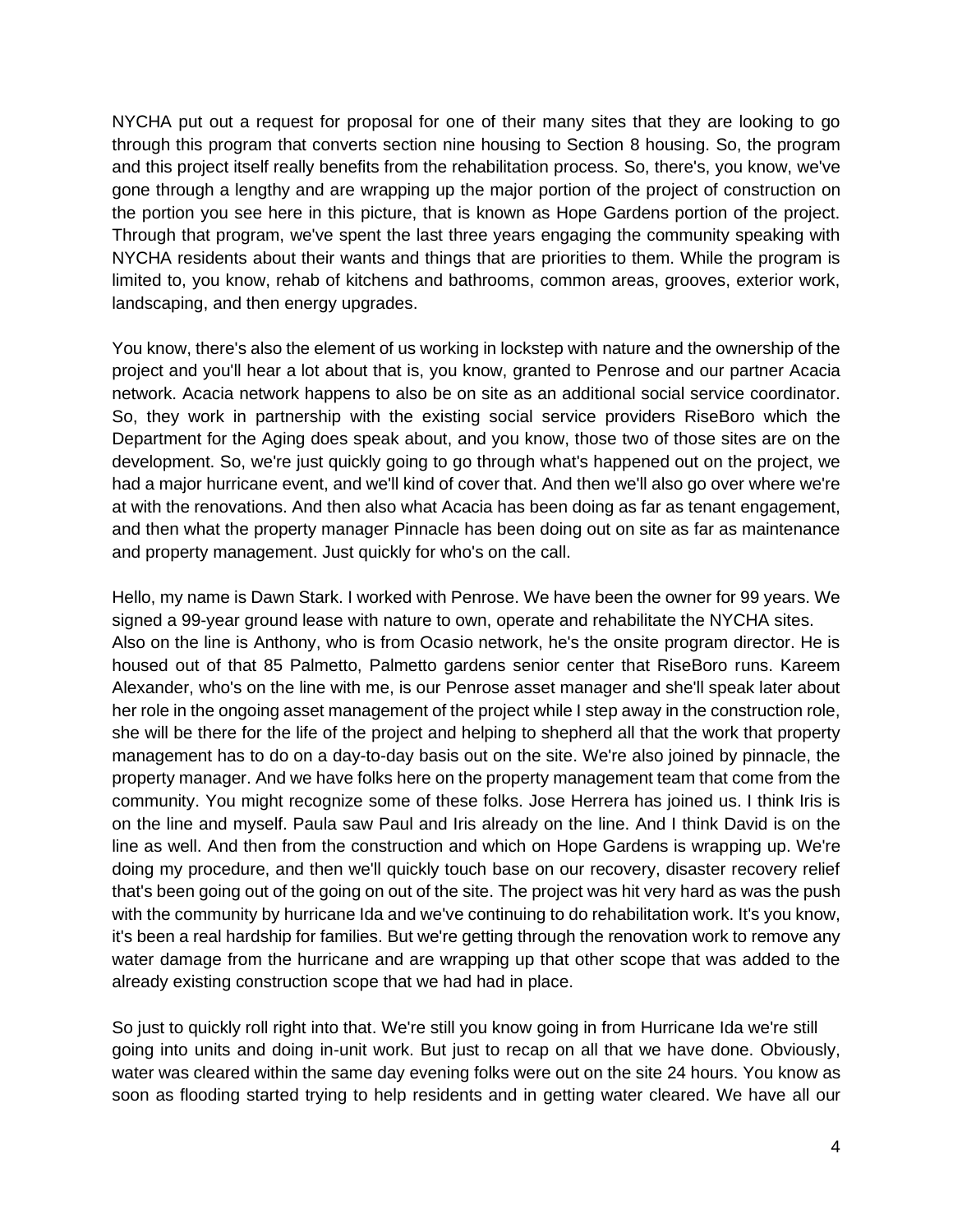NYCHA put out a request for proposal for one of their many sites that they are looking to go through this program that converts section nine housing to Section 8 housing. So, the program and this project itself really benefits from the rehabilitation process. So, there's, you know, we've gone through a lengthy and are wrapping up the major portion of the project of construction on the portion you see here in this picture, that is known as Hope Gardens portion of the project. Through that program, we've spent the last three years engaging the community speaking with NYCHA residents about their wants and things that are priorities to them. While the program is limited to, you know, rehab of kitchens and bathrooms, common areas, grooves, exterior work, landscaping, and then energy upgrades.

You know, there's also the element of us working in lockstep with nature and the ownership of the project and you'll hear a lot about that is, you know, granted to Penrose and our partner Acacia network. Acacia network happens to also be on site as an additional social service coordinator. So, they work in partnership with the existing social service providers RiseBoro which the Department for the Aging does speak about, and you know, those two of those sites are on the development. So, we're just quickly going to go through what's happened out on the project, we had a major hurricane event, and we'll kind of cover that. And then we'll also go over where we're at with the renovations. And then also what Acacia has been doing as far as tenant engagement, and then what the property manager Pinnacle has been doing out on site as far as maintenance and property management. Just quickly for who's on the call.

Hello, my name is Dawn Stark. I worked with Penrose. We have been the owner for 99 years. We signed a 99-year ground lease with nature to own, operate and rehabilitate the NYCHA sites. Also on the line is Anthony, who is from Ocasio network, he's the onsite program director. He is housed out of that 85 Palmetto, Palmetto gardens senior center that RiseBoro runs. Kareem Alexander, who's on the line with me, is our Penrose asset manager and she'll speak later about her role in the ongoing asset management of the project while I step away in the construction role, she will be there for the life of the project and helping to shepherd all that the work that property management has to do on a day-to-day basis out on the site. We're also joined by pinnacle, the property manager. And we have folks here on the property management team that come from the community. You might recognize some of these folks. Jose Herrera has joined us. I think Iris is on the line and myself. Paula saw Paul and Iris already on the line. And I think David is on the line as well. And then from the construction and which on Hope Gardens is wrapping up. We're doing my procedure, and then we'll quickly touch base on our recovery, disaster recovery relief that's been going out of the going on out of the site. The project was hit very hard as was the push with the community by hurricane Ida and we've continuing to do rehabilitation work. It's you know, it's been a real hardship for families. But we're getting through the renovation work to remove any water damage from the hurricane and are wrapping up that other scope that was added to the already existing construction scope that we had had in place.

So just to quickly roll right into that. We're still you know going in from Hurricane Ida we're still going into units and doing in-unit work. But just to recap on all that we have done. Obviously, water was cleared within the same day evening folks were out on the site 24 hours. You know as soon as flooding started trying to help residents and in getting water cleared. We have all our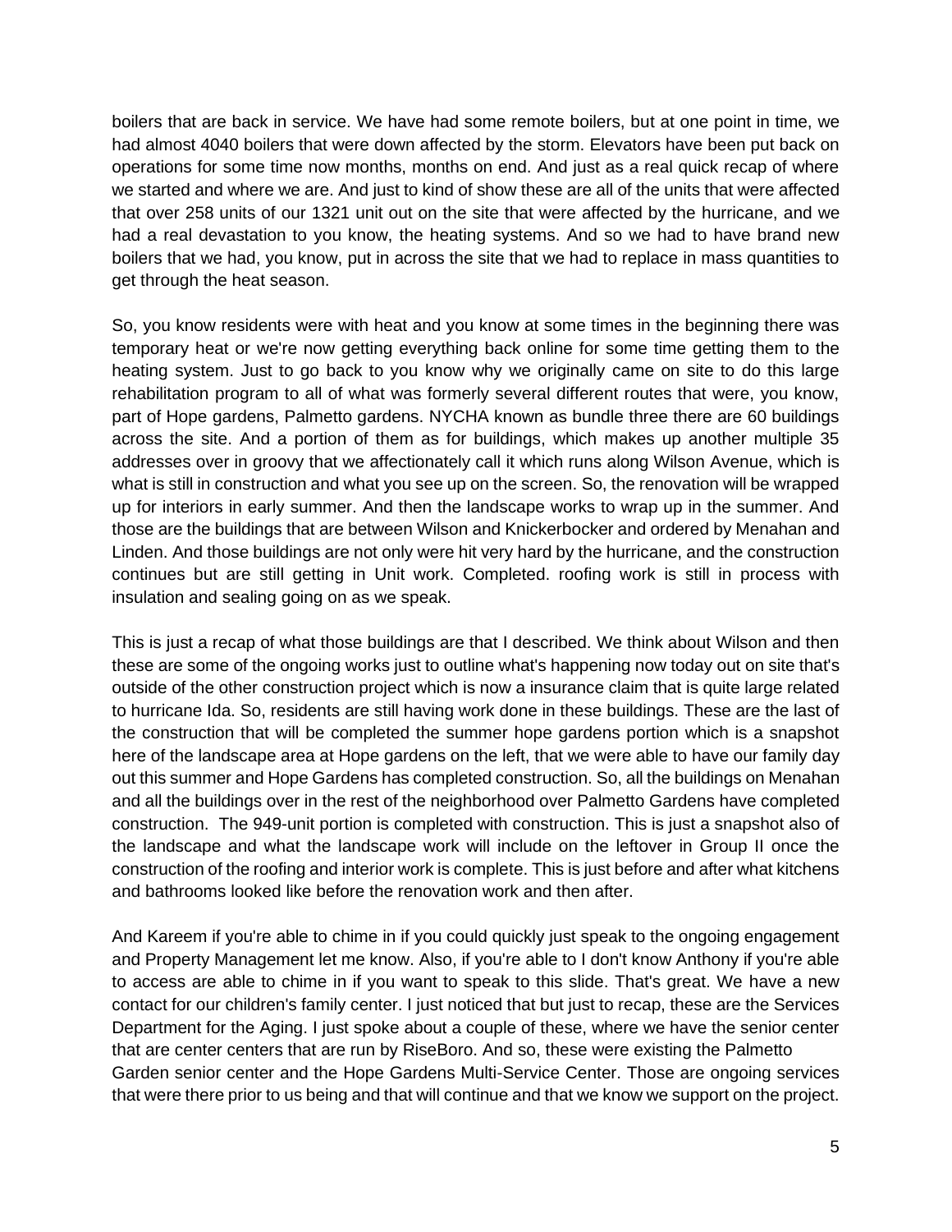boilers that are back in service. We have had some remote boilers, but at one point in time, we had almost 4040 boilers that were down affected by the storm. Elevators have been put back on operations for some time now months, months on end. And just as a real quick recap of where we started and where we are. And just to kind of show these are all of the units that were affected that over 258 units of our 1321 unit out on the site that were affected by the hurricane, and we had a real devastation to you know, the heating systems. And so we had to have brand new boilers that we had, you know, put in across the site that we had to replace in mass quantities to get through the heat season.

So, you know residents were with heat and you know at some times in the beginning there was temporary heat or we're now getting everything back online for some time getting them to the heating system. Just to go back to you know why we originally came on site to do this large rehabilitation program to all of what was formerly several different routes that were, you know, part of Hope gardens, Palmetto gardens. NYCHA known as bundle three there are 60 buildings across the site. And a portion of them as for buildings, which makes up another multiple 35 addresses over in groovy that we affectionately call it which runs along Wilson Avenue, which is what is still in construction and what you see up on the screen. So, the renovation will be wrapped up for interiors in early summer. And then the landscape works to wrap up in the summer. And those are the buildings that are between Wilson and Knickerbocker and ordered by Menahan and Linden. And those buildings are not only were hit very hard by the hurricane, and the construction continues but are still getting in Unit work. Completed. roofing work is still in process with insulation and sealing going on as we speak.

This is just a recap of what those buildings are that I described. We think about Wilson and then these are some of the ongoing works just to outline what's happening now today out on site that's outside of the other construction project which is now a insurance claim that is quite large related to hurricane Ida. So, residents are still having work done in these buildings. These are the last of the construction that will be completed the summer hope gardens portion which is a snapshot here of the landscape area at Hope gardens on the left, that we were able to have our family day out this summer and Hope Gardens has completed construction. So, all the buildings on Menahan and all the buildings over in the rest of the neighborhood over Palmetto Gardens have completed construction. The 949-unit portion is completed with construction. This is just a snapshot also of the landscape and what the landscape work will include on the leftover in Group II once the construction of the roofing and interior work is complete. This is just before and after what kitchens and bathrooms looked like before the renovation work and then after.

And Kareem if you're able to chime in if you could quickly just speak to the ongoing engagement and Property Management let me know. Also, if you're able to I don't know Anthony if you're able to access are able to chime in if you want to speak to this slide. That's great. We have a new contact for our children's family center. I just noticed that but just to recap, these are the Services Department for the Aging. I just spoke about a couple of these, where we have the senior center that are center centers that are run by RiseBoro. And so, these were existing the Palmetto Garden senior center and the Hope Gardens Multi-Service Center. Those are ongoing services that were there prior to us being and that will continue and that we know we support on the project.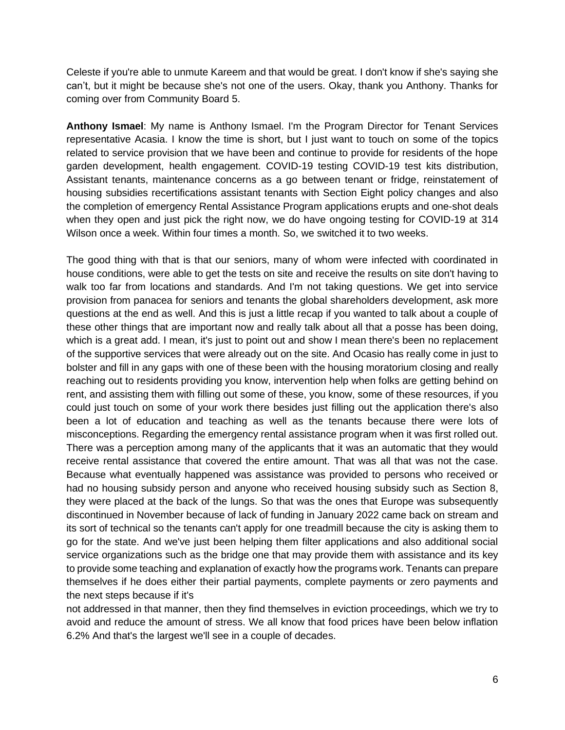Celeste if you're able to unmute Kareem and that would be great. I don't know if she's saying she can't, but it might be because she's not one of the users. Okay, thank you Anthony. Thanks for coming over from Community Board 5.

**Anthony Ismael**: My name is Anthony Ismael. I'm the Program Director for Tenant Services representative Acasia. I know the time is short, but I just want to touch on some of the topics related to service provision that we have been and continue to provide for residents of the hope garden development, health engagement. COVID-19 testing COVID-19 test kits distribution, Assistant tenants, maintenance concerns as a go between tenant or fridge, reinstatement of housing subsidies recertifications assistant tenants with Section Eight policy changes and also the completion of emergency Rental Assistance Program applications erupts and one-shot deals when they open and just pick the right now, we do have ongoing testing for COVID-19 at 314 Wilson once a week. Within four times a month. So, we switched it to two weeks.

The good thing with that is that our seniors, many of whom were infected with coordinated in house conditions, were able to get the tests on site and receive the results on site don't having to walk too far from locations and standards. And I'm not taking questions. We get into service provision from panacea for seniors and tenants the global shareholders development, ask more questions at the end as well. And this is just a little recap if you wanted to talk about a couple of these other things that are important now and really talk about all that a posse has been doing, which is a great add. I mean, it's just to point out and show I mean there's been no replacement of the supportive services that were already out on the site. And Ocasio has really come in just to bolster and fill in any gaps with one of these been with the housing moratorium closing and really reaching out to residents providing you know, intervention help when folks are getting behind on rent, and assisting them with filling out some of these, you know, some of these resources, if you could just touch on some of your work there besides just filling out the application there's also been a lot of education and teaching as well as the tenants because there were lots of misconceptions. Regarding the emergency rental assistance program when it was first rolled out. There was a perception among many of the applicants that it was an automatic that they would receive rental assistance that covered the entire amount. That was all that was not the case. Because what eventually happened was assistance was provided to persons who received or had no housing subsidy person and anyone who received housing subsidy such as Section 8, they were placed at the back of the lungs. So that was the ones that Europe was subsequently discontinued in November because of lack of funding in January 2022 came back on stream and its sort of technical so the tenants can't apply for one treadmill because the city is asking them to go for the state. And we've just been helping them filter applications and also additional social service organizations such as the bridge one that may provide them with assistance and its key to provide some teaching and explanation of exactly how the programs work. Tenants can prepare themselves if he does either their partial payments, complete payments or zero payments and the next steps because if it's not addressed in that manner, then they find themselves in eviction proceedings, which we try to avoid and reduce the amount of stress. We all know that food prices have been below inflation 6.2% And that's the largest we'll see in a couple of decades.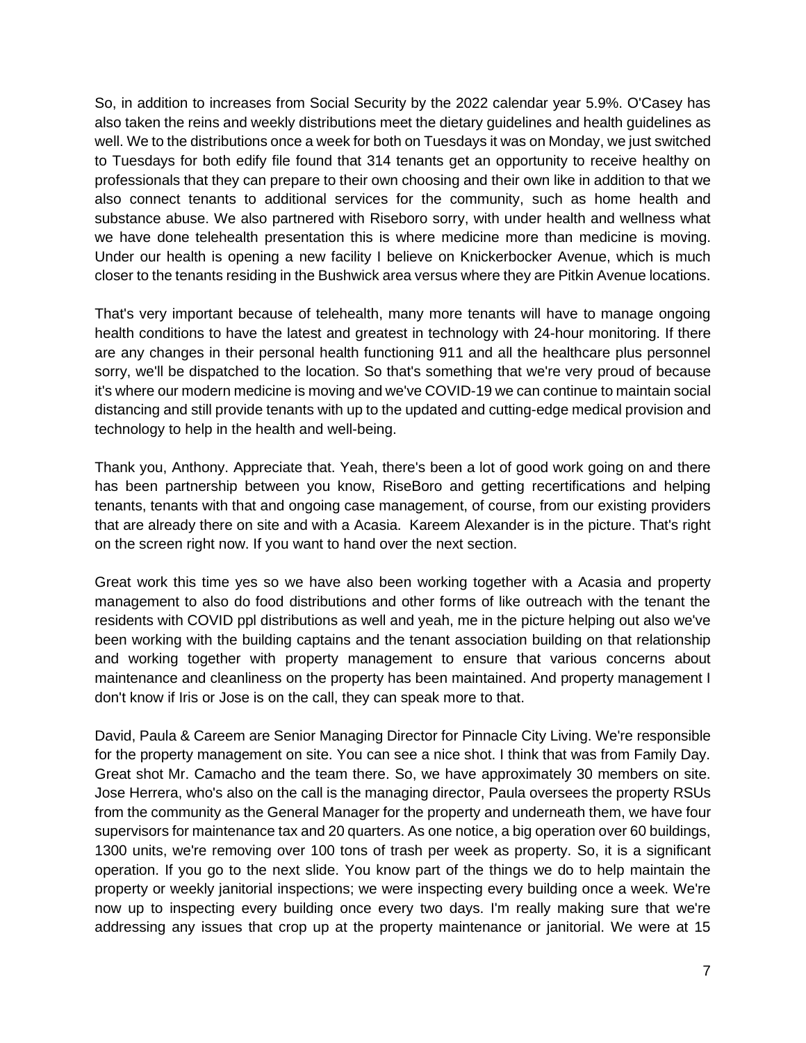So, in addition to increases from Social Security by the 2022 calendar year 5.9%. O'Casey has also taken the reins and weekly distributions meet the dietary guidelines and health guidelines as well. We to the distributions once a week for both on Tuesdays it was on Monday, we just switched to Tuesdays for both edify file found that 314 tenants get an opportunity to receive healthy on professionals that they can prepare to their own choosing and their own like in addition to that we also connect tenants to additional services for the community, such as home health and substance abuse. We also partnered with Riseboro sorry, with under health and wellness what we have done telehealth presentation this is where medicine more than medicine is moving. Under our health is opening a new facility I believe on Knickerbocker Avenue, which is much closer to the tenants residing in the Bushwick area versus where they are Pitkin Avenue locations.

That's very important because of telehealth, many more tenants will have to manage ongoing health conditions to have the latest and greatest in technology with 24-hour monitoring. If there are any changes in their personal health functioning 911 and all the healthcare plus personnel sorry, we'll be dispatched to the location. So that's something that we're very proud of because it's where our modern medicine is moving and we've COVID-19 we can continue to maintain social distancing and still provide tenants with up to the updated and cutting-edge medical provision and technology to help in the health and well-being.

Thank you, Anthony. Appreciate that. Yeah, there's been a lot of good work going on and there has been partnership between you know, RiseBoro and getting recertifications and helping tenants, tenants with that and ongoing case management, of course, from our existing providers that are already there on site and with a Acasia. Kareem Alexander is in the picture. That's right on the screen right now. If you want to hand over the next section.

Great work this time yes so we have also been working together with a Acasia and property management to also do food distributions and other forms of like outreach with the tenant the residents with COVID ppl distributions as well and yeah, me in the picture helping out also we've been working with the building captains and the tenant association building on that relationship and working together with property management to ensure that various concerns about maintenance and cleanliness on the property has been maintained. And property management I don't know if Iris or Jose is on the call, they can speak more to that.

David, Paula & Careem are Senior Managing Director for Pinnacle City Living. We're responsible for the property management on site. You can see a nice shot. I think that was from Family Day. Great shot Mr. Camacho and the team there. So, we have approximately 30 members on site. Jose Herrera, who's also on the call is the managing director, Paula oversees the property RSUs from the community as the General Manager for the property and underneath them, we have four supervisors for maintenance tax and 20 quarters. As one notice, a big operation over 60 buildings, 1300 units, we're removing over 100 tons of trash per week as property. So, it is a significant operation. If you go to the next slide. You know part of the things we do to help maintain the property or weekly janitorial inspections; we were inspecting every building once a week. We're now up to inspecting every building once every two days. I'm really making sure that we're addressing any issues that crop up at the property maintenance or janitorial. We were at 15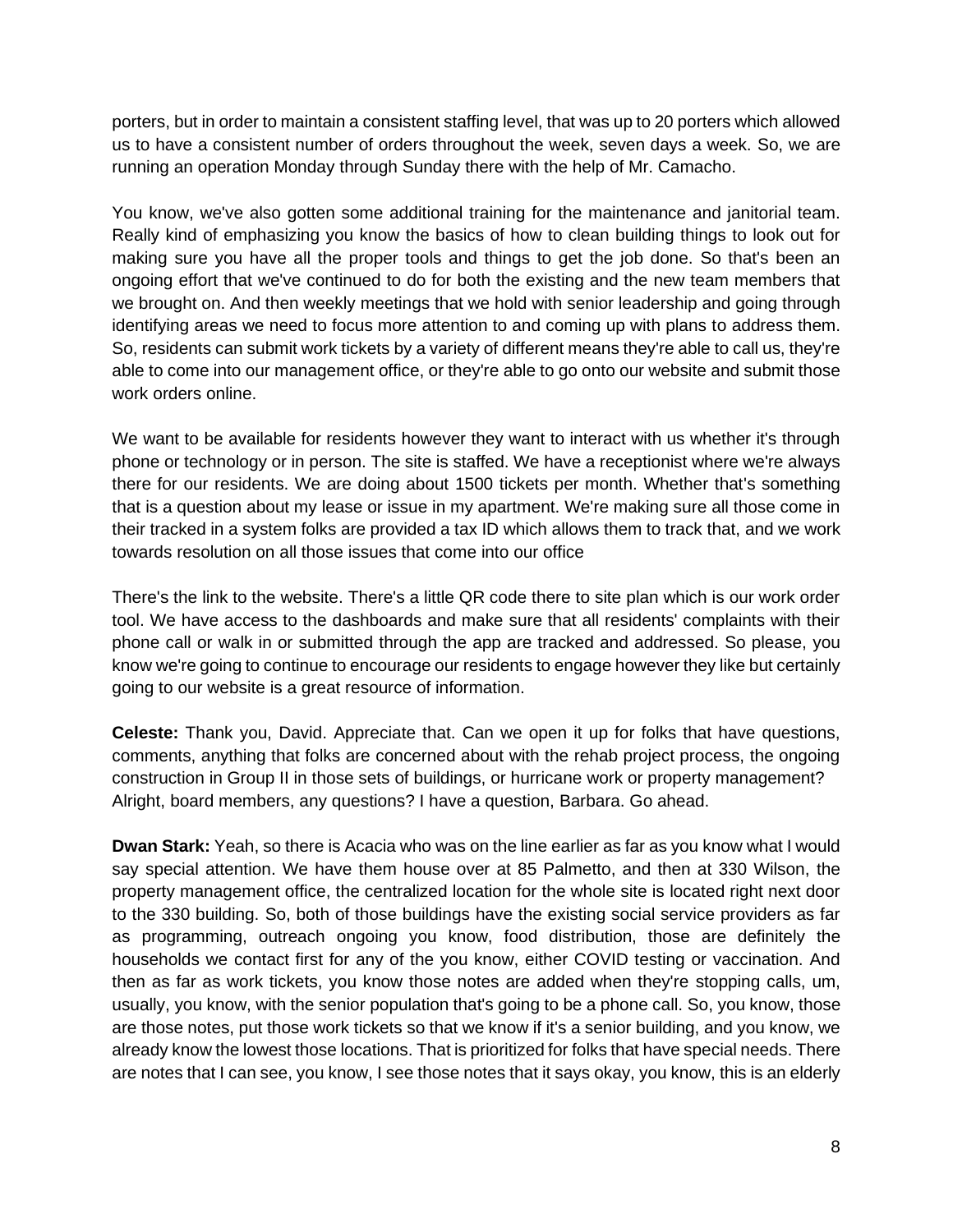porters, but in order to maintain a consistent staffing level, that was up to 20 porters which allowed us to have a consistent number of orders throughout the week, seven days a week. So, we are running an operation Monday through Sunday there with the help of Mr. Camacho.

You know, we've also gotten some additional training for the maintenance and janitorial team. Really kind of emphasizing you know the basics of how to clean building things to look out for making sure you have all the proper tools and things to get the job done. So that's been an ongoing effort that we've continued to do for both the existing and the new team members that we brought on. And then weekly meetings that we hold with senior leadership and going through identifying areas we need to focus more attention to and coming up with plans to address them. So, residents can submit work tickets by a variety of different means they're able to call us, they're able to come into our management office, or they're able to go onto our website and submit those work orders online.

We want to be available for residents however they want to interact with us whether it's through phone or technology or in person. The site is staffed. We have a receptionist where we're always there for our residents. We are doing about 1500 tickets per month. Whether that's something that is a question about my lease or issue in my apartment. We're making sure all those come in their tracked in a system folks are provided a tax ID which allows them to track that, and we work towards resolution on all those issues that come into our office

There's the link to the website. There's a little QR code there to site plan which is our work order tool. We have access to the dashboards and make sure that all residents' complaints with their phone call or walk in or submitted through the app are tracked and addressed. So please, you know we're going to continue to encourage our residents to engage however they like but certainly going to our website is a great resource of information.

**Celeste:** Thank you, David. Appreciate that. Can we open it up for folks that have questions, comments, anything that folks are concerned about with the rehab project process, the ongoing construction in Group II in those sets of buildings, or hurricane work or property management? Alright, board members, any questions? I have a question, Barbara. Go ahead.

**Dwan Stark:** Yeah, so there is Acacia who was on the line earlier as far as you know what I would say special attention. We have them house over at 85 Palmetto, and then at 330 Wilson, the property management office, the centralized location for the whole site is located right next door to the 330 building. So, both of those buildings have the existing social service providers as far as programming, outreach ongoing you know, food distribution, those are definitely the households we contact first for any of the you know, either COVID testing or vaccination. And then as far as work tickets, you know those notes are added when they're stopping calls, um, usually, you know, with the senior population that's going to be a phone call. So, you know, those are those notes, put those work tickets so that we know if it's a senior building, and you know, we already know the lowest those locations. That is prioritized for folks that have special needs. There are notes that I can see, you know, I see those notes that it says okay, you know, this is an elderly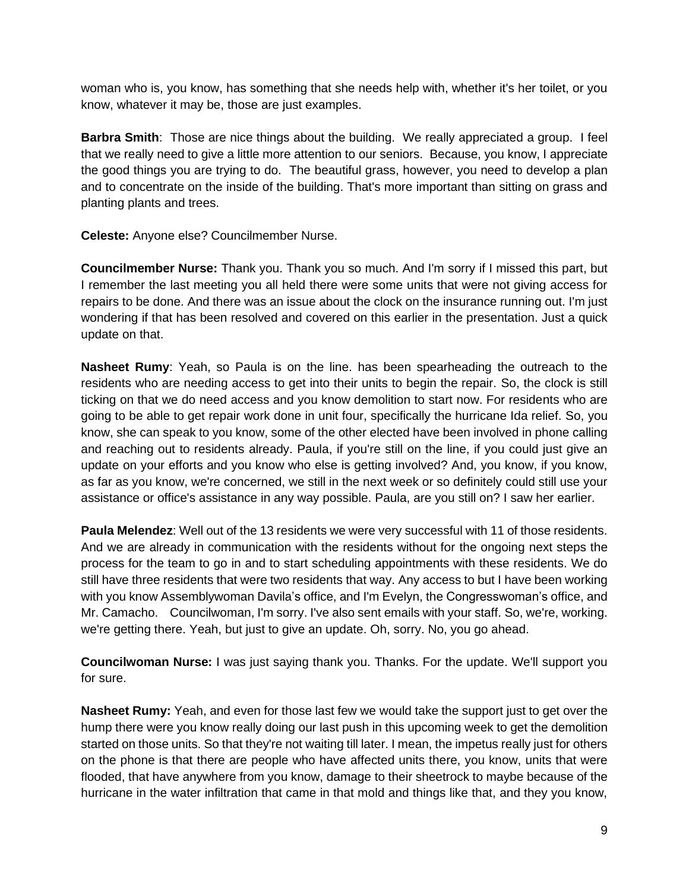woman who is, you know, has something that she needs help with, whether it's her toilet, or you know, whatever it may be, those are just examples.

**Barbra Smith**: Those are nice things about the building. We really appreciated a group. I feel that we really need to give a little more attention to our seniors. Because, you know, I appreciate the good things you are trying to do. The beautiful grass, however, you need to develop a plan and to concentrate on the inside of the building. That's more important than sitting on grass and planting plants and trees.

**Celeste:** Anyone else? Councilmember Nurse.

**Councilmember Nurse:** Thank you. Thank you so much. And I'm sorry if I missed this part, but I remember the last meeting you all held there were some units that were not giving access for repairs to be done. And there was an issue about the clock on the insurance running out. I'm just wondering if that has been resolved and covered on this earlier in the presentation. Just a quick update on that.

**Nasheet Rumy**: Yeah, so Paula is on the line. has been spearheading the outreach to the residents who are needing access to get into their units to begin the repair. So, the clock is still ticking on that we do need access and you know demolition to start now. For residents who are going to be able to get repair work done in unit four, specifically the hurricane Ida relief. So, you know, she can speak to you know, some of the other elected have been involved in phone calling and reaching out to residents already. Paula, if you're still on the line, if you could just give an update on your efforts and you know who else is getting involved? And, you know, if you know, as far as you know, we're concerned, we still in the next week or so definitely could still use your assistance or office's assistance in any way possible. Paula, are you still on? I saw her earlier.

**Paula Melendez**: Well out of the 13 residents we were very successful with 11 of those residents. And we are already in communication with the residents without for the ongoing next steps the process for the team to go in and to start scheduling appointments with these residents. We do still have three residents that were two residents that way. Any access to but I have been working with you know Assemblywoman Davila's office, and I'm Evelyn, the Congresswoman's office, and Mr. Camacho. Councilwoman, I'm sorry. I've also sent emails with your staff. So, we're, working. we're getting there. Yeah, but just to give an update. Oh, sorry. No, you go ahead.

**Councilwoman Nurse:** I was just saying thank you. Thanks. For the update. We'll support you for sure.

**Nasheet Rumy:** Yeah, and even for those last few we would take the support just to get over the hump there were you know really doing our last push in this upcoming week to get the demolition started on those units. So that they're not waiting till later. I mean, the impetus really just for others on the phone is that there are people who have affected units there, you know, units that were flooded, that have anywhere from you know, damage to their sheetrock to maybe because of the hurricane in the water infiltration that came in that mold and things like that, and they you know,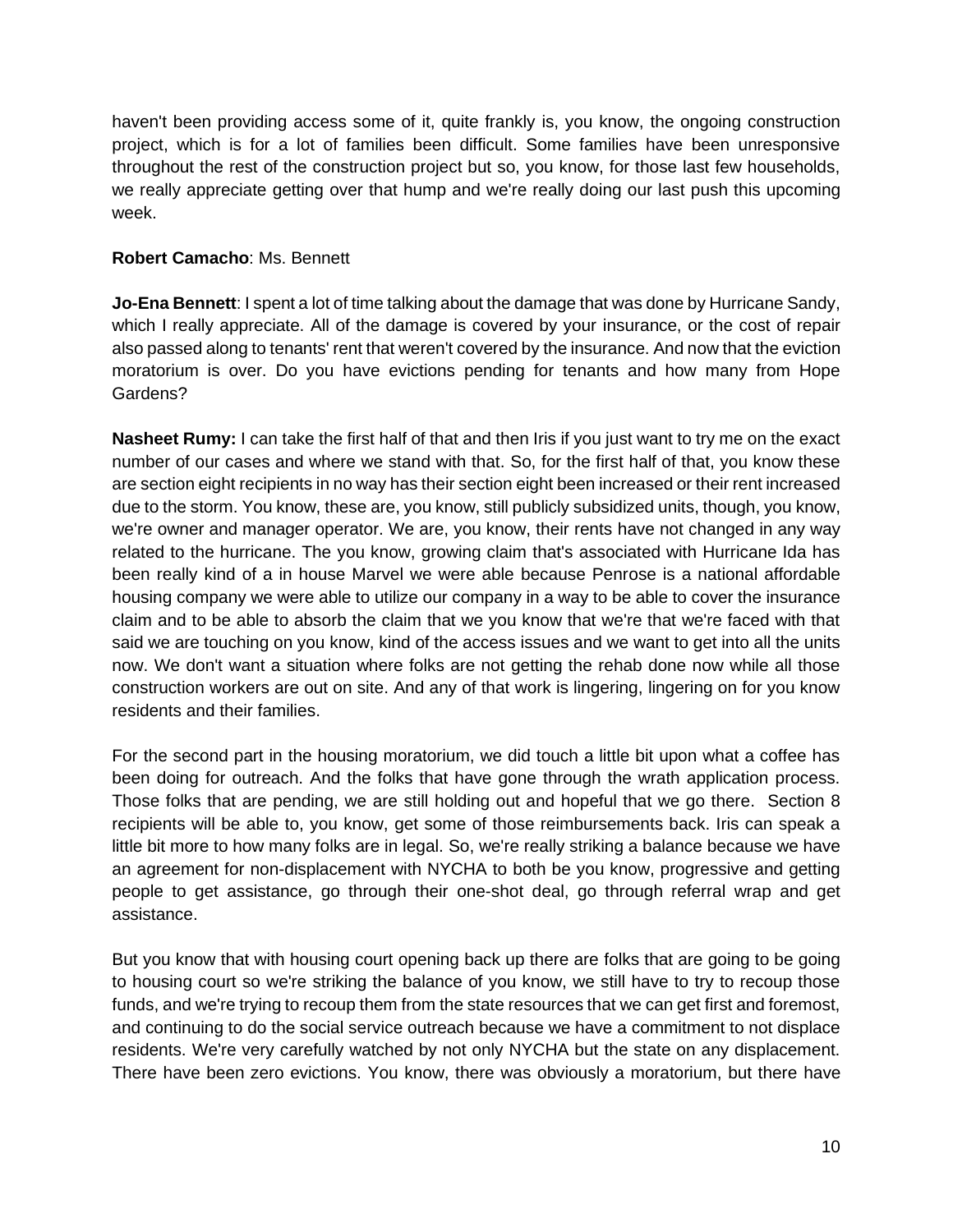haven't been providing access some of it, quite frankly is, you know, the ongoing construction project, which is for a lot of families been difficult. Some families have been unresponsive throughout the rest of the construction project but so, you know, for those last few households, we really appreciate getting over that hump and we're really doing our last push this upcoming week.

**Robert Camacho**: Ms. Bennett

**Jo-Ena Bennett**: I spent a lot of time talking about the damage that was done by Hurricane Sandy, which I really appreciate. All of the damage is covered by your insurance, or the cost of repair also passed along to tenants' rent that weren't covered by the insurance. And now that the eviction moratorium is over. Do you have evictions pending for tenants and how many from Hope Gardens?

**Nasheet Rumy:** I can take the first half of that and then Iris if you just want to try me on the exact number of our cases and where we stand with that. So, for the first half of that, you know these are section eight recipients in no way has their section eight been increased or their rent increased due to the storm. You know, these are, you know, still publicly subsidized units, though, you know, we're owner and manager operator. We are, you know, their rents have not changed in any way related to the hurricane. The you know, growing claim that's associated with Hurricane Ida has been really kind of a in house Marvel we were able because Penrose is a national affordable housing company we were able to utilize our company in a way to be able to cover the insurance claim and to be able to absorb the claim that we you know that we're that we're faced with that said we are touching on you know, kind of the access issues and we want to get into all the units now. We don't want a situation where folks are not getting the rehab done now while all those construction workers are out on site. And any of that work is lingering, lingering on for you know residents and their families.

For the second part in the housing moratorium, we did touch a little bit upon what a coffee has been doing for outreach. And the folks that have gone through the wrath application process. Those folks that are pending, we are still holding out and hopeful that we go there. Section 8 recipients will be able to, you know, get some of those reimbursements back. Iris can speak a little bit more to how many folks are in legal. So, we're really striking a balance because we have an agreement for non-displacement with NYCHA to both be you know, progressive and getting people to get assistance, go through their one-shot deal, go through referral wrap and get assistance.

But you know that with housing court opening back up there are folks that are going to be going to housing court so we're striking the balance of you know, we still have to try to recoup those funds, and we're trying to recoup them from the state resources that we can get first and foremost, and continuing to do the social service outreach because we have a commitment to not displace residents. We're very carefully watched by not only NYCHA but the state on any displacement. There have been zero evictions. You know, there was obviously a moratorium, but there have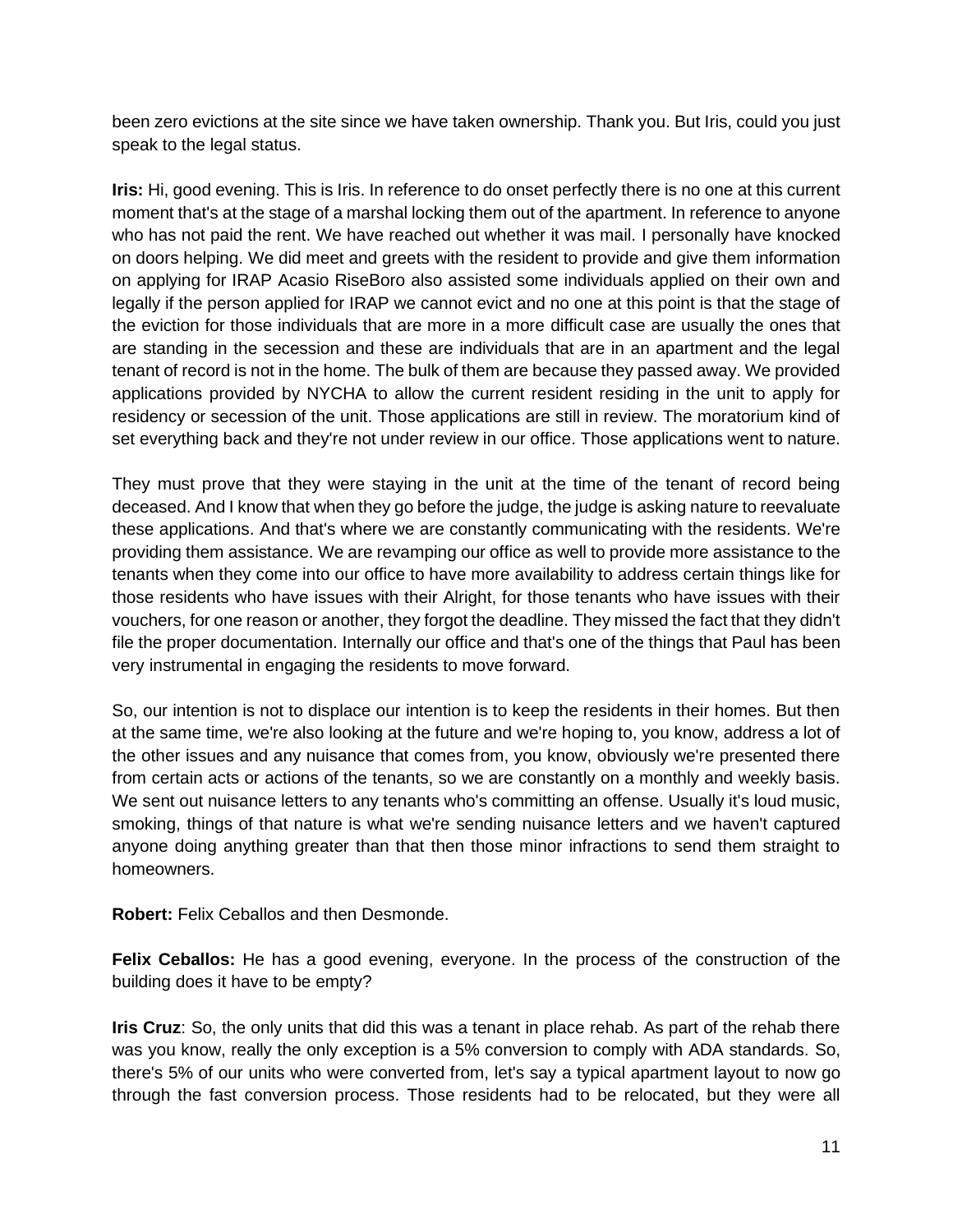been zero evictions at the site since we have taken ownership. Thank you. But Iris, could you just speak to the legal status.

**Iris:** Hi, good evening. This is Iris. In reference to do onset perfectly there is no one at this current moment that's at the stage of a marshal locking them out of the apartment. In reference to anyone who has not paid the rent. We have reached out whether it was mail. I personally have knocked on doors helping. We did meet and greets with the resident to provide and give them information on applying for IRAP Acasio RiseBoro also assisted some individuals applied on their own and legally if the person applied for IRAP we cannot evict and no one at this point is that the stage of the eviction for those individuals that are more in a more difficult case are usually the ones that are standing in the secession and these are individuals that are in an apartment and the legal tenant of record is not in the home. The bulk of them are because they passed away. We provided applications provided by NYCHA to allow the current resident residing in the unit to apply for residency or secession of the unit. Those applications are still in review. The moratorium kind of set everything back and they're not under review in our office. Those applications went to nature.

They must prove that they were staying in the unit at the time of the tenant of record being deceased. And I know that when they go before the judge, the judge is asking nature to reevaluate these applications. And that's where we are constantly communicating with the residents. We're providing them assistance. We are revamping our office as well to provide more assistance to the tenants when they come into our office to have more availability to address certain things like for those residents who have issues with their Alright, for those tenants who have issues with their vouchers, for one reason or another, they forgot the deadline. They missed the fact that they didn't file the proper documentation. Internally our office and that's one of the things that Paul has been very instrumental in engaging the residents to move forward.

So, our intention is not to displace our intention is to keep the residents in their homes. But then at the same time, we're also looking at the future and we're hoping to, you know, address a lot of the other issues and any nuisance that comes from, you know, obviously we're presented there from certain acts or actions of the tenants, so we are constantly on a monthly and weekly basis. We sent out nuisance letters to any tenants who's committing an offense. Usually it's loud music, smoking, things of that nature is what we're sending nuisance letters and we haven't captured anyone doing anything greater than that then those minor infractions to send them straight to homeowners.

**Robert:** Felix Ceballos and then Desmonde.

**Felix Ceballos:** He has a good evening, everyone. In the process of the construction of the building does it have to be empty?

**Iris Cruz**: So, the only units that did this was a tenant in place rehab. As part of the rehab there was you know, really the only exception is a 5% conversion to comply with ADA standards. So, there's 5% of our units who were converted from, let's say a typical apartment layout to now go through the fast conversion process. Those residents had to be relocated, but they were all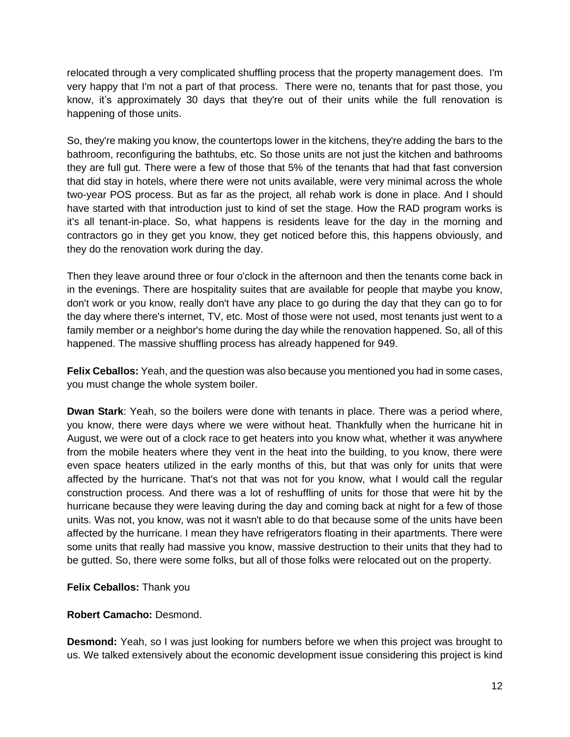relocated through a very complicated shuffling process that the property management does. I'm very happy that I'm not a part of that process. There were no, tenants that for past those, you know, it's approximately 30 days that they're out of their units while the full renovation is happening of those units.

So, they're making you know, the countertops lower in the kitchens, they're adding the bars to the bathroom, reconfiguring the bathtubs, etc. So those units are not just the kitchen and bathrooms they are full gut. There were a few of those that 5% of the tenants that had that fast conversion that did stay in hotels, where there were not units available, were very minimal across the whole two-year POS process. But as far as the project, all rehab work is done in place. And I should have started with that introduction just to kind of set the stage. How the RAD program works is it's all tenant-in-place. So, what happens is residents leave for the day in the morning and contractors go in they get you know, they get noticed before this, this happens obviously, and they do the renovation work during the day.

Then they leave around three or four o'clock in the afternoon and then the tenants come back in in the evenings. There are hospitality suites that are available for people that maybe you know, don't work or you know, really don't have any place to go during the day that they can go to for the day where there's internet, TV, etc. Most of those were not used, most tenants just went to a family member or a neighbor's home during the day while the renovation happened. So, all of this happened. The massive shuffling process has already happened for 949.

**Felix Ceballos:** Yeah, and the question was also because you mentioned you had in some cases, you must change the whole system boiler.

**Dwan Stark**: Yeah, so the boilers were done with tenants in place. There was a period where, you know, there were days where we were without heat. Thankfully when the hurricane hit in August, we were out of a clock race to get heaters into you know what, whether it was anywhere from the mobile heaters where they vent in the heat into the building, to you know, there were even space heaters utilized in the early months of this, but that was only for units that were affected by the hurricane. That's not that was not for you know, what I would call the regular construction process. And there was a lot of reshuffling of units for those that were hit by the hurricane because they were leaving during the day and coming back at night for a few of those units. Was not, you know, was not it wasn't able to do that because some of the units have been affected by the hurricane. I mean they have refrigerators floating in their apartments. There were some units that really had massive you know, massive destruction to their units that they had to be gutted. So, there were some folks, but all of those folks were relocated out on the property.

**Felix Ceballos:** Thank you

**Robert Camacho:** Desmond.

**Desmond:** Yeah, so I was just looking for numbers before we when this project was brought to us. We talked extensively about the economic development issue considering this project is kind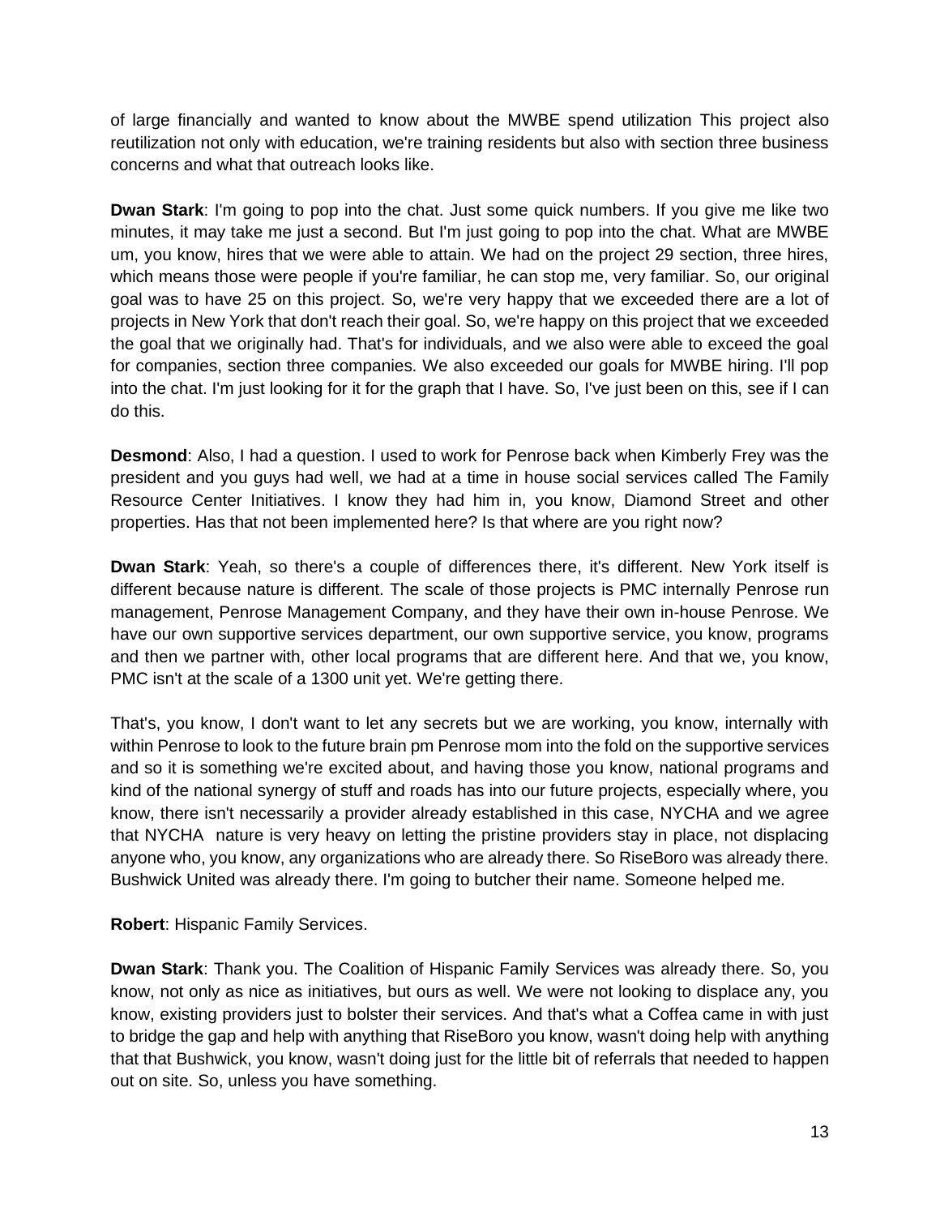of large financially and wanted to know about the MWBE spend utilization This project also reutilization not only with education, we're training residents but also with section three business concerns and what that outreach looks like.

**Dwan Stark**: I'm going to pop into the chat. Just some quick numbers. If you give me like two minutes, it may take me just a second. But I'm just going to pop into the chat. What are MWBE um, you know, hires that we were able to attain. We had on the project 29 section, three hires, which means those were people if you're familiar, he can stop me, very familiar. So, our original goal was to have 25 on this project. So, we're very happy that we exceeded there are a lot of projects in New York that don't reach their goal. So, we're happy on this project that we exceeded the goal that we originally had. That's for individuals, and we also were able to exceed the goal for companies, section three companies. We also exceeded our goals for MWBE hiring. I'll pop into the chat. I'm just looking for it for the graph that I have. So, I've just been on this, see if I can do this.

**Desmond**: Also, I had a question. I used to work for Penrose back when Kimberly Frey was the president and you guys had well, we had at a time in house social services called The Family Resource Center Initiatives. I know they had him in, you know, Diamond Street and other properties. Has that not been implemented here? Is that where are you right now?

**Dwan Stark**: Yeah, so there's a couple of differences there, it's different. New York itself is different because nature is different. The scale of those projects is PMC internally Penrose run management, Penrose Management Company, and they have their own in-house Penrose. We have our own supportive services department, our own supportive service, you know, programs and then we partner with, other local programs that are different here. And that we, you know, PMC isn't at the scale of a 1300 unit yet. We're getting there.

That's, you know, I don't want to let any secrets but we are working, you know, internally with within Penrose to look to the future brain pm Penrose mom into the fold on the supportive services and so it is something we're excited about, and having those you know, national programs and kind of the national synergy of stuff and roads has into our future projects, especially where, you know, there isn't necessarily a provider already established in this case, NYCHA and we agree that NYCHA nature is very heavy on letting the pristine providers stay in place, not displacing anyone who, you know, any organizations who are already there. So RiseBoro was already there. Bushwick United was already there. I'm going to butcher their name. Someone helped me.

**Robert**: Hispanic Family Services.

**Dwan Stark**: Thank you. The Coalition of Hispanic Family Services was already there. So, you know, not only as nice as initiatives, but ours as well. We were not looking to displace any, you know, existing providers just to bolster their services. And that's what a Coffea came in with just to bridge the gap and help with anything that RiseBoro you know, wasn't doing help with anything that that Bushwick, you know, wasn't doing just for the little bit of referrals that needed to happen out on site. So, unless you have something.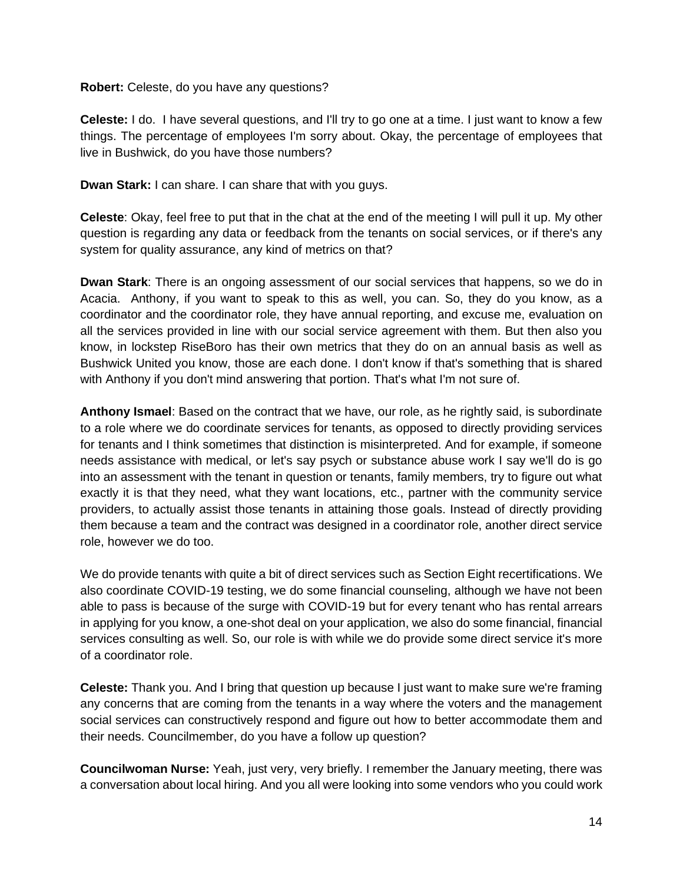**Robert:** Celeste, do you have any questions?

**Celeste:** I do. I have several questions, and I'll try to go one at a time. I just want to know a few things. The percentage of employees I'm sorry about. Okay, the percentage of employees that live in Bushwick, do you have those numbers?

**Dwan Stark:** I can share. I can share that with you guys.

**Celeste**: Okay, feel free to put that in the chat at the end of the meeting I will pull it up. My other question is regarding any data or feedback from the tenants on social services, or if there's any system for quality assurance, any kind of metrics on that?

**Dwan Stark**: There is an ongoing assessment of our social services that happens, so we do in Acacia. Anthony, if you want to speak to this as well, you can. So, they do you know, as a coordinator and the coordinator role, they have annual reporting, and excuse me, evaluation on all the services provided in line with our social service agreement with them. But then also you know, in lockstep RiseBoro has their own metrics that they do on an annual basis as well as Bushwick United you know, those are each done. I don't know if that's something that is shared with Anthony if you don't mind answering that portion. That's what I'm not sure of.

**Anthony Ismael**: Based on the contract that we have, our role, as he rightly said, is subordinate to a role where we do coordinate services for tenants, as opposed to directly providing services for tenants and I think sometimes that distinction is misinterpreted. And for example, if someone needs assistance with medical, or let's say psych or substance abuse work I say we'll do is go into an assessment with the tenant in question or tenants, family members, try to figure out what exactly it is that they need, what they want locations, etc., partner with the community service providers, to actually assist those tenants in attaining those goals. Instead of directly providing them because a team and the contract was designed in a coordinator role, another direct service role, however we do too.

We do provide tenants with quite a bit of direct services such as Section Eight recertifications. We also coordinate COVID-19 testing, we do some financial counseling, although we have not been able to pass is because of the surge with COVID-19 but for every tenant who has rental arrears in applying for you know, a one-shot deal on your application, we also do some financial, financial services consulting as well. So, our role is with while we do provide some direct service it's more of a coordinator role.

**Celeste:** Thank you. And I bring that question up because I just want to make sure we're framing any concerns that are coming from the tenants in a way where the voters and the management social services can constructively respond and figure out how to better accommodate them and their needs. Councilmember, do you have a follow up question?

**Councilwoman Nurse:** Yeah, just very, very briefly. I remember the January meeting, there was a conversation about local hiring. And you all were looking into some vendors who you could work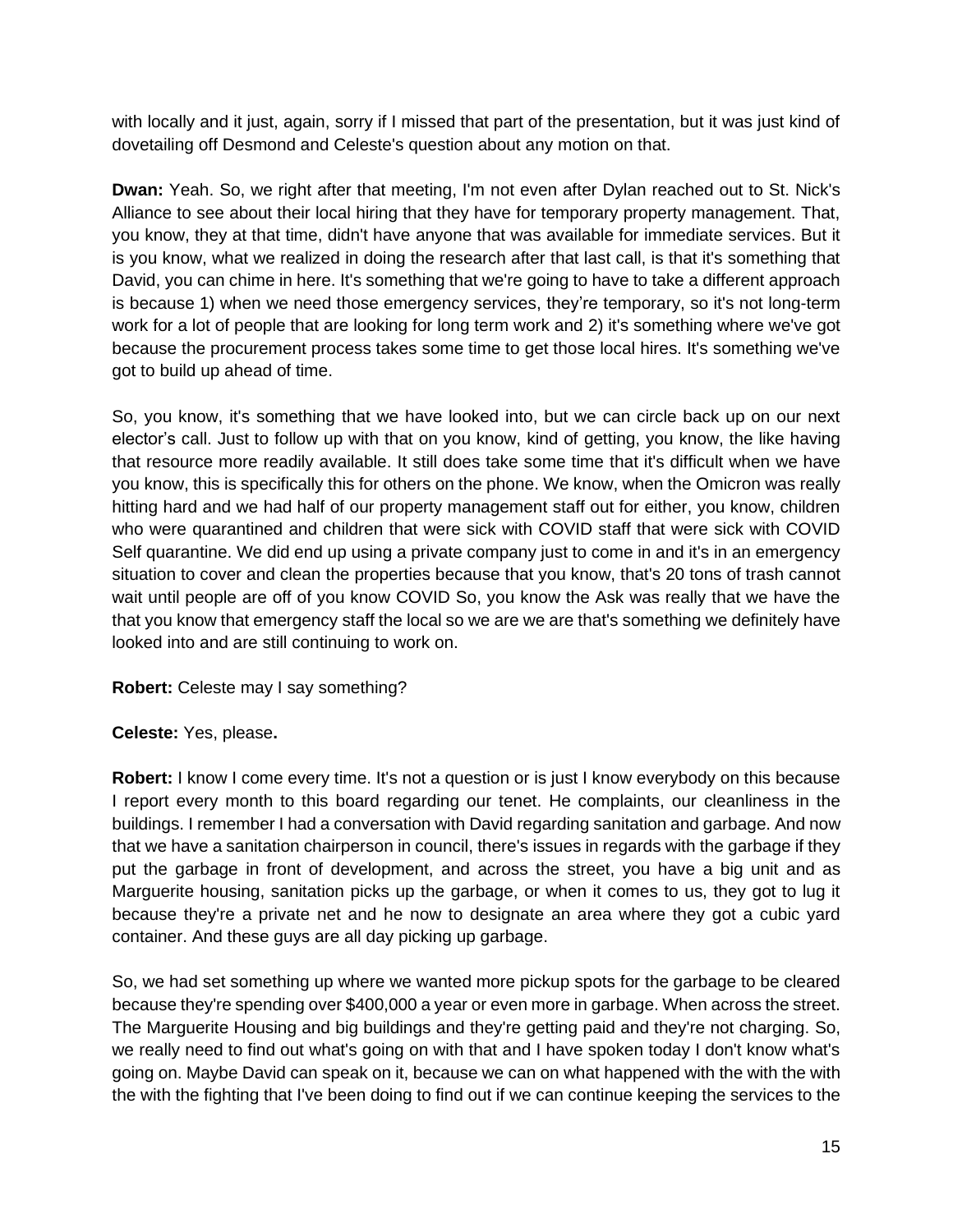with locally and it just, again, sorry if I missed that part of the presentation, but it was just kind of dovetailing off Desmond and Celeste's question about any motion on that.

**Dwan:** Yeah. So, we right after that meeting, I'm not even after Dylan reached out to St. Nick's Alliance to see about their local hiring that they have for temporary property management. That, you know, they at that time, didn't have anyone that was available for immediate services. But it is you know, what we realized in doing the research after that last call, is that it's something that David, you can chime in here. It's something that we're going to have to take a different approach is because 1) when we need those emergency services, they're temporary, so it's not long-term work for a lot of people that are looking for long term work and 2) it's something where we've got because the procurement process takes some time to get those local hires. It's something we've got to build up ahead of time.

So, you know, it's something that we have looked into, but we can circle back up on our next elector's call. Just to follow up with that on you know, kind of getting, you know, the like having that resource more readily available. It still does take some time that it's difficult when we have you know, this is specifically this for others on the phone. We know, when the Omicron was really hitting hard and we had half of our property management staff out for either, you know, children who were quarantined and children that were sick with COVID staff that were sick with COVID Self quarantine. We did end up using a private company just to come in and it's in an emergency situation to cover and clean the properties because that you know, that's 20 tons of trash cannot wait until people are off of you know COVID So, you know the Ask was really that we have the that you know that emergency staff the local so we are we are that's something we definitely have looked into and are still continuing to work on.

**Robert:** Celeste may I say something?

**Celeste:** Yes, please**.**

**Robert:** I know I come every time. It's not a question or is just I know everybody on this because I report every month to this board regarding our tenet. He complaints, our cleanliness in the buildings. I remember I had a conversation with David regarding sanitation and garbage. And now that we have a sanitation chairperson in council, there's issues in regards with the garbage if they put the garbage in front of development, and across the street, you have a big unit and as Marguerite housing, sanitation picks up the garbage, or when it comes to us, they got to lug it because they're a private net and he now to designate an area where they got a cubic yard container. And these guys are all day picking up garbage.

So, we had set something up where we wanted more pickup spots for the garbage to be cleared because they're spending over $400,000 a year or even more in garbage. When across the street. The Marguerite Housing and big buildings and they're getting paid and they're not charging. So, we really need to find out what's going on with that and I have spoken today I don't know what's going on. Maybe David can speak on it, because we can on what happened with the with the with the with the fighting that I've been doing to find out if we can continue keeping the services to the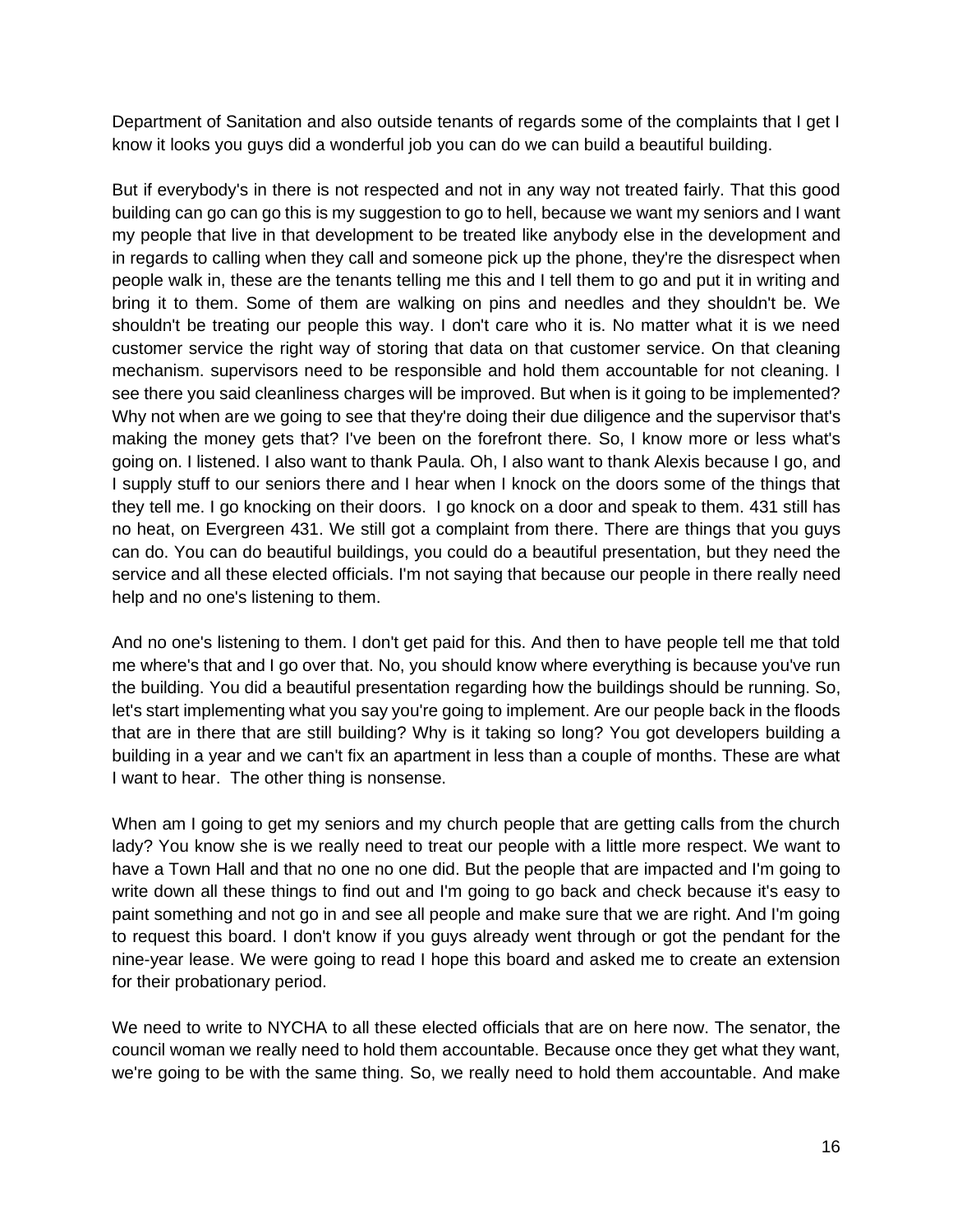Department of Sanitation and also outside tenants of regards some of the complaints that I get I know it looks you guys did a wonderful job you can do we can build a beautiful building.

But if everybody's in there is not respected and not in any way not treated fairly. That this good building can go can go this is my suggestion to go to hell, because we want my seniors and I want my people that live in that development to be treated like anybody else in the development and in regards to calling when they call and someone pick up the phone, they're the disrespect when people walk in, these are the tenants telling me this and I tell them to go and put it in writing and bring it to them. Some of them are walking on pins and needles and they shouldn't be. We shouldn't be treating our people this way. I don't care who it is. No matter what it is we need customer service the right way of storing that data on that customer service. On that cleaning mechanism. supervisors need to be responsible and hold them accountable for not cleaning. I see there you said cleanliness charges will be improved. But when is it going to be implemented? Why not when are we going to see that they're doing their due diligence and the supervisor that's making the money gets that? I've been on the forefront there. So, I know more or less what's going on. I listened. I also want to thank Paula. Oh, I also want to thank Alexis because I go, and I supply stuff to our seniors there and I hear when I knock on the doors some of the things that they tell me. I go knocking on their doors. I go knock on a door and speak to them. 431 still has no heat, on Evergreen 431. We still got a complaint from there. There are things that you guys can do. You can do beautiful buildings, you could do a beautiful presentation, but they need the service and all these elected officials. I'm not saying that because our people in there really need help and no one's listening to them.

And no one's listening to them. I don't get paid for this. And then to have people tell me that told me where's that and I go over that. No, you should know where everything is because you've run the building. You did a beautiful presentation regarding how the buildings should be running. So, let's start implementing what you say you're going to implement. Are our people back in the floods that are in there that are still building? Why is it taking so long? You got developers building a building in a year and we can't fix an apartment in less than a couple of months. These are what I want to hear. The other thing is nonsense.

When am I going to get my seniors and my church people that are getting calls from the church lady? You know she is we really need to treat our people with a little more respect. We want to have a Town Hall and that no one no one did. But the people that are impacted and I'm going to write down all these things to find out and I'm going to go back and check because it's easy to paint something and not go in and see all people and make sure that we are right. And I'm going to request this board. I don't know if you guys already went through or got the pendant for the nine-year lease. We were going to read I hope this board and asked me to create an extension for their probationary period.

We need to write to NYCHA to all these elected officials that are on here now. The senator, the council woman we really need to hold them accountable. Because once they get what they want, we're going to be with the same thing. So, we really need to hold them accountable. And make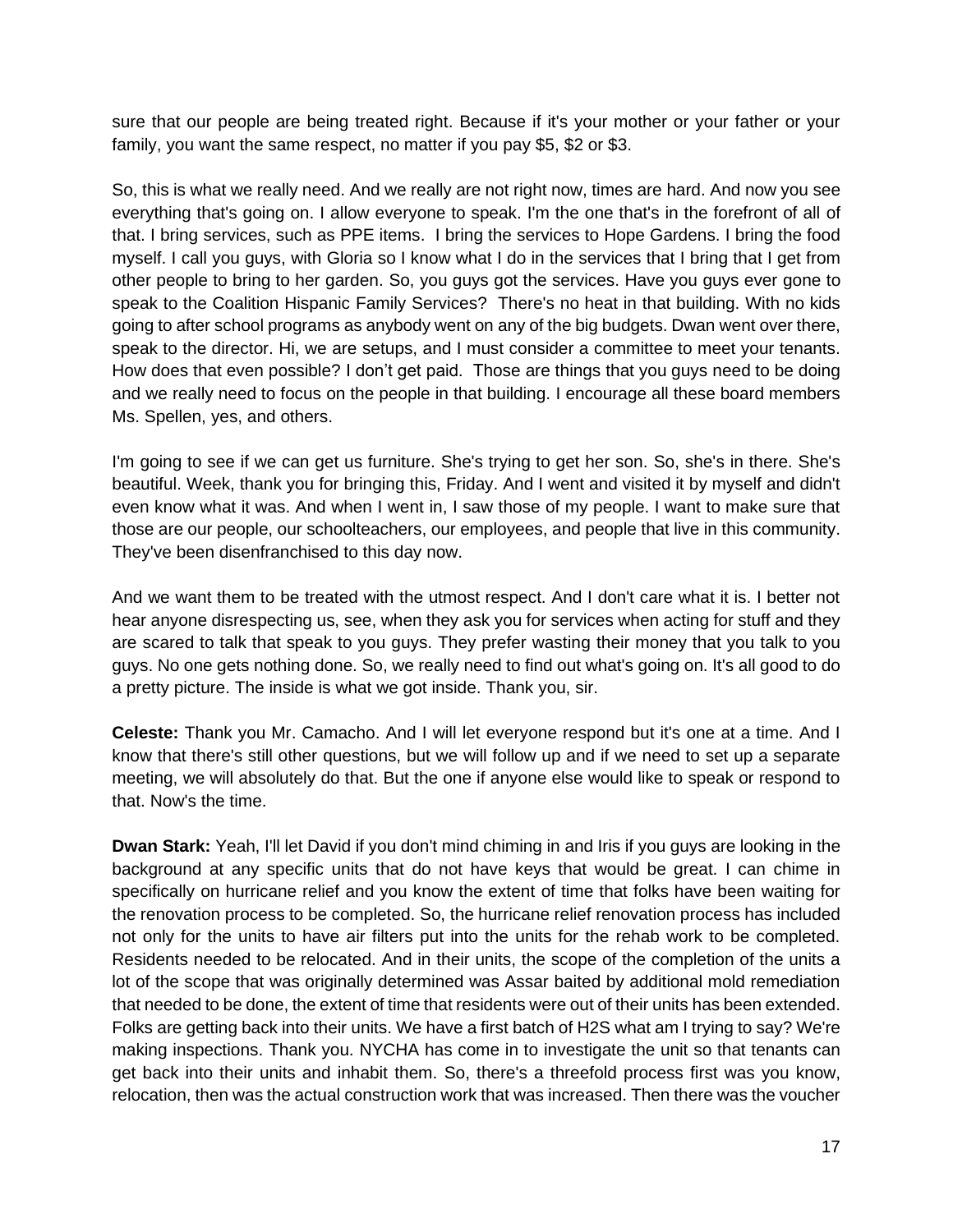sure that our people are being treated right. Because if it's your mother or your father or your family, you want the same respect, no matter if you pay $5, $2 or $3.

So, this is what we really need. And we really are not right now, times are hard. And now you see everything that's going on. I allow everyone to speak. I'm the one that's in the forefront of all of that. I bring services, such as PPE items. I bring the services to Hope Gardens. I bring the food myself. I call you guys, with Gloria so I know what I do in the services that I bring that I get from other people to bring to her garden. So, you guys got the services. Have you guys ever gone to speak to the Coalition Hispanic Family Services? There's no heat in that building. With no kids going to after school programs as anybody went on any of the big budgets. Dwan went over there, speak to the director. Hi, we are setups, and I must consider a committee to meet your tenants. How does that even possible? I don't get paid. Those are things that you guys need to be doing and we really need to focus on the people in that building. I encourage all these board members Ms. Spellen, yes, and others.

I'm going to see if we can get us furniture. She's trying to get her son. So, she's in there. She's beautiful. Week, thank you for bringing this, Friday. And I went and visited it by myself and didn't even know what it was. And when I went in, I saw those of my people. I want to make sure that those are our people, our schoolteachers, our employees, and people that live in this community. They've been disenfranchised to this day now.

And we want them to be treated with the utmost respect. And I don't care what it is. I better not hear anyone disrespecting us, see, when they ask you for services when acting for stuff and they are scared to talk that speak to you guys. They prefer wasting their money that you talk to you guys. No one gets nothing done. So, we really need to find out what's going on. It's all good to do a pretty picture. The inside is what we got inside. Thank you, sir.

**Celeste:** Thank you Mr. Camacho. And I will let everyone respond but it's one at a time. And I know that there's still other questions, but we will follow up and if we need to set up a separate meeting, we will absolutely do that. But the one if anyone else would like to speak or respond to that. Now's the time.

**Dwan Stark:** Yeah, I'll let David if you don't mind chiming in and Iris if you guys are looking in the background at any specific units that do not have keys that would be great. I can chime in specifically on hurricane relief and you know the extent of time that folks have been waiting for the renovation process to be completed. So, the hurricane relief renovation process has included not only for the units to have air filters put into the units for the rehab work to be completed. Residents needed to be relocated. And in their units, the scope of the completion of the units a lot of the scope that was originally determined was Assar baited by additional mold remediation that needed to be done, the extent of time that residents were out of their units has been extended. Folks are getting back into their units. We have a first batch of H2S what am I trying to say? We're making inspections. Thank you. NYCHA has come in to investigate the unit so that tenants can get back into their units and inhabit them. So, there's a threefold process first was you know, relocation, then was the actual construction work that was increased. Then there was the voucher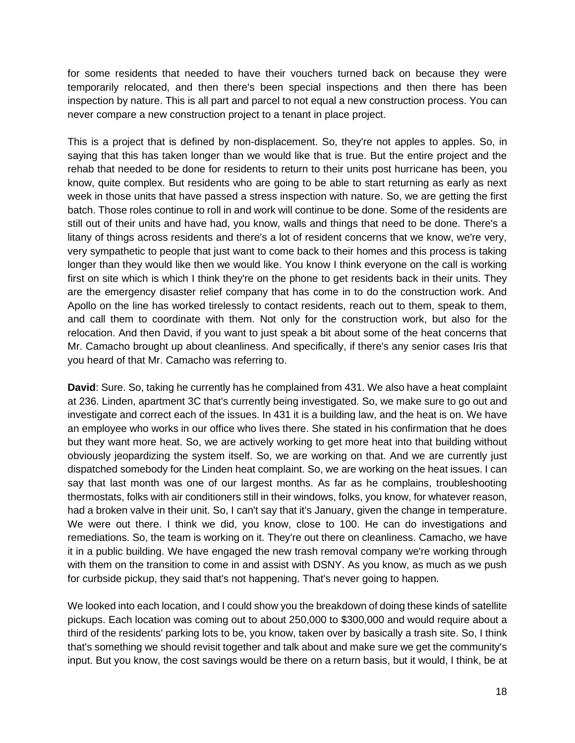for some residents that needed to have their vouchers turned back on because they were temporarily relocated, and then there's been special inspections and then there has been inspection by nature. This is all part and parcel to not equal a new construction process. You can never compare a new construction project to a tenant in place project.

This is a project that is defined by non-displacement. So, they're not apples to apples. So, in saying that this has taken longer than we would like that is true. But the entire project and the rehab that needed to be done for residents to return to their units post hurricane has been, you know, quite complex. But residents who are going to be able to start returning as early as next week in those units that have passed a stress inspection with nature. So, we are getting the first batch. Those roles continue to roll in and work will continue to be done. Some of the residents are still out of their units and have had, you know, walls and things that need to be done. There's a litany of things across residents and there's a lot of resident concerns that we know, we're very, very sympathetic to people that just want to come back to their homes and this process is taking longer than they would like then we would like. You know I think everyone on the call is working first on site which is which I think they're on the phone to get residents back in their units. They are the emergency disaster relief company that has come in to do the construction work. And Apollo on the line has worked tirelessly to contact residents, reach out to them, speak to them, and call them to coordinate with them. Not only for the construction work, but also for the relocation. And then David, if you want to just speak a bit about some of the heat concerns that Mr. Camacho brought up about cleanliness. And specifically, if there's any senior cases Iris that you heard of that Mr. Camacho was referring to.

**David**: Sure. So, taking he currently has he complained from 431. We also have a heat complaint at 236. Linden, apartment 3C that's currently being investigated. So, we make sure to go out and investigate and correct each of the issues. In 431 it is a building law, and the heat is on. We have an employee who works in our office who lives there. She stated in his confirmation that he does but they want more heat. So, we are actively working to get more heat into that building without obviously jeopardizing the system itself. So, we are working on that. And we are currently just dispatched somebody for the Linden heat complaint. So, we are working on the heat issues. I can say that last month was one of our largest months. As far as he complains, troubleshooting thermostats, folks with air conditioners still in their windows, folks, you know, for whatever reason, had a broken valve in their unit. So, I can't say that it's January, given the change in temperature. We were out there. I think we did, you know, close to 100. He can do investigations and remediations. So, the team is working on it. They're out there on cleanliness. Camacho, we have it in a public building. We have engaged the new trash removal company we're working through with them on the transition to come in and assist with DSNY. As you know, as much as we push for curbside pickup, they said that's not happening. That's never going to happen.

We looked into each location, and I could show you the breakdown of doing these kinds of satellite pickups. Each location was coming out to about 250,000 to $300,000 and would require about a third of the residents' parking lots to be, you know, taken over by basically a trash site. So, I think that's something we should revisit together and talk about and make sure we get the community's input. But you know, the cost savings would be there on a return basis, but it would, I think, be at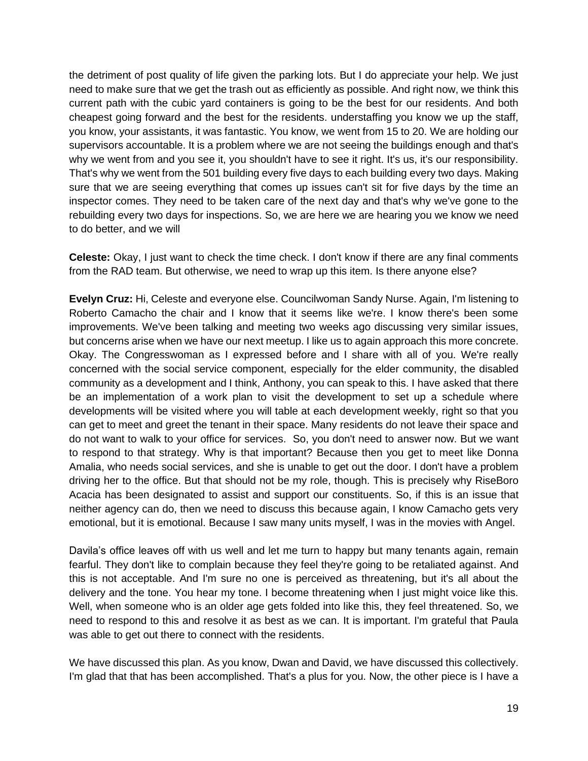the detriment of post quality of life given the parking lots. But I do appreciate your help. We just need to make sure that we get the trash out as efficiently as possible. And right now, we think this current path with the cubic yard containers is going to be the best for our residents. And both cheapest going forward and the best for the residents. understaffing you know we up the staff, you know, your assistants, it was fantastic. You know, we went from 15 to 20. We are holding our supervisors accountable. It is a problem where we are not seeing the buildings enough and that's why we went from and you see it, you shouldn't have to see it right. It's us, it's our responsibility. That's why we went from the 501 building every five days to each building every two days. Making sure that we are seeing everything that comes up issues can't sit for five days by the time an inspector comes. They need to be taken care of the next day and that's why we've gone to the rebuilding every two days for inspections. So, we are here we are hearing you we know we need to do better, and we will

**Celeste:** Okay, I just want to check the time check. I don't know if there are any final comments from the RAD team. But otherwise, we need to wrap up this item. Is there anyone else?

**Evelyn Cruz:** Hi, Celeste and everyone else. Councilwoman Sandy Nurse. Again, I'm listening to Roberto Camacho the chair and I know that it seems like we're. I know there's been some improvements. We've been talking and meeting two weeks ago discussing very similar issues, but concerns arise when we have our next meetup. I like us to again approach this more concrete. Okay. The Congresswoman as I expressed before and I share with all of you. We're really concerned with the social service component, especially for the elder community, the disabled community as a development and I think, Anthony, you can speak to this. I have asked that there be an implementation of a work plan to visit the development to set up a schedule where developments will be visited where you will table at each development weekly, right so that you can get to meet and greet the tenant in their space. Many residents do not leave their space and do not want to walk to your office for services. So, you don't need to answer now. But we want to respond to that strategy. Why is that important? Because then you get to meet like Donna Amalia, who needs social services, and she is unable to get out the door. I don't have a problem driving her to the office. But that should not be my role, though. This is precisely why RiseBoro Acacia has been designated to assist and support our constituents. So, if this is an issue that neither agency can do, then we need to discuss this because again, I know Camacho gets very emotional, but it is emotional. Because I saw many units myself, I was in the movies with Angel.

Davila's office leaves off with us well and let me turn to happy but many tenants again, remain fearful. They don't like to complain because they feel they're going to be retaliated against. And this is not acceptable. And I'm sure no one is perceived as threatening, but it's all about the delivery and the tone. You hear my tone. I become threatening when I just might voice like this. Well, when someone who is an older age gets folded into like this, they feel threatened. So, we need to respond to this and resolve it as best as we can. It is important. I'm grateful that Paula was able to get out there to connect with the residents.

We have discussed this plan. As you know, Dwan and David, we have discussed this collectively. I'm glad that that has been accomplished. That's a plus for you. Now, the other piece is I have a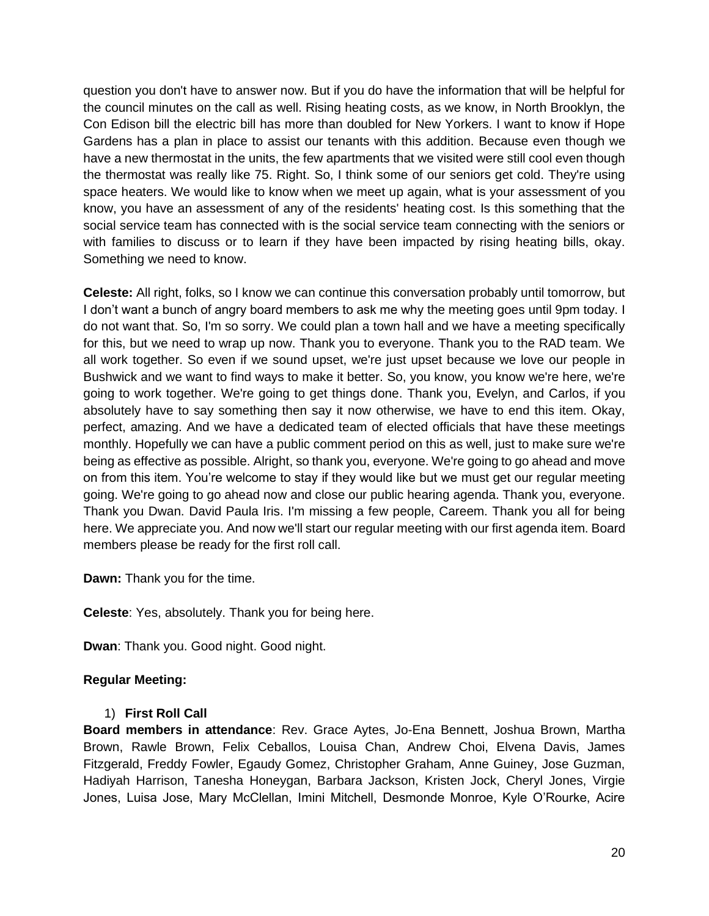question you don't have to answer now. But if you do have the information that will be helpful for the council minutes on the call as well. Rising heating costs, as we know, in North Brooklyn, the Con Edison bill the electric bill has more than doubled for New Yorkers. I want to know if Hope Gardens has a plan in place to assist our tenants with this addition. Because even though we have a new thermostat in the units, the few apartments that we visited were still cool even though the thermostat was really like 75. Right. So, I think some of our seniors get cold. They're using space heaters. We would like to know when we meet up again, what is your assessment of you know, you have an assessment of any of the residents' heating cost. Is this something that the social service team has connected with is the social service team connecting with the seniors or with families to discuss or to learn if they have been impacted by rising heating bills, okay. Something we need to know.

**Celeste:** All right, folks, so I know we can continue this conversation probably until tomorrow, but I don't want a bunch of angry board members to ask me why the meeting goes until 9pm today. I do not want that. So, I'm so sorry. We could plan a town hall and we have a meeting specifically for this, but we need to wrap up now. Thank you to everyone. Thank you to the RAD team. We all work together. So even if we sound upset, we're just upset because we love our people in Bushwick and we want to find ways to make it better. So, you know, you know we're here, we're going to work together. We're going to get things done. Thank you, Evelyn, and Carlos, if you absolutely have to say something then say it now otherwise, we have to end this item. Okay, perfect, amazing. And we have a dedicated team of elected officials that have these meetings monthly. Hopefully we can have a public comment period on this as well, just to make sure we're being as effective as possible. Alright, so thank you, everyone. We're going to go ahead and move on from this item. You're welcome to stay if they would like but we must get our regular meeting going. We're going to go ahead now and close our public hearing agenda. Thank you, everyone. Thank you Dwan. David Paula Iris. I'm missing a few people, Careem. Thank you all for being here. We appreciate you. And now we'll start our regular meeting with our first agenda item. Board members please be ready for the first roll call.

**Dawn:** Thank you for the time.

**Celeste**: Yes, absolutely. Thank you for being here.

**Dwan**: Thank you. Good night. Good night.

**Regular Meeting:**

1) **First Roll Call**

**Board members in attendance**: Rev. Grace Aytes, Jo-Ena Bennett, Joshua Brown, Martha Brown, Rawle Brown, Felix Ceballos, Louisa Chan, Andrew Choi, Elvena Davis, James Fitzgerald, Freddy Fowler, Egaudy Gomez, Christopher Graham, Anne Guiney, Jose Guzman, Hadiyah Harrison, Tanesha Honeygan, Barbara Jackson, Kristen Jock, Cheryl Jones, Virgie Jones, Luisa Jose, Mary McClellan, Imini Mitchell, Desmonde Monroe, Kyle O'Rourke, Acire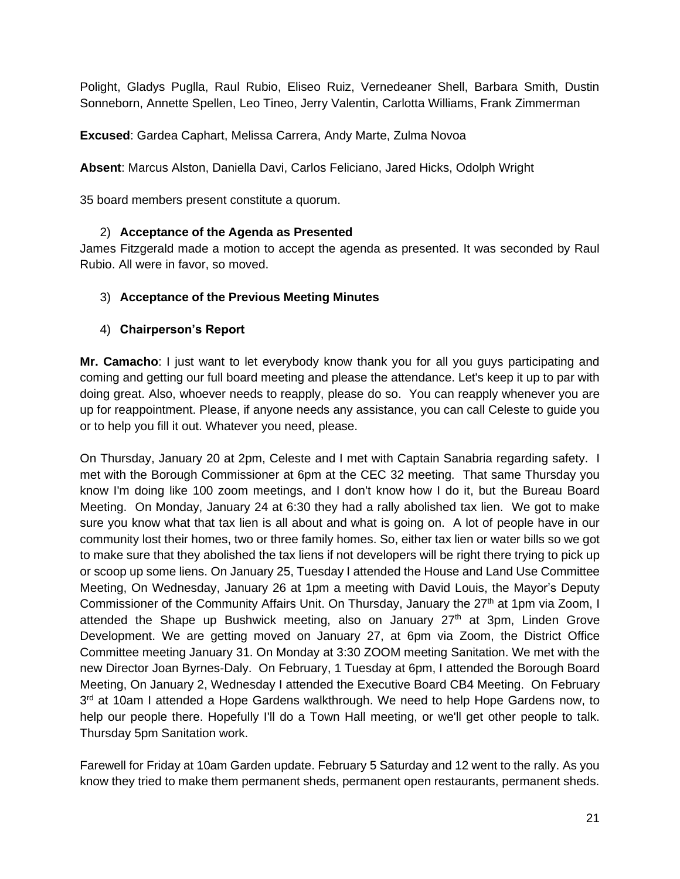Polight, Gladys Puglla, Raul Rubio, Eliseo Ruiz, Vernedeaner Shell, Barbara Smith, Dustin Sonneborn, Annette Spellen, Leo Tineo, Jerry Valentin, Carlotta Williams, Frank Zimmerman

**Excused**: Gardea Caphart, Melissa Carrera, Andy Marte, Zulma Novoa

**Absent**: Marcus Alston, Daniella Davi, Carlos Feliciano, Jared Hicks, Odolph Wright

35 board members present constitute a quorum.

2) **Acceptance of the Agenda as Presented**

James Fitzgerald made a motion to accept the agenda as presented. It was seconded by Raul Rubio. All were in favor, so moved.

3) **Acceptance of the Previous Meeting Minutes**

4) **Chairperson's Report**

**Mr. Camacho**: I just want to let everybody know thank you for all you guys participating and coming and getting our full board meeting and please the attendance. Let's keep it up to par with doing great. Also, whoever needs to reapply, please do so. You can reapply whenever you are up for reappointment. Please, if anyone needs any assistance, you can call Celeste to guide you or to help you fill it out. Whatever you need, please.

On Thursday, January 20 at 2pm, Celeste and I met with Captain Sanabria regarding safety. I met with the Borough Commissioner at 6pm at the CEC 32 meeting. That same Thursday you know I'm doing like 100 zoom meetings, and I don't know how I do it, but the Bureau Board Meeting. On Monday, January 24 at 6:30 they had a rally abolished tax lien. We got to make sure you know what that tax lien is all about and what is going on. A lot of people have in our community lost their homes, two or three family homes. So, either tax lien or water bills so we got to make sure that they abolished the tax liens if not developers will be right there trying to pick up or scoop up some liens. On January 25, Tuesday I attended the House and Land Use Committee Meeting, On Wednesday, January 26 at 1pm a meeting with David Louis, the Mayor's Deputy Commissioner of the Community Affairs Unit. On Thursday, January the 27th at 1pm via Zoom, I attended the Shape up Bushwick meeting, also on January 27th at 3pm, Linden Grove Development. We are getting moved on January 27, at 6pm via Zoom, the District Office Committee meeting January 31. On Monday at 3:30 ZOOM meeting Sanitation. We met with the new Director Joan Byrnes-Daly. On February, 1 Tuesday at 6pm, I attended the Borough Board Meeting, On January 2, Wednesday I attended the Executive Board CB4 Meeting. On February 3rd at 10am I attended a Hope Gardens walkthrough. We need to help Hope Gardens now, to help our people there. Hopefully I'll do a Town Hall meeting, or we'll get other people to talk. Thursday 5pm Sanitation work.

Farewell for Friday at 10am Garden update. February 5 Saturday and 12 went to the rally. As you know they tried to make them permanent sheds, permanent open restaurants, permanent sheds.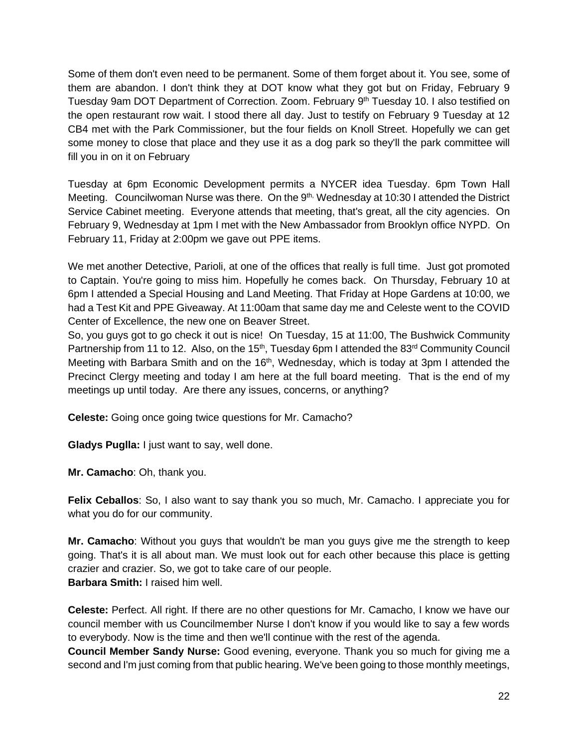Some of them don't even need to be permanent. Some of them forget about it. You see, some of them are abandon. I don't think they at DOT know what they got but on Friday, February 9 Tuesday 9am DOT Department of Correction. Zoom. February 9th Tuesday 10. I also testified on the open restaurant row wait. I stood there all day. Just to testify on February 9 Tuesday at 12 CB4 met with the Park Commissioner, but the four fields on Knoll Street. Hopefully we can get some money to close that place and they use it as a dog park so they'll the park committee will fill you in on it on February

Tuesday at 6pm Economic Development permits a NYCER idea Tuesday. 6pm Town Hall Meeting. Councilwoman Nurse was there. On the 9th, Wednesday at 10:30 I attended the District Service Cabinet meeting. Everyone attends that meeting, that's great, all the city agencies. On February 9, Wednesday at 1pm I met with the New Ambassador from Brooklyn office NYPD. On February 11, Friday at 2:00pm we gave out PPE items.

We met another Detective, Parioli, at one of the offices that really is full time. Just got promoted to Captain. You're going to miss him. Hopefully he comes back. On Thursday, February 10 at 6pm I attended a Special Housing and Land Meeting. That Friday at Hope Gardens at 10:00, we had a Test Kit and PPE Giveaway. At 11:00am that same day me and Celeste went to the COVID Center of Excellence, the new one on Beaver Street.
So, you guys got to go check it out is nice! On Tuesday, 15 at 11:00, The Bushwick Community Partnership from 11 to 12. Also, on the 15th, Tuesday 6pm I attended the 83rd Community Council Meeting with Barbara Smith and on the 16th, Wednesday, which is today at 3pm I attended the Precinct Clergy meeting and today I am here at the full board meeting. That is the end of my meetings up until today. Are there any issues, concerns, or anything?

**Celeste:** Going once going twice questions for Mr. Camacho?

**Gladys Puglla:** I just want to say, well done.

**Mr. Camacho**: Oh, thank you.

**Felix Ceballos**: So, I also want to say thank you so much, Mr. Camacho. I appreciate you for what you do for our community.

**Mr. Camacho**: Without you guys that wouldn't be man you guys give me the strength to keep going. That's it is all about man. We must look out for each other because this place is getting crazier and crazier. So, we got to take care of our people.
**Barbara Smith:** I raised him well.

**Celeste:** Perfect. All right. If there are no other questions for Mr. Camacho, I know we have our council member with us Councilmember Nurse I don't know if you would like to say a few words to everybody. Now is the time and then we'll continue with the rest of the agenda.
**Council Member Sandy Nurse:** Good evening, everyone. Thank you so much for giving me a second and I'm just coming from that public hearing. We've been going to those monthly meetings,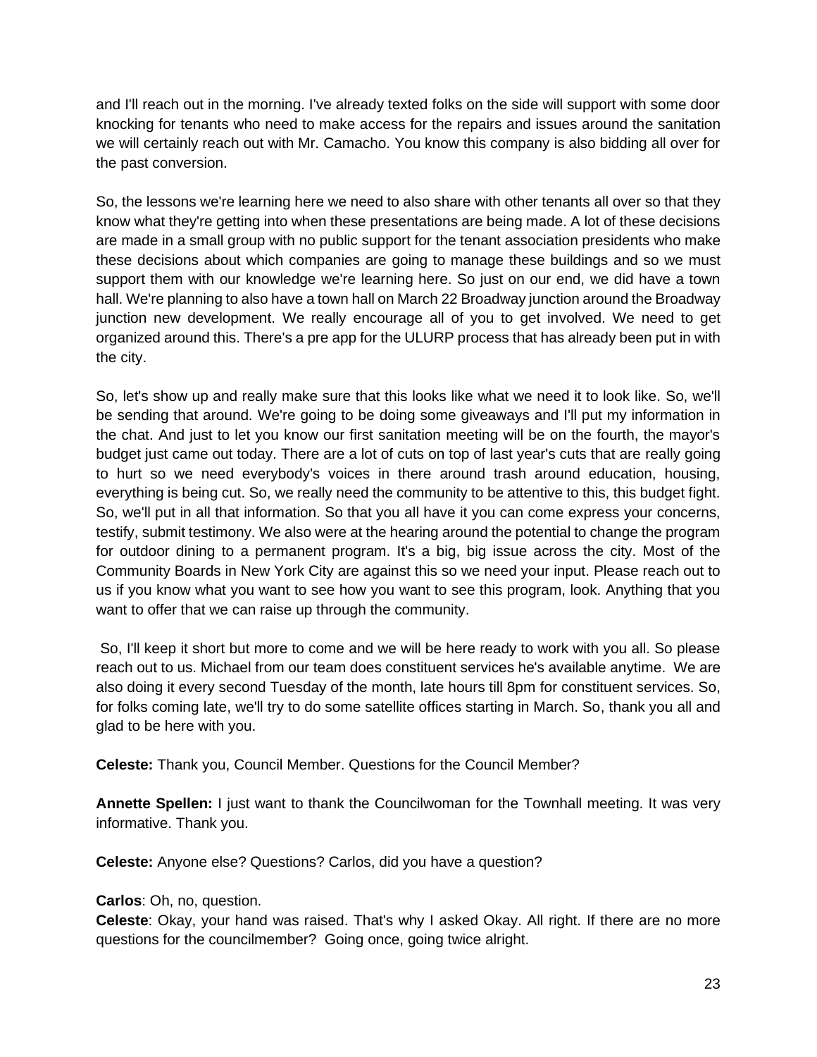and I'll reach out in the morning. I've already texted folks on the side will support with some door knocking for tenants who need to make access for the repairs and issues around the sanitation we will certainly reach out with Mr. Camacho. You know this company is also bidding all over for the past conversion.

So, the lessons we're learning here we need to also share with other tenants all over so that they know what they're getting into when these presentations are being made. A lot of these decisions are made in a small group with no public support for the tenant association presidents who make these decisions about which companies are going to manage these buildings and so we must support them with our knowledge we're learning here. So just on our end, we did have a town hall. We're planning to also have a town hall on March 22 Broadway junction around the Broadway junction new development. We really encourage all of you to get involved. We need to get organized around this. There's a pre app for the ULURP process that has already been put in with the city.

So, let's show up and really make sure that this looks like what we need it to look like. So, we'll be sending that around. We're going to be doing some giveaways and I'll put my information in the chat. And just to let you know our first sanitation meeting will be on the fourth, the mayor's budget just came out today. There are a lot of cuts on top of last year's cuts that are really going to hurt so we need everybody's voices in there around trash around education, housing, everything is being cut. So, we really need the community to be attentive to this, this budget fight. So, we'll put in all that information. So that you all have it you can come express your concerns, testify, submit testimony. We also were at the hearing around the potential to change the program for outdoor dining to a permanent program. It's a big, big issue across the city. Most of the Community Boards in New York City are against this so we need your input. Please reach out to us if you know what you want to see how you want to see this program, look. Anything that you want to offer that we can raise up through the community.

So, I'll keep it short but more to come and we will be here ready to work with you all. So please reach out to us. Michael from our team does constituent services he's available anytime. We are also doing it every second Tuesday of the month, late hours till 8pm for constituent services. So, for folks coming late, we'll try to do some satellite offices starting in March. So, thank you all and glad to be here with you.

**Celeste:** Thank you, Council Member. Questions for the Council Member?

**Annette Spellen:** I just want to thank the Councilwoman for the Townhall meeting. It was very informative. Thank you.

**Celeste:** Anyone else? Questions? Carlos, did you have a question?

**Carlos**: Oh, no, question.
**Celeste**: Okay, your hand was raised. That's why I asked Okay. All right. If there are no more questions for the councilmember? Going once, going twice alright.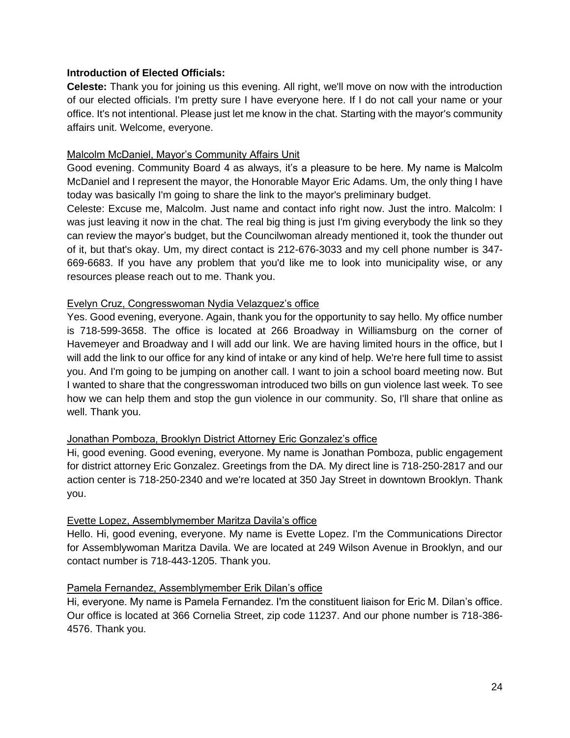**Introduction of Elected Officials:**

**Celeste:** Thank you for joining us this evening. All right, we'll move on now with the introduction of our elected officials. I'm pretty sure I have everyone here. If I do not call your name or your office. It's not intentional. Please just let me know in the chat. Starting with the mayor's community affairs unit. Welcome, everyone.

<u>Malcolm McDaniel, Mayor's Community Affairs Unit</u>

Good evening. Community Board 4 as always, it's a pleasure to be here. My name is Malcolm McDaniel and I represent the mayor, the Honorable Mayor Eric Adams. Um, the only thing I have today was basically I'm going to share the link to the mayor's preliminary budget.

Celeste: Excuse me, Malcolm. Just name and contact info right now. Just the intro. Malcolm: I was just leaving it now in the chat. The real big thing is just I'm giving everybody the link so they can review the mayor's budget, but the Councilwoman already mentioned it, took the thunder out of it, but that's okay. Um, my direct contact is 212-676-3033 and my cell phone number is 347-669-6683. If you have any problem that you'd like me to look into municipality wise, or any resources please reach out to me. Thank you.

<u>Evelyn Cruz, Congresswoman Nydia Velazquez's office</u>

Yes. Good evening, everyone. Again, thank you for the opportunity to say hello. My office number is 718-599-3658. The office is located at 266 Broadway in Williamsburg on the corner of Havemeyer and Broadway and I will add our link. We are having limited hours in the office, but I will add the link to our office for any kind of intake or any kind of help. We're here full time to assist you. And I'm going to be jumping on another call. I want to join a school board meeting now. But I wanted to share that the congresswoman introduced two bills on gun violence last week. To see how we can help them and stop the gun violence in our community. So, I'll share that online as well. Thank you.

<u>Jonathan Pomboza, Brooklyn District Attorney Eric Gonzalez's office</u>

Hi, good evening. Good evening, everyone. My name is Jonathan Pomboza, public engagement for district attorney Eric Gonzalez. Greetings from the DA. My direct line is 718-250-2817 and our action center is 718-250-2340 and we're located at 350 Jay Street in downtown Brooklyn. Thank you.

<u>Evette Lopez, Assemblymember Maritza Davila's office</u>

Hello. Hi, good evening, everyone. My name is Evette Lopez. I'm the Communications Director for Assemblywoman Maritza Davila. We are located at 249 Wilson Avenue in Brooklyn, and our contact number is 718-443-1205. Thank you.

<u>Pamela Fernandez, Assemblymember Erik Dilan's office</u>

Hi, everyone. My name is Pamela Fernandez. I'm the constituent liaison for Eric M. Dilan's office. Our office is located at 366 Cornelia Street, zip code 11237. And our phone number is 718-386-4576. Thank you.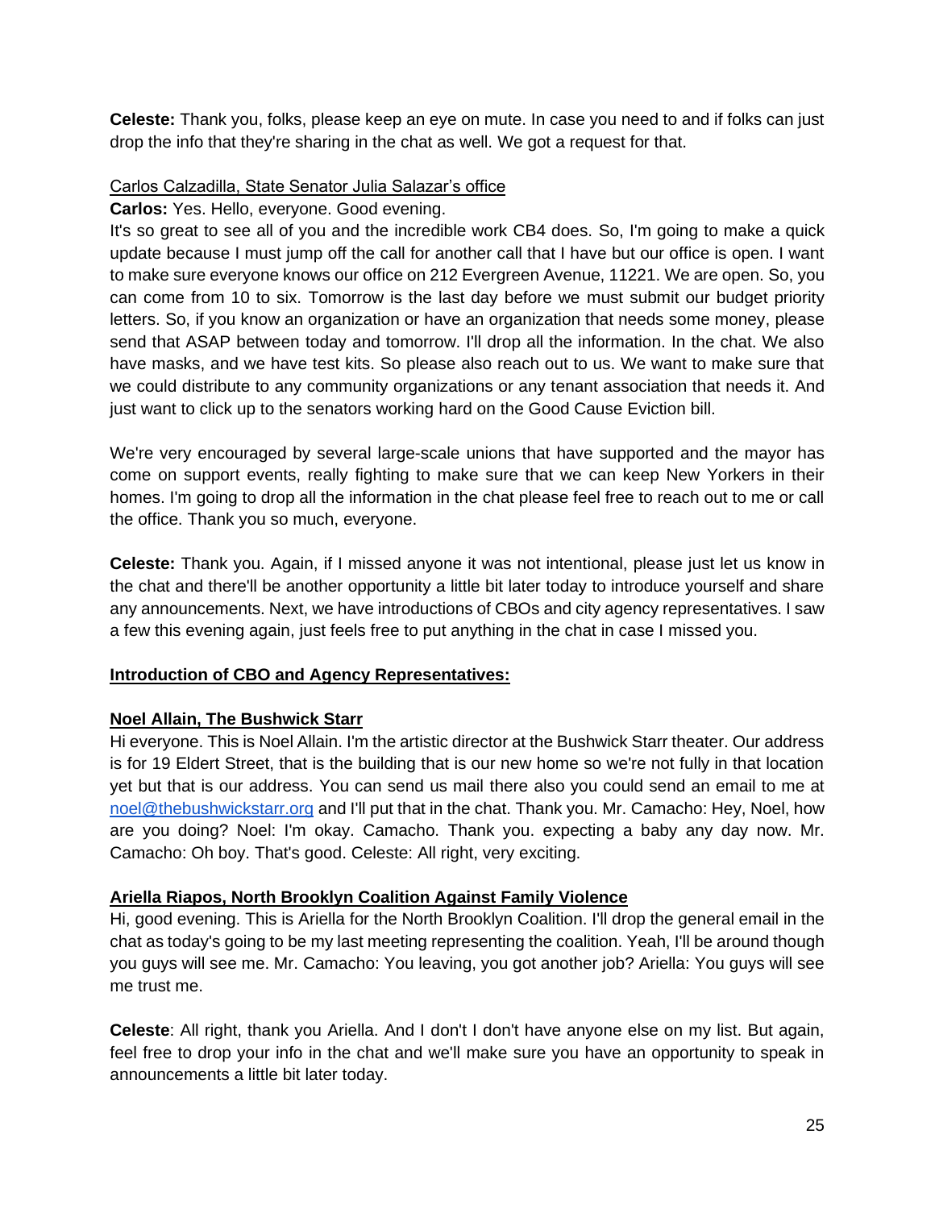**Celeste:** Thank you, folks, please keep an eye on mute. In case you need to and if folks can just drop the info that they're sharing in the chat as well. We got a request for that.

Carlos Calzadilla, State Senator Julia Salazar's office

**Carlos:** Yes. Hello, everyone. Good evening.

It's so great to see all of you and the incredible work CB4 does. So, I'm going to make a quick update because I must jump off the call for another call that I have but our office is open. I want to make sure everyone knows our office on 212 Evergreen Avenue, 11221. We are open. So, you can come from 10 to six. Tomorrow is the last day before we must submit our budget priority letters. So, if you know an organization or have an organization that needs some money, please send that ASAP between today and tomorrow. I'll drop all the information. In the chat. We also have masks, and we have test kits. So please also reach out to us. We want to make sure that we could distribute to any community organizations or any tenant association that needs it. And just want to click up to the senators working hard on the Good Cause Eviction bill.

We're very encouraged by several large-scale unions that have supported and the mayor has come on support events, really fighting to make sure that we can keep New Yorkers in their homes. I'm going to drop all the information in the chat please feel free to reach out to me or call the office. Thank you so much, everyone.

**Celeste:** Thank you. Again, if I missed anyone it was not intentional, please just let us know in the chat and there'll be another opportunity a little bit later today to introduce yourself and share any announcements. Next, we have introductions of CBOs and city agency representatives. I saw a few this evening again, just feels free to put anything in the chat in case I missed you.

**Introduction of CBO and Agency Representatives:**

**Noel Allain, The Bushwick Starr**

Hi everyone. This is Noel Allain. I'm the artistic director at the Bushwick Starr theater. Our address is for 19 Eldert Street, that is the building that is our new home so we're not fully in that location yet but that is our address. You can send us mail there also you could send an email to me at noel@thebushwickstarr.org and I'll put that in the chat. Thank you. Mr. Camacho: Hey, Noel, how are you doing? Noel: I'm okay. Camacho. Thank you. expecting a baby any day now. Mr. Camacho: Oh boy. That's good. Celeste: All right, very exciting.

**Ariella Riapos, North Brooklyn Coalition Against Family Violence**

Hi, good evening. This is Ariella for the North Brooklyn Coalition. I'll drop the general email in the chat as today's going to be my last meeting representing the coalition. Yeah, I'll be around though you guys will see me. Mr. Camacho: You leaving, you got another job? Ariella: You guys will see me trust me.

**Celeste**: All right, thank you Ariella. And I don't I don't have anyone else on my list. But again, feel free to drop your info in the chat and we'll make sure you have an opportunity to speak in announcements a little bit later today.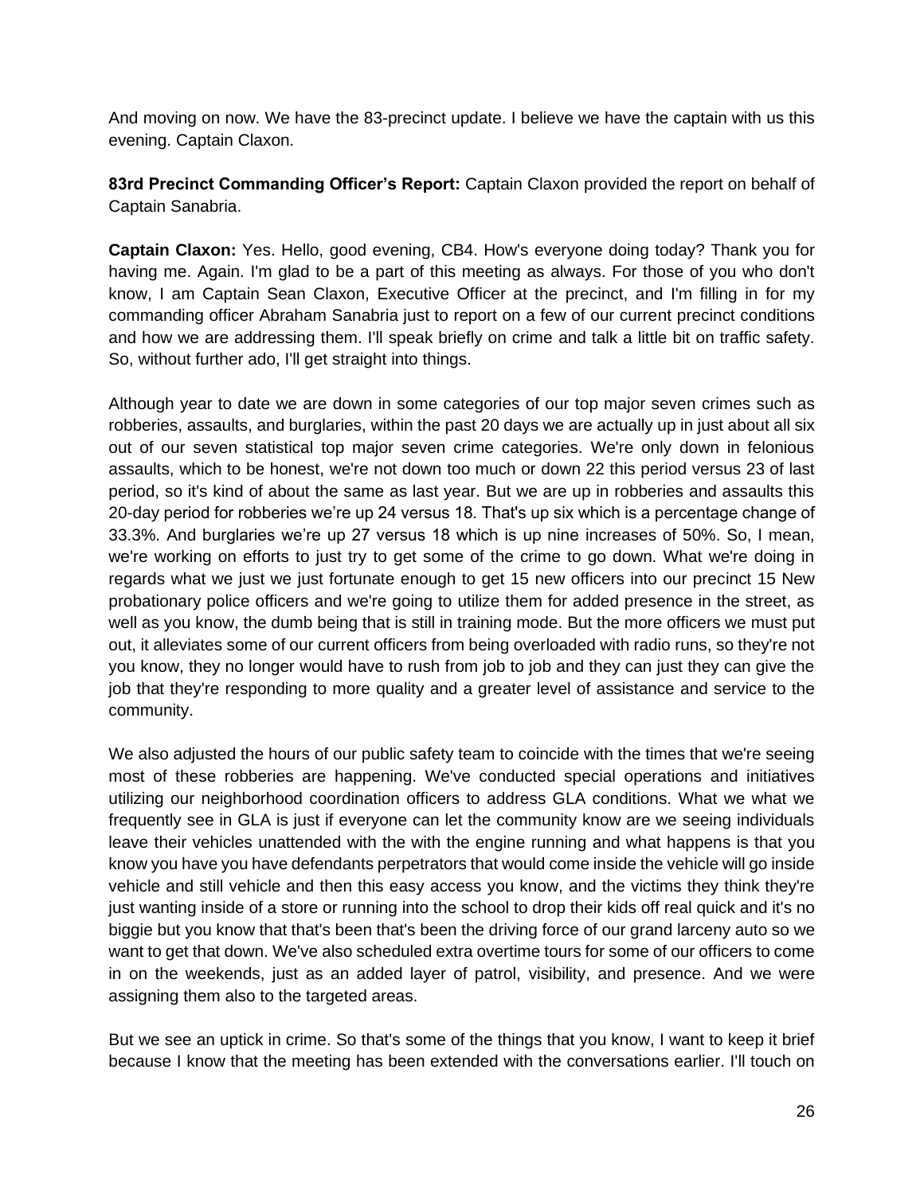And moving on now. We have the 83-precinct update. I believe we have the captain with us this evening. Captain Claxon.

**83rd Precinct Commanding Officer's Report:** Captain Claxon provided the report on behalf of Captain Sanabria.

**Captain Claxon:** Yes. Hello, good evening, CB4. How's everyone doing today? Thank you for having me. Again. I'm glad to be a part of this meeting as always. For those of you who don't know, I am Captain Sean Claxon, Executive Officer at the precinct, and I'm filling in for my commanding officer Abraham Sanabria just to report on a few of our current precinct conditions and how we are addressing them. I'll speak briefly on crime and talk a little bit on traffic safety. So, without further ado, I'll get straight into things.

Although year to date we are down in some categories of our top major seven crimes such as robberies, assaults, and burglaries, within the past 20 days we are actually up in just about all six out of our seven statistical top major seven crime categories. We're only down in felonious assaults, which to be honest, we're not down too much or down 22 this period versus 23 of last period, so it's kind of about the same as last year. But we are up in robberies and assaults this 20-day period for robberies we're up 24 versus 18. That's up six which is a percentage change of 33.3%. And burglaries we're up 27 versus 18 which is up nine increases of 50%. So, I mean, we're working on efforts to just try to get some of the crime to go down. What we're doing in regards what we just we just fortunate enough to get 15 new officers into our precinct 15 New probationary police officers and we're going to utilize them for added presence in the street, as well as you know, the dumb being that is still in training mode. But the more officers we must put out, it alleviates some of our current officers from being overloaded with radio runs, so they're not you know, they no longer would have to rush from job to job and they can just they can give the job that they're responding to more quality and a greater level of assistance and service to the community.

We also adjusted the hours of our public safety team to coincide with the times that we're seeing most of these robberies are happening. We've conducted special operations and initiatives utilizing our neighborhood coordination officers to address GLA conditions. What we what we frequently see in GLA is just if everyone can let the community know are we seeing individuals leave their vehicles unattended with the with the engine running and what happens is that you know you have you have defendants perpetrators that would come inside the vehicle will go inside vehicle and still vehicle and then this easy access you know, and the victims they think they're just wanting inside of a store or running into the school to drop their kids off real quick and it's no biggie but you know that that's been that's been the driving force of our grand larceny auto so we want to get that down. We've also scheduled extra overtime tours for some of our officers to come in on the weekends, just as an added layer of patrol, visibility, and presence. And we were assigning them also to the targeted areas.

But we see an uptick in crime. So that's some of the things that you know, I want to keep it brief because I know that the meeting has been extended with the conversations earlier. I'll touch on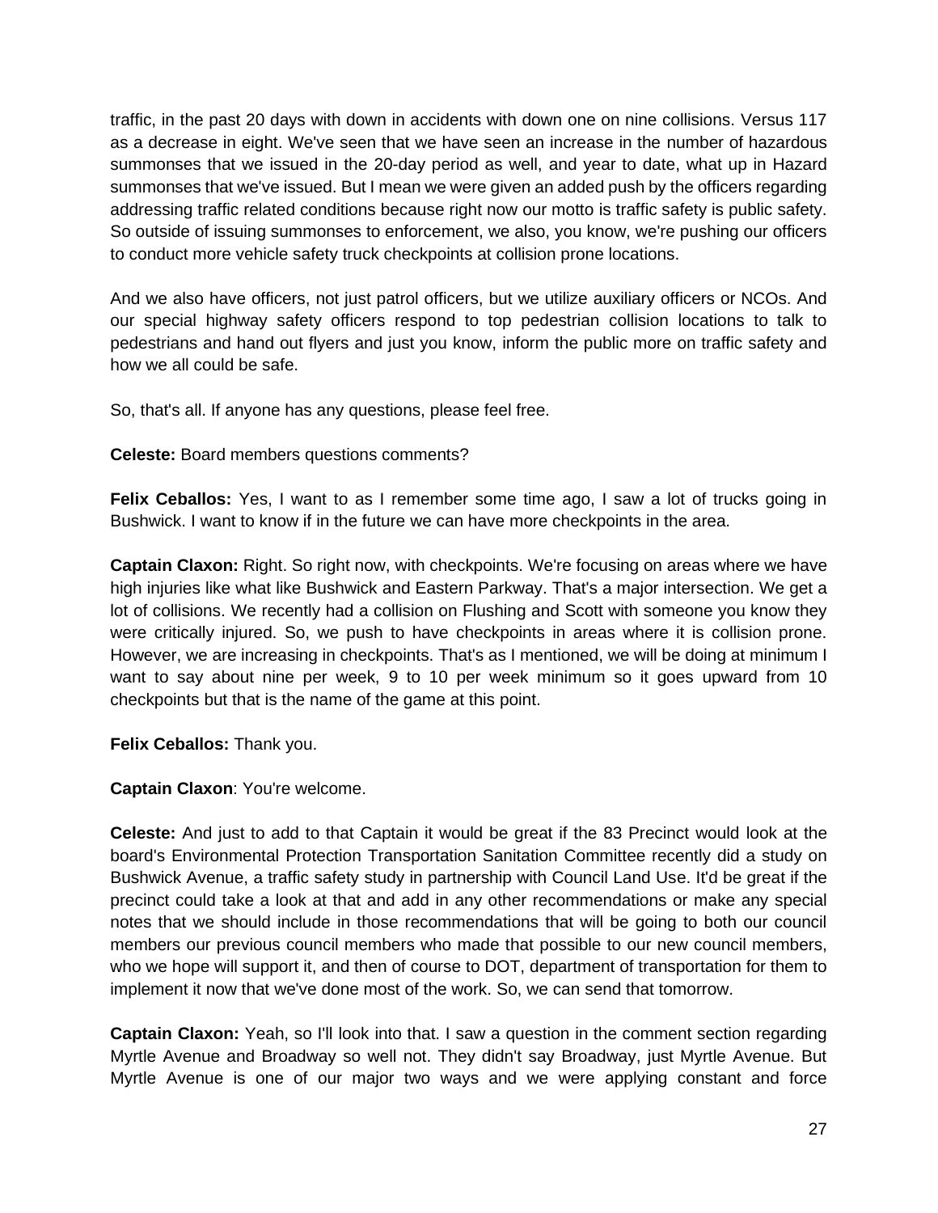traffic, in the past 20 days with down in accidents with down one on nine collisions. Versus 117 as a decrease in eight. We've seen that we have seen an increase in the number of hazardous summonses that we issued in the 20-day period as well, and year to date, what up in Hazard summonses that we've issued. But I mean we were given an added push by the officers regarding addressing traffic related conditions because right now our motto is traffic safety is public safety. So outside of issuing summonses to enforcement, we also, you know, we're pushing our officers to conduct more vehicle safety truck checkpoints at collision prone locations.

And we also have officers, not just patrol officers, but we utilize auxiliary officers or NCOs. And our special highway safety officers respond to top pedestrian collision locations to talk to pedestrians and hand out flyers and just you know, inform the public more on traffic safety and how we all could be safe.

So, that's all. If anyone has any questions, please feel free.

**Celeste:** Board members questions comments?

**Felix Ceballos:** Yes, I want to as I remember some time ago, I saw a lot of trucks going in Bushwick. I want to know if in the future we can have more checkpoints in the area.

**Captain Claxon:** Right. So right now, with checkpoints. We're focusing on areas where we have high injuries like what like Bushwick and Eastern Parkway. That's a major intersection. We get a lot of collisions. We recently had a collision on Flushing and Scott with someone you know they were critically injured. So, we push to have checkpoints in areas where it is collision prone. However, we are increasing in checkpoints. That's as I mentioned, we will be doing at minimum I want to say about nine per week, 9 to 10 per week minimum so it goes upward from 10 checkpoints but that is the name of the game at this point.

**Felix Ceballos:** Thank you.

**Captain Claxon**: You're welcome.

**Celeste:** And just to add to that Captain it would be great if the 83 Precinct would look at the board's Environmental Protection Transportation Sanitation Committee recently did a study on Bushwick Avenue, a traffic safety study in partnership with Council Land Use. It'd be great if the precinct could take a look at that and add in any other recommendations or make any special notes that we should include in those recommendations that will be going to both our council members our previous council members who made that possible to our new council members, who we hope will support it, and then of course to DOT, department of transportation for them to implement it now that we've done most of the work. So, we can send that tomorrow.

**Captain Claxon:** Yeah, so I'll look into that. I saw a question in the comment section regarding Myrtle Avenue and Broadway so well not. They didn't say Broadway, just Myrtle Avenue. But Myrtle Avenue is one of our major two ways and we were applying constant and force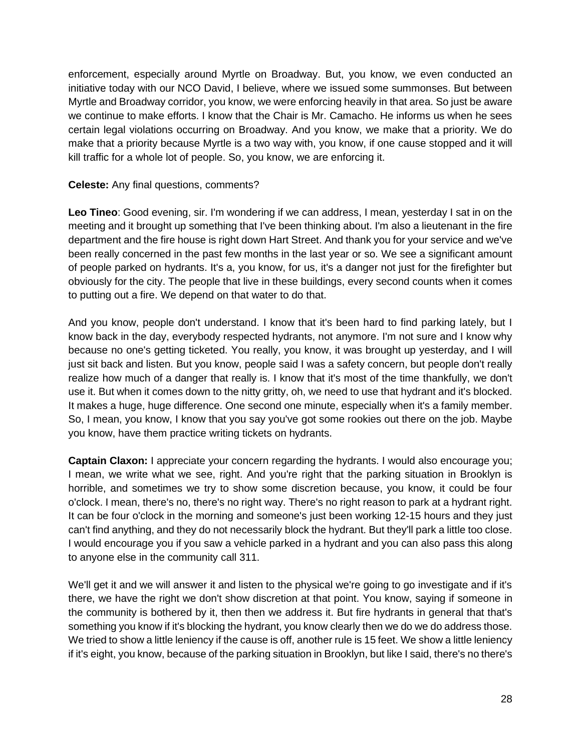enforcement, especially around Myrtle on Broadway. But, you know, we even conducted an initiative today with our NCO David, I believe, where we issued some summonses. But between Myrtle and Broadway corridor, you know, we were enforcing heavily in that area. So just be aware we continue to make efforts. I know that the Chair is Mr. Camacho. He informs us when he sees certain legal violations occurring on Broadway. And you know, we make that a priority. We do make that a priority because Myrtle is a two way with, you know, if one cause stopped and it will kill traffic for a whole lot of people. So, you know, we are enforcing it.

**Celeste:** Any final questions, comments?

**Leo Tineo**: Good evening, sir. I'm wondering if we can address, I mean, yesterday I sat in on the meeting and it brought up something that I've been thinking about. I'm also a lieutenant in the fire department and the fire house is right down Hart Street. And thank you for your service and we've been really concerned in the past few months in the last year or so. We see a significant amount of people parked on hydrants. It's a, you know, for us, it's a danger not just for the firefighter but obviously for the city. The people that live in these buildings, every second counts when it comes to putting out a fire. We depend on that water to do that.

And you know, people don't understand. I know that it's been hard to find parking lately, but I know back in the day, everybody respected hydrants, not anymore. I'm not sure and I know why because no one's getting ticketed. You really, you know, it was brought up yesterday, and I will just sit back and listen. But you know, people said I was a safety concern, but people don't really realize how much of a danger that really is. I know that it's most of the time thankfully, we don't use it. But when it comes down to the nitty gritty, oh, we need to use that hydrant and it's blocked. It makes a huge, huge difference. One second one minute, especially when it's a family member. So, I mean, you know, I know that you say you've got some rookies out there on the job. Maybe you know, have them practice writing tickets on hydrants.

**Captain Claxon:** I appreciate your concern regarding the hydrants. I would also encourage you; I mean, we write what we see, right. And you're right that the parking situation in Brooklyn is horrible, and sometimes we try to show some discretion because, you know, it could be four o'clock. I mean, there's no, there's no right way. There's no right reason to park at a hydrant right. It can be four o'clock in the morning and someone's just been working 12-15 hours and they just can't find anything, and they do not necessarily block the hydrant. But they'll park a little too close. I would encourage you if you saw a vehicle parked in a hydrant and you can also pass this along to anyone else in the community call 311.

We'll get it and we will answer it and listen to the physical we're going to go investigate and if it's there, we have the right we don't show discretion at that point. You know, saying if someone in the community is bothered by it, then then we address it. But fire hydrants in general that that's something you know if it's blocking the hydrant, you know clearly then we do we do address those. We tried to show a little leniency if the cause is off, another rule is 15 feet. We show a little leniency if it's eight, you know, because of the parking situation in Brooklyn, but like I said, there's no there's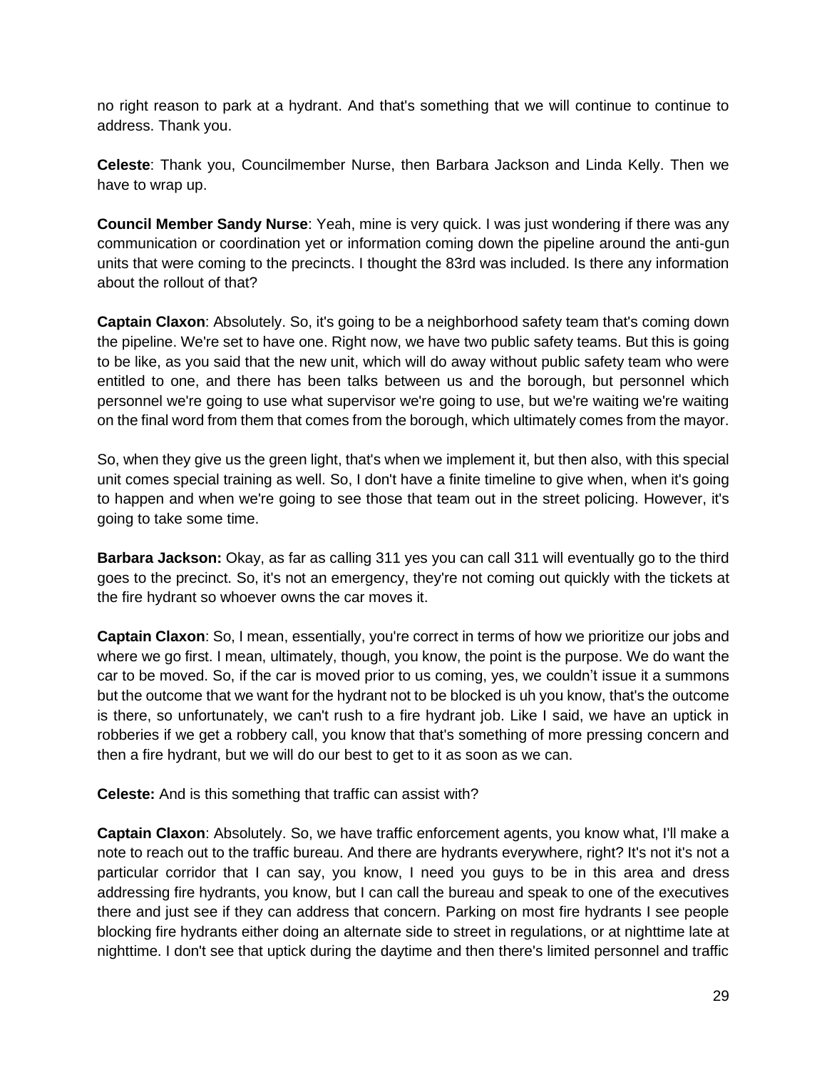no right reason to park at a hydrant. And that's something that we will continue to continue to address. Thank you.

**Celeste**: Thank you, Councilmember Nurse, then Barbara Jackson and Linda Kelly. Then we have to wrap up.

**Council Member Sandy Nurse**: Yeah, mine is very quick. I was just wondering if there was any communication or coordination yet or information coming down the pipeline around the anti-gun units that were coming to the precincts. I thought the 83rd was included. Is there any information about the rollout of that?

**Captain Claxon**: Absolutely. So, it's going to be a neighborhood safety team that's coming down the pipeline. We're set to have one. Right now, we have two public safety teams. But this is going to be like, as you said that the new unit, which will do away without public safety team who were entitled to one, and there has been talks between us and the borough, but personnel which personnel we're going to use what supervisor we're going to use, but we're waiting we're waiting on the final word from them that comes from the borough, which ultimately comes from the mayor.

So, when they give us the green light, that's when we implement it, but then also, with this special unit comes special training as well. So, I don't have a finite timeline to give when, when it's going to happen and when we're going to see those that team out in the street policing. However, it's going to take some time.

**Barbara Jackson:** Okay, as far as calling 311 yes you can call 311 will eventually go to the third goes to the precinct. So, it's not an emergency, they're not coming out quickly with the tickets at the fire hydrant so whoever owns the car moves it.

**Captain Claxon**: So, I mean, essentially, you're correct in terms of how we prioritize our jobs and where we go first. I mean, ultimately, though, you know, the point is the purpose. We do want the car to be moved. So, if the car is moved prior to us coming, yes, we couldn't issue it a summons but the outcome that we want for the hydrant not to be blocked is uh you know, that's the outcome is there, so unfortunately, we can't rush to a fire hydrant job. Like I said, we have an uptick in robberies if we get a robbery call, you know that that's something of more pressing concern and then a fire hydrant, but we will do our best to get to it as soon as we can.

**Celeste:** And is this something that traffic can assist with?

**Captain Claxon**: Absolutely. So, we have traffic enforcement agents, you know what, I'll make a note to reach out to the traffic bureau. And there are hydrants everywhere, right? It's not it's not a particular corridor that I can say, you know, I need you guys to be in this area and dress addressing fire hydrants, you know, but I can call the bureau and speak to one of the executives there and just see if they can address that concern. Parking on most fire hydrants I see people blocking fire hydrants either doing an alternate side to street in regulations, or at nighttime late at nighttime. I don't see that uptick during the daytime and then there's limited personnel and traffic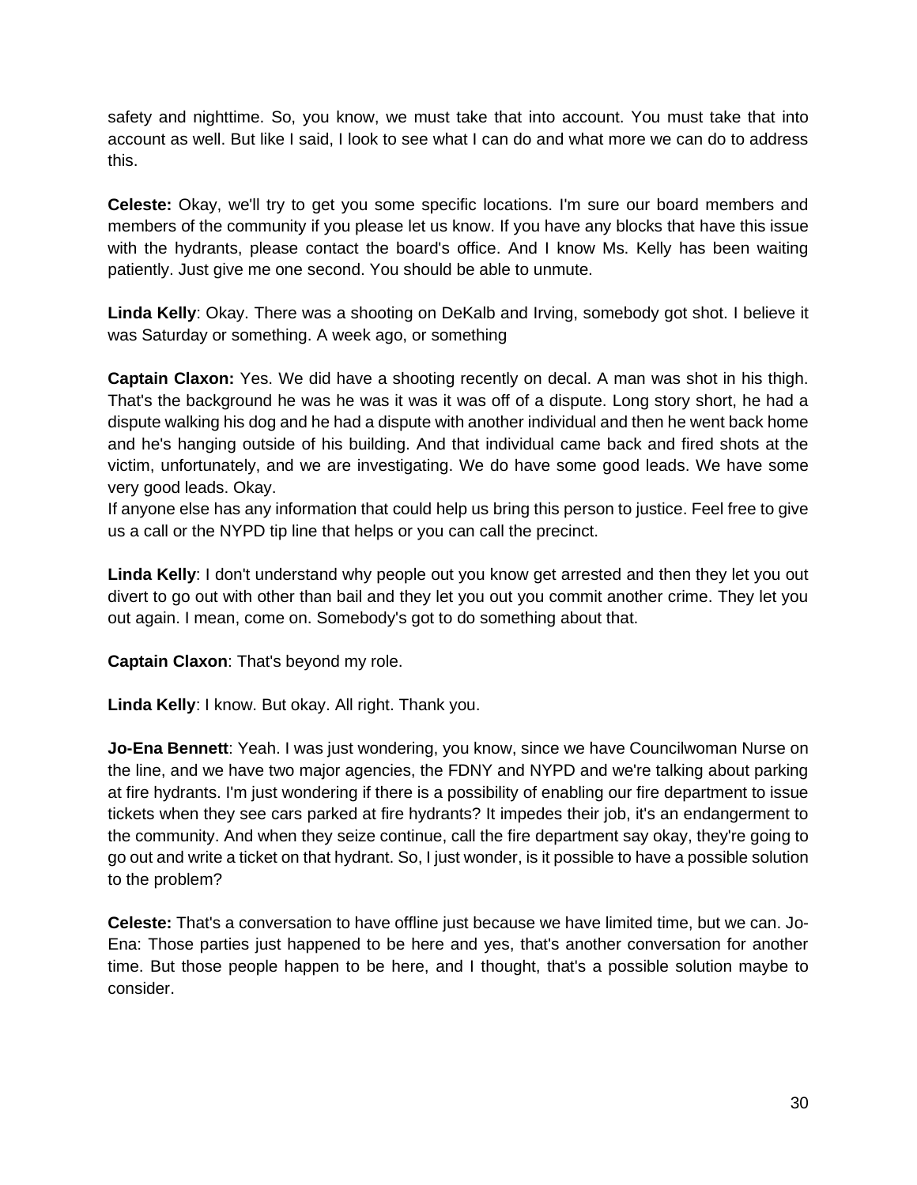safety and nighttime. So, you know, we must take that into account. You must take that into account as well. But like I said, I look to see what I can do and what more we can do to address this.

**Celeste:** Okay, we'll try to get you some specific locations. I'm sure our board members and members of the community if you please let us know. If you have any blocks that have this issue with the hydrants, please contact the board's office. And I know Ms. Kelly has been waiting patiently. Just give me one second. You should be able to unmute.

**Linda Kelly**: Okay. There was a shooting on DeKalb and Irving, somebody got shot. I believe it was Saturday or something. A week ago, or something

**Captain Claxon:** Yes. We did have a shooting recently on decal. A man was shot in his thigh. That's the background he was he was it was it was off of a dispute. Long story short, he had a dispute walking his dog and he had a dispute with another individual and then he went back home and he's hanging outside of his building. And that individual came back and fired shots at the victim, unfortunately, and we are investigating. We do have some good leads. We have some very good leads. Okay.
If anyone else has any information that could help us bring this person to justice. Feel free to give us a call or the NYPD tip line that helps or you can call the precinct.

**Linda Kelly**: I don't understand why people out you know get arrested and then they let you out divert to go out with other than bail and they let you out you commit another crime. They let you out again. I mean, come on. Somebody's got to do something about that.

**Captain Claxon**: That's beyond my role.

**Linda Kelly**: I know. But okay. All right. Thank you.

**Jo-Ena Bennett**: Yeah. I was just wondering, you know, since we have Councilwoman Nurse on the line, and we have two major agencies, the FDNY and NYPD and we're talking about parking at fire hydrants. I'm just wondering if there is a possibility of enabling our fire department to issue tickets when they see cars parked at fire hydrants? It impedes their job, it's an endangerment to the community. And when they seize continue, call the fire department say okay, they're going to go out and write a ticket on that hydrant. So, I just wonder, is it possible to have a possible solution to the problem?

**Celeste:** That's a conversation to have offline just because we have limited time, but we can. Jo-Ena: Those parties just happened to be here and yes, that's another conversation for another time. But those people happen to be here, and I thought, that's a possible solution maybe to consider.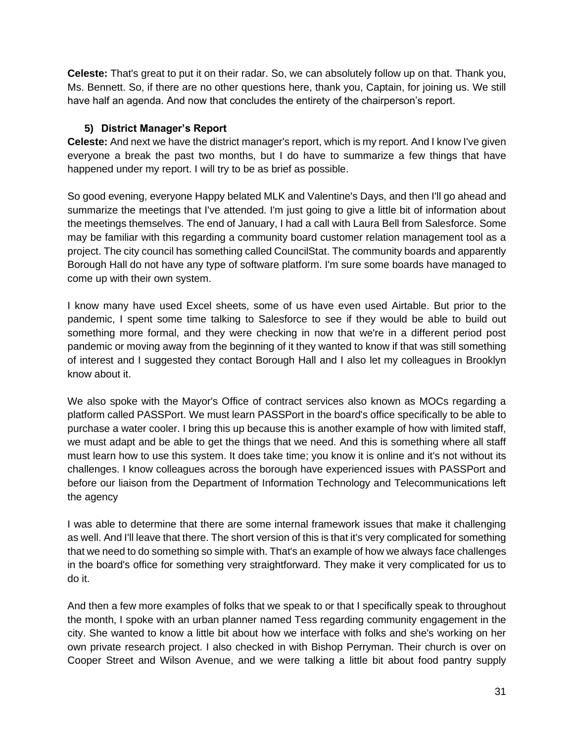**Celeste:** That's great to put it on their radar. So, we can absolutely follow up on that. Thank you, Ms. Bennett. So, if there are no other questions here, thank you, Captain, for joining us. We still have half an agenda. And now that concludes the entirety of the chairperson's report.

### 5) District Manager's Report

**Celeste:** And next we have the district manager's report, which is my report. And I know I've given everyone a break the past two months, but I do have to summarize a few things that have happened under my report. I will try to be as brief as possible.

So good evening, everyone Happy belated MLK and Valentine's Days, and then I'll go ahead and summarize the meetings that I've attended. I'm just going to give a little bit of information about the meetings themselves. The end of January, I had a call with Laura Bell from Salesforce. Some may be familiar with this regarding a community board customer relation management tool as a project. The city council has something called CouncilStat. The community boards and apparently Borough Hall do not have any type of software platform. I'm sure some boards have managed to come up with their own system.

I know many have used Excel sheets, some of us have even used Airtable. But prior to the pandemic, I spent some time talking to Salesforce to see if they would be able to build out something more formal, and they were checking in now that we're in a different period post pandemic or moving away from the beginning of it they wanted to know if that was still something of interest and I suggested they contact Borough Hall and I also let my colleagues in Brooklyn know about it.

We also spoke with the Mayor's Office of contract services also known as MOCs regarding a platform called PASSPort. We must learn PASSPort in the board's office specifically to be able to purchase a water cooler. I bring this up because this is another example of how with limited staff, we must adapt and be able to get the things that we need. And this is something where all staff must learn how to use this system. It does take time; you know it is online and it's not without its challenges. I know colleagues across the borough have experienced issues with PASSPort and before our liaison from the Department of Information Technology and Telecommunications left the agency

I was able to determine that there are some internal framework issues that make it challenging as well. And I'll leave that there. The short version of this is that it's very complicated for something that we need to do something so simple with. That's an example of how we always face challenges in the board's office for something very straightforward. They make it very complicated for us to do it.

And then a few more examples of folks that we speak to or that I specifically speak to throughout the month, I spoke with an urban planner named Tess regarding community engagement in the city. She wanted to know a little bit about how we interface with folks and she's working on her own private research project. I also checked in with Bishop Perryman. Their church is over on Cooper Street and Wilson Avenue, and we were talking a little bit about food pantry supply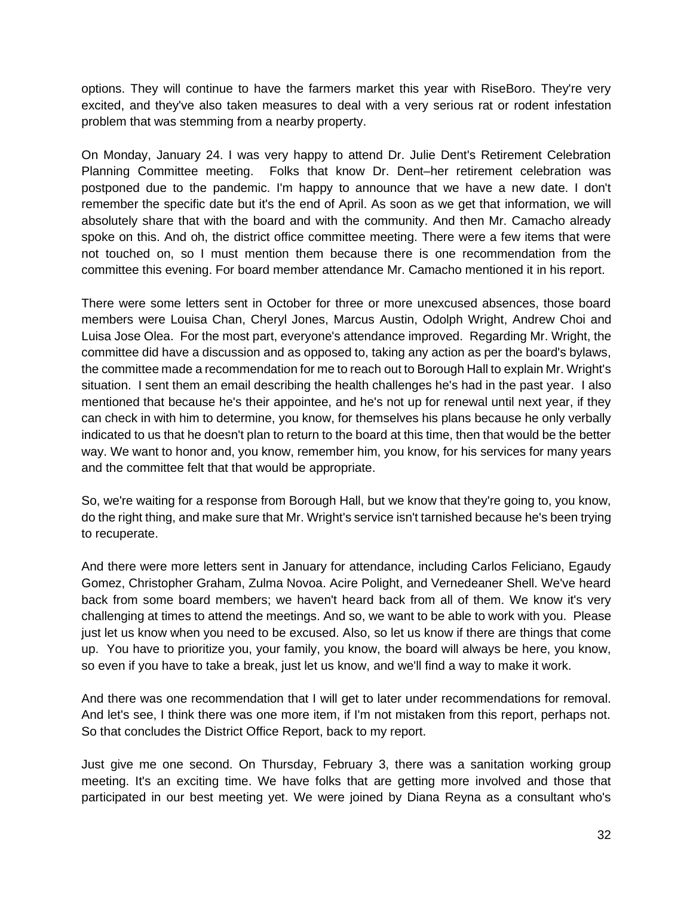options. They will continue to have the farmers market this year with RiseBoro. They're very excited, and they've also taken measures to deal with a very serious rat or rodent infestation problem that was stemming from a nearby property.

On Monday, January 24. I was very happy to attend Dr. Julie Dent's Retirement Celebration Planning Committee meeting. Folks that know Dr. Dent–her retirement celebration was postponed due to the pandemic. I'm happy to announce that we have a new date. I don't remember the specific date but it's the end of April. As soon as we get that information, we will absolutely share that with the board and with the community. And then Mr. Camacho already spoke on this. And oh, the district office committee meeting. There were a few items that were not touched on, so I must mention them because there is one recommendation from the committee this evening. For board member attendance Mr. Camacho mentioned it in his report.

There were some letters sent in October for three or more unexcused absences, those board members were Louisa Chan, Cheryl Jones, Marcus Austin, Odolph Wright, Andrew Choi and Luisa Jose Olea. For the most part, everyone's attendance improved. Regarding Mr. Wright, the committee did have a discussion and as opposed to, taking any action as per the board's bylaws, the committee made a recommendation for me to reach out to Borough Hall to explain Mr. Wright's situation. I sent them an email describing the health challenges he's had in the past year. I also mentioned that because he's their appointee, and he's not up for renewal until next year, if they can check in with him to determine, you know, for themselves his plans because he only verbally indicated to us that he doesn't plan to return to the board at this time, then that would be the better way. We want to honor and, you know, remember him, you know, for his services for many years and the committee felt that that would be appropriate.

So, we're waiting for a response from Borough Hall, but we know that they're going to, you know, do the right thing, and make sure that Mr. Wright's service isn't tarnished because he's been trying to recuperate.

And there were more letters sent in January for attendance, including Carlos Feliciano, Egaudy Gomez, Christopher Graham, Zulma Novoa. Acire Polight, and Vernedeaner Shell. We've heard back from some board members; we haven't heard back from all of them. We know it's very challenging at times to attend the meetings. And so, we want to be able to work with you. Please just let us know when you need to be excused. Also, so let us know if there are things that come up. You have to prioritize you, your family, you know, the board will always be here, you know, so even if you have to take a break, just let us know, and we'll find a way to make it work.

And there was one recommendation that I will get to later under recommendations for removal. And let's see, I think there was one more item, if I'm not mistaken from this report, perhaps not. So that concludes the District Office Report, back to my report.

Just give me one second. On Thursday, February 3, there was a sanitation working group meeting. It's an exciting time. We have folks that are getting more involved and those that participated in our best meeting yet. We were joined by Diana Reyna as a consultant who's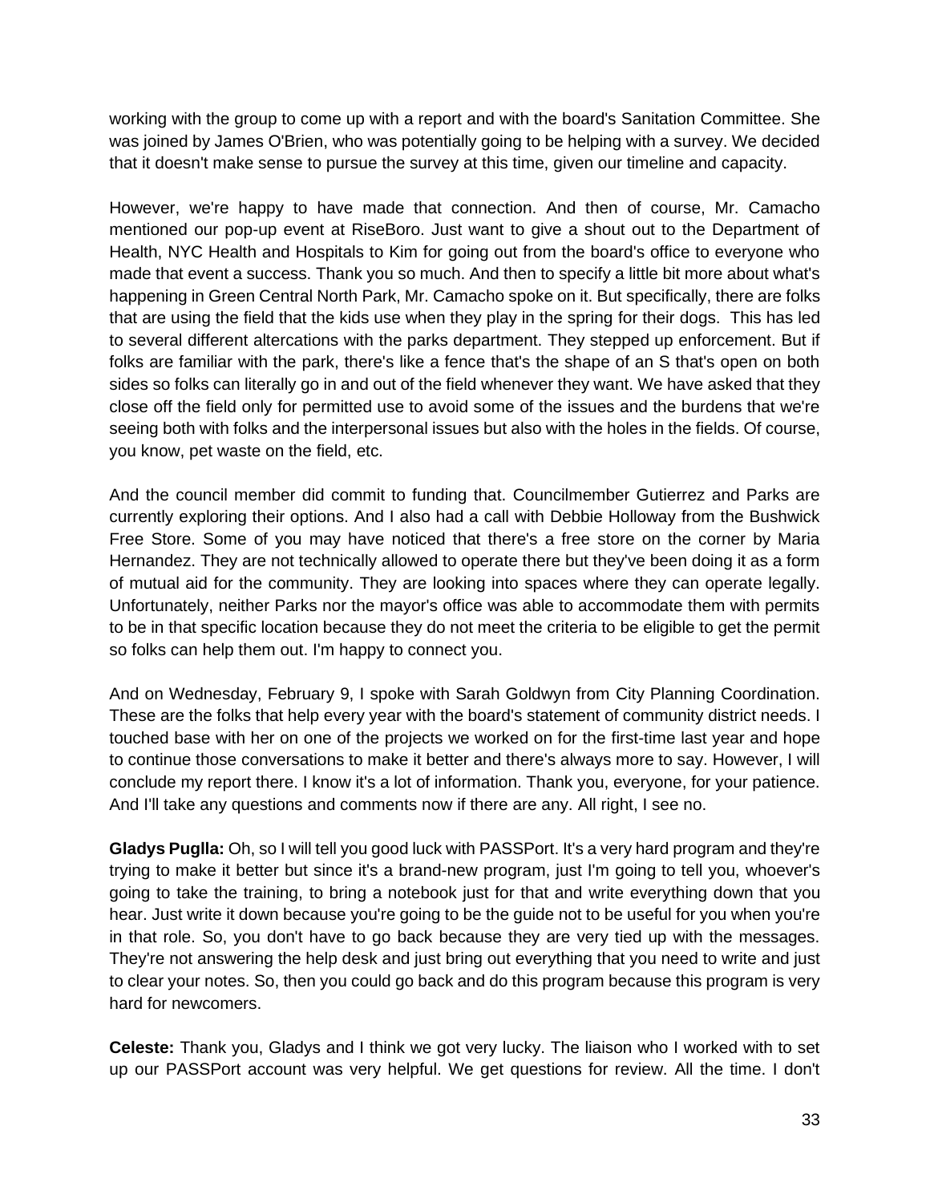working with the group to come up with a report and with the board's Sanitation Committee. She was joined by James O'Brien, who was potentially going to be helping with a survey. We decided that it doesn't make sense to pursue the survey at this time, given our timeline and capacity.

However, we're happy to have made that connection. And then of course, Mr. Camacho mentioned our pop-up event at RiseBoro. Just want to give a shout out to the Department of Health, NYC Health and Hospitals to Kim for going out from the board's office to everyone who made that event a success. Thank you so much. And then to specify a little bit more about what's happening in Green Central North Park, Mr. Camacho spoke on it. But specifically, there are folks that are using the field that the kids use when they play in the spring for their dogs. This has led to several different altercations with the parks department. They stepped up enforcement. But if folks are familiar with the park, there's like a fence that's the shape of an S that's open on both sides so folks can literally go in and out of the field whenever they want. We have asked that they close off the field only for permitted use to avoid some of the issues and the burdens that we're seeing both with folks and the interpersonal issues but also with the holes in the fields. Of course, you know, pet waste on the field, etc.

And the council member did commit to funding that. Councilmember Gutierrez and Parks are currently exploring their options. And I also had a call with Debbie Holloway from the Bushwick Free Store. Some of you may have noticed that there's a free store on the corner by Maria Hernandez. They are not technically allowed to operate there but they've been doing it as a form of mutual aid for the community. They are looking into spaces where they can operate legally. Unfortunately, neither Parks nor the mayor's office was able to accommodate them with permits to be in that specific location because they do not meet the criteria to be eligible to get the permit so folks can help them out. I'm happy to connect you.

And on Wednesday, February 9, I spoke with Sarah Goldwyn from City Planning Coordination. These are the folks that help every year with the board's statement of community district needs. I touched base with her on one of the projects we worked on for the first-time last year and hope to continue those conversations to make it better and there's always more to say. However, I will conclude my report there. I know it's a lot of information. Thank you, everyone, for your patience. And I'll take any questions and comments now if there are any. All right, I see no.

**Gladys Puglla:** Oh, so I will tell you good luck with PASSPort. It's a very hard program and they're trying to make it better but since it's a brand-new program, just I'm going to tell you, whoever's going to take the training, to bring a notebook just for that and write everything down that you hear. Just write it down because you're going to be the guide not to be useful for you when you're in that role. So, you don't have to go back because they are very tied up with the messages. They're not answering the help desk and just bring out everything that you need to write and just to clear your notes. So, then you could go back and do this program because this program is very hard for newcomers.

**Celeste:** Thank you, Gladys and I think we got very lucky. The liaison who I worked with to set up our PASSPort account was very helpful. We get questions for review. All the time. I don't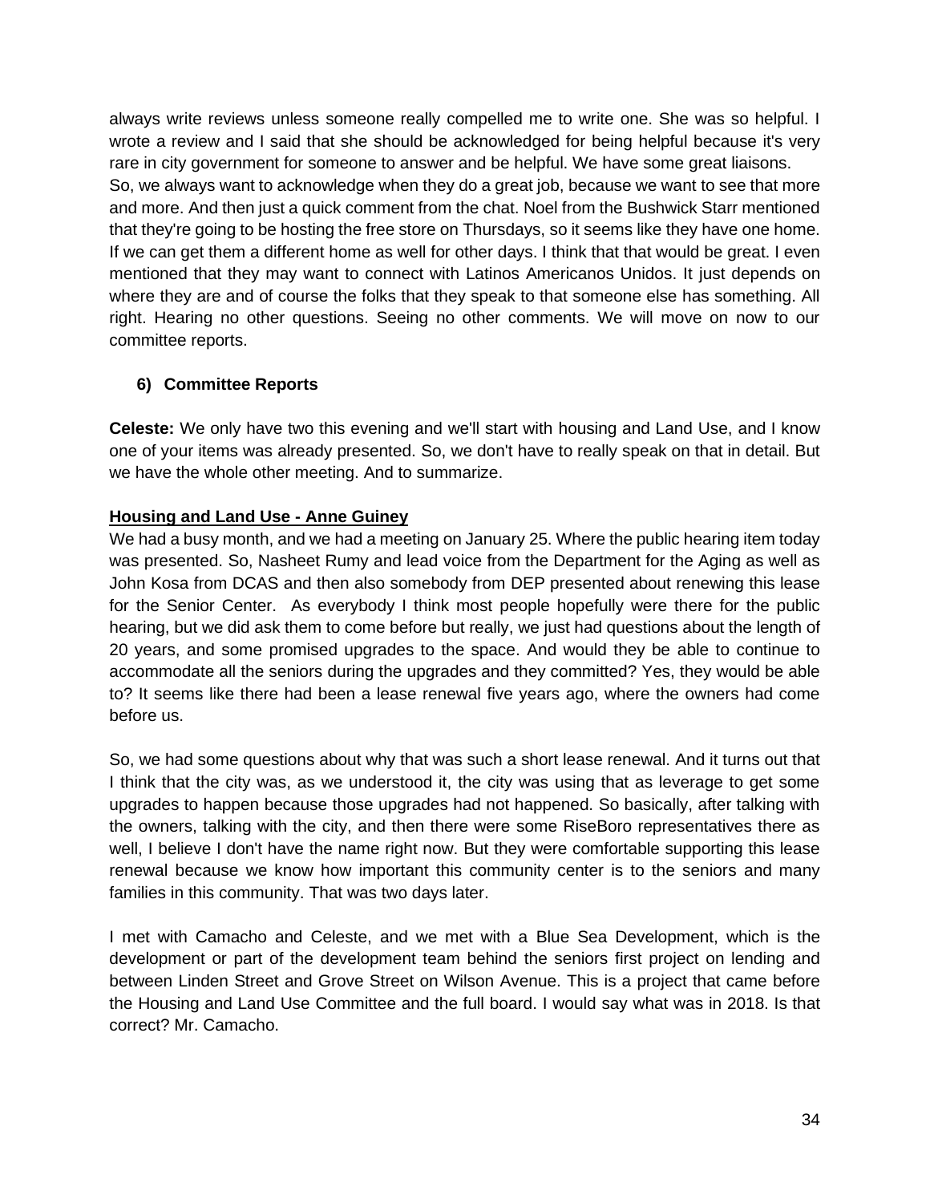always write reviews unless someone really compelled me to write one. She was so helpful. I wrote a review and I said that she should be acknowledged for being helpful because it's very rare in city government for someone to answer and be helpful. We have some great liaisons. So, we always want to acknowledge when they do a great job, because we want to see that more and more. And then just a quick comment from the chat. Noel from the Bushwick Starr mentioned that they're going to be hosting the free store on Thursdays, so it seems like they have one home. If we can get them a different home as well for other days. I think that that would be great. I even mentioned that they may want to connect with Latinos Americanos Unidos. It just depends on where they are and of course the folks that they speak to that someone else has something. All right. Hearing no other questions. Seeing no other comments. We will move on now to our committee reports.

**6) Committee Reports**

**Celeste:** We only have two this evening and we'll start with housing and Land Use, and I know one of your items was already presented. So, we don't have to really speak on that in detail. But we have the whole other meeting. And to summarize.

**Housing and Land Use - Anne Guiney**

We had a busy month, and we had a meeting on January 25. Where the public hearing item today was presented. So, Nasheet Rumy and lead voice from the Department for the Aging as well as John Kosa from DCAS and then also somebody from DEP presented about renewing this lease for the Senior Center. As everybody I think most people hopefully were there for the public hearing, but we did ask them to come before but really, we just had questions about the length of 20 years, and some promised upgrades to the space. And would they be able to continue to accommodate all the seniors during the upgrades and they committed? Yes, they would be able to? It seems like there had been a lease renewal five years ago, where the owners had come before us.

So, we had some questions about why that was such a short lease renewal. And it turns out that I think that the city was, as we understood it, the city was using that as leverage to get some upgrades to happen because those upgrades had not happened. So basically, after talking with the owners, talking with the city, and then there were some RiseBoro representatives there as well, I believe I don't have the name right now. But they were comfortable supporting this lease renewal because we know how important this community center is to the seniors and many families in this community. That was two days later.

I met with Camacho and Celeste, and we met with a Blue Sea Development, which is the development or part of the development team behind the seniors first project on lending and between Linden Street and Grove Street on Wilson Avenue. This is a project that came before the Housing and Land Use Committee and the full board. I would say what was in 2018. Is that correct? Mr. Camacho.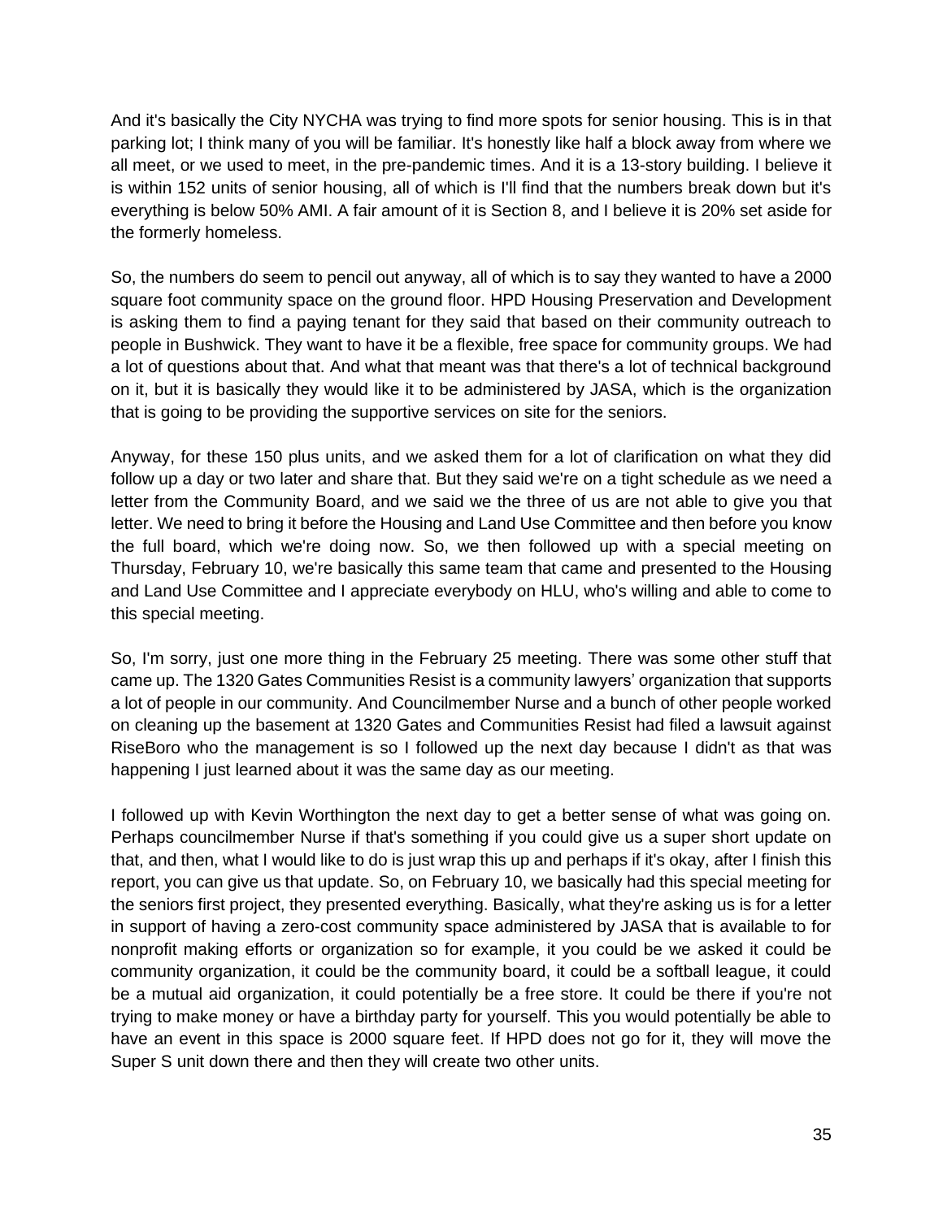And it's basically the City NYCHA was trying to find more spots for senior housing. This is in that parking lot; I think many of you will be familiar. It's honestly like half a block away from where we all meet, or we used to meet, in the pre-pandemic times. And it is a 13-story building. I believe it is within 152 units of senior housing, all of which is I'll find that the numbers break down but it's everything is below 50% AMI. A fair amount of it is Section 8, and I believe it is 20% set aside for the formerly homeless.

So, the numbers do seem to pencil out anyway, all of which is to say they wanted to have a 2000 square foot community space on the ground floor. HPD Housing Preservation and Development is asking them to find a paying tenant for they said that based on their community outreach to people in Bushwick. They want to have it be a flexible, free space for community groups. We had a lot of questions about that. And what that meant was that there's a lot of technical background on it, but it is basically they would like it to be administered by JASA, which is the organization that is going to be providing the supportive services on site for the seniors.

Anyway, for these 150 plus units, and we asked them for a lot of clarification on what they did follow up a day or two later and share that. But they said we're on a tight schedule as we need a letter from the Community Board, and we said we the three of us are not able to give you that letter. We need to bring it before the Housing and Land Use Committee and then before you know the full board, which we're doing now. So, we then followed up with a special meeting on Thursday, February 10, we're basically this same team that came and presented to the Housing and Land Use Committee and I appreciate everybody on HLU, who's willing and able to come to this special meeting.

So, I'm sorry, just one more thing in the February 25 meeting. There was some other stuff that came up. The 1320 Gates Communities Resist is a community lawyers' organization that supports a lot of people in our community. And Councilmember Nurse and a bunch of other people worked on cleaning up the basement at 1320 Gates and Communities Resist had filed a lawsuit against RiseBoro who the management is so I followed up the next day because I didn't as that was happening I just learned about it was the same day as our meeting.

I followed up with Kevin Worthington the next day to get a better sense of what was going on. Perhaps councilmember Nurse if that's something if you could give us a super short update on that, and then, what I would like to do is just wrap this up and perhaps if it's okay, after I finish this report, you can give us that update. So, on February 10, we basically had this special meeting for the seniors first project, they presented everything. Basically, what they're asking us is for a letter in support of having a zero-cost community space administered by JASA that is available to for nonprofit making efforts or organization so for example, it you could be we asked it could be community organization, it could be the community board, it could be a softball league, it could be a mutual aid organization, it could potentially be a free store. It could be there if you're not trying to make money or have a birthday party for yourself. This you would potentially be able to have an event in this space is 2000 square feet. If HPD does not go for it, they will move the Super S unit down there and then they will create two other units.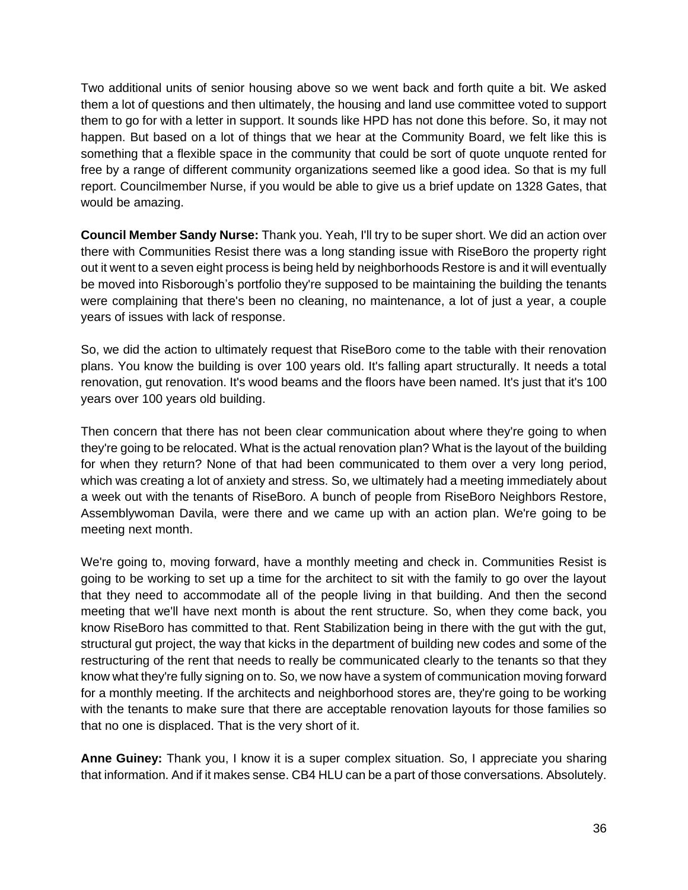Two additional units of senior housing above so we went back and forth quite a bit. We asked them a lot of questions and then ultimately, the housing and land use committee voted to support them to go for with a letter in support. It sounds like HPD has not done this before. So, it may not happen. But based on a lot of things that we hear at the Community Board, we felt like this is something that a flexible space in the community that could be sort of quote unquote rented for free by a range of different community organizations seemed like a good idea. So that is my full report. Councilmember Nurse, if you would be able to give us a brief update on 1328 Gates, that would be amazing.

**Council Member Sandy Nurse:** Thank you. Yeah, I'll try to be super short. We did an action over there with Communities Resist there was a long standing issue with RiseBoro the property right out it went to a seven eight process is being held by neighborhoods Restore is and it will eventually be moved into Risborough's portfolio they're supposed to be maintaining the building the tenants were complaining that there's been no cleaning, no maintenance, a lot of just a year, a couple years of issues with lack of response.

So, we did the action to ultimately request that RiseBoro come to the table with their renovation plans. You know the building is over 100 years old. It's falling apart structurally. It needs a total renovation, gut renovation. It's wood beams and the floors have been named. It's just that it's 100 years over 100 years old building.

Then concern that there has not been clear communication about where they're going to when they're going to be relocated. What is the actual renovation plan? What is the layout of the building for when they return? None of that had been communicated to them over a very long period, which was creating a lot of anxiety and stress. So, we ultimately had a meeting immediately about a week out with the tenants of RiseBoro. A bunch of people from RiseBoro Neighbors Restore, Assemblywoman Davila, were there and we came up with an action plan. We're going to be meeting next month.

We're going to, moving forward, have a monthly meeting and check in. Communities Resist is going to be working to set up a time for the architect to sit with the family to go over the layout that they need to accommodate all of the people living in that building. And then the second meeting that we'll have next month is about the rent structure. So, when they come back, you know RiseBoro has committed to that. Rent Stabilization being in there with the gut with the gut, structural gut project, the way that kicks in the department of building new codes and some of the restructuring of the rent that needs to really be communicated clearly to the tenants so that they know what they're fully signing on to. So, we now have a system of communication moving forward for a monthly meeting. If the architects and neighborhood stores are, they're going to be working with the tenants to make sure that there are acceptable renovation layouts for those families so that no one is displaced. That is the very short of it.

**Anne Guiney:** Thank you, I know it is a super complex situation. So, I appreciate you sharing that information. And if it makes sense. CB4 HLU can be a part of those conversations. Absolutely.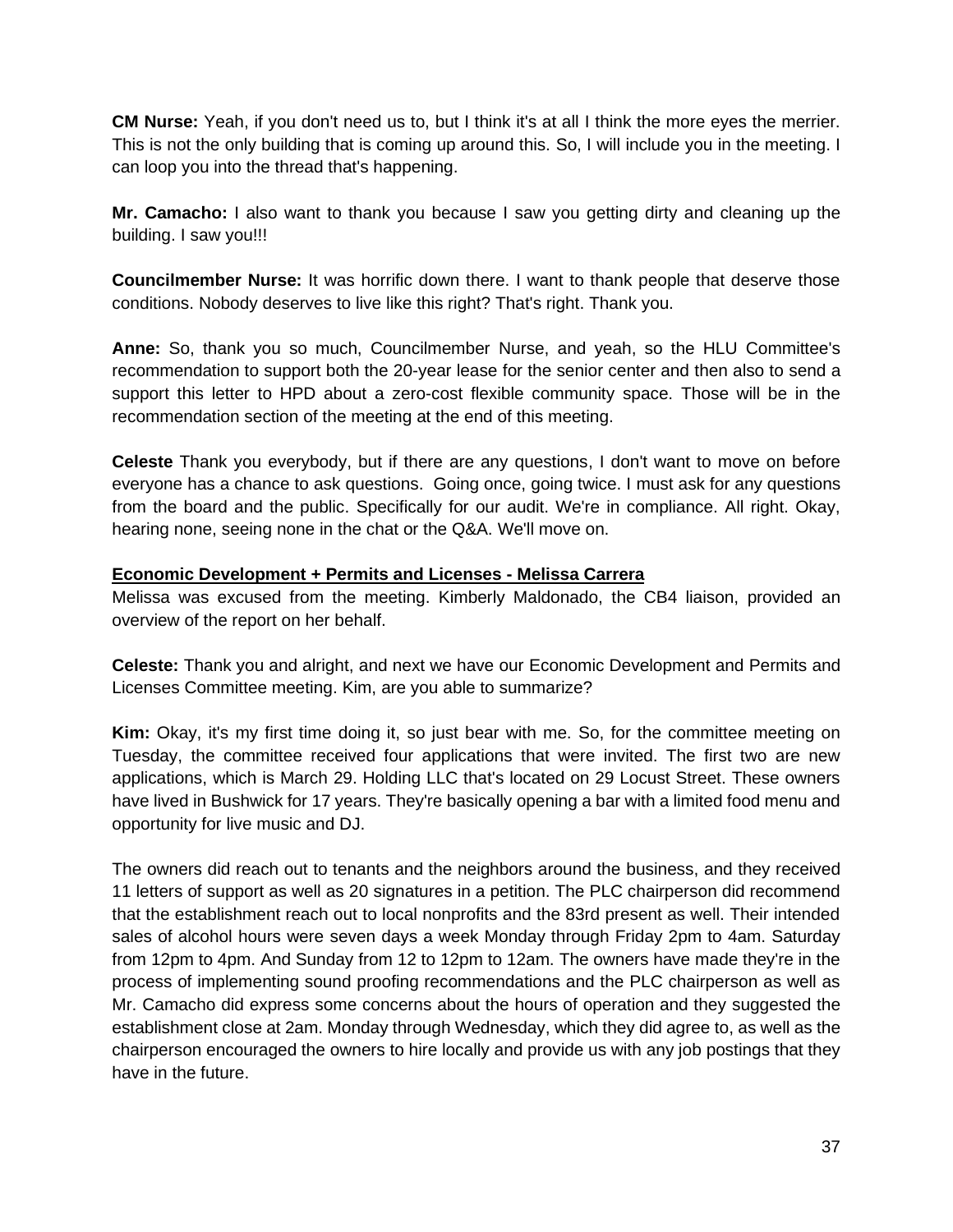**CM Nurse:** Yeah, if you don't need us to, but I think it's at all I think the more eyes the merrier. This is not the only building that is coming up around this. So, I will include you in the meeting. I can loop you into the thread that's happening.

**Mr. Camacho:** I also want to thank you because I saw you getting dirty and cleaning up the building. I saw you!!!

**Councilmember Nurse:** It was horrific down there. I want to thank people that deserve those conditions. Nobody deserves to live like this right? That's right. Thank you.

**Anne:** So, thank you so much, Councilmember Nurse, and yeah, so the HLU Committee's recommendation to support both the 20-year lease for the senior center and then also to send a support this letter to HPD about a zero-cost flexible community space. Those will be in the recommendation section of the meeting at the end of this meeting.

**Celeste** Thank you everybody, but if there are any questions, I don't want to move on before everyone has a chance to ask questions. Going once, going twice. I must ask for any questions from the board and the public. Specifically for our audit. We're in compliance. All right. Okay, hearing none, seeing none in the chat or the Q&A. We'll move on.

**Economic Development + Permits and Licenses - Melissa Carrera**

Melissa was excused from the meeting. Kimberly Maldonado, the CB4 liaison, provided an overview of the report on her behalf.

**Celeste:** Thank you and alright, and next we have our Economic Development and Permits and Licenses Committee meeting. Kim, are you able to summarize?

**Kim:** Okay, it's my first time doing it, so just bear with me. So, for the committee meeting on Tuesday, the committee received four applications that were invited. The first two are new applications, which is March 29. Holding LLC that's located on 29 Locust Street. These owners have lived in Bushwick for 17 years. They're basically opening a bar with a limited food menu and opportunity for live music and DJ.

The owners did reach out to tenants and the neighbors around the business, and they received 11 letters of support as well as 20 signatures in a petition. The PLC chairperson did recommend that the establishment reach out to local nonprofits and the 83rd present as well. Their intended sales of alcohol hours were seven days a week Monday through Friday 2pm to 4am. Saturday from 12pm to 4pm. And Sunday from 12 to 12pm to 12am. The owners have made they're in the process of implementing sound proofing recommendations and the PLC chairperson as well as Mr. Camacho did express some concerns about the hours of operation and they suggested the establishment close at 2am. Monday through Wednesday, which they did agree to, as well as the chairperson encouraged the owners to hire locally and provide us with any job postings that they have in the future.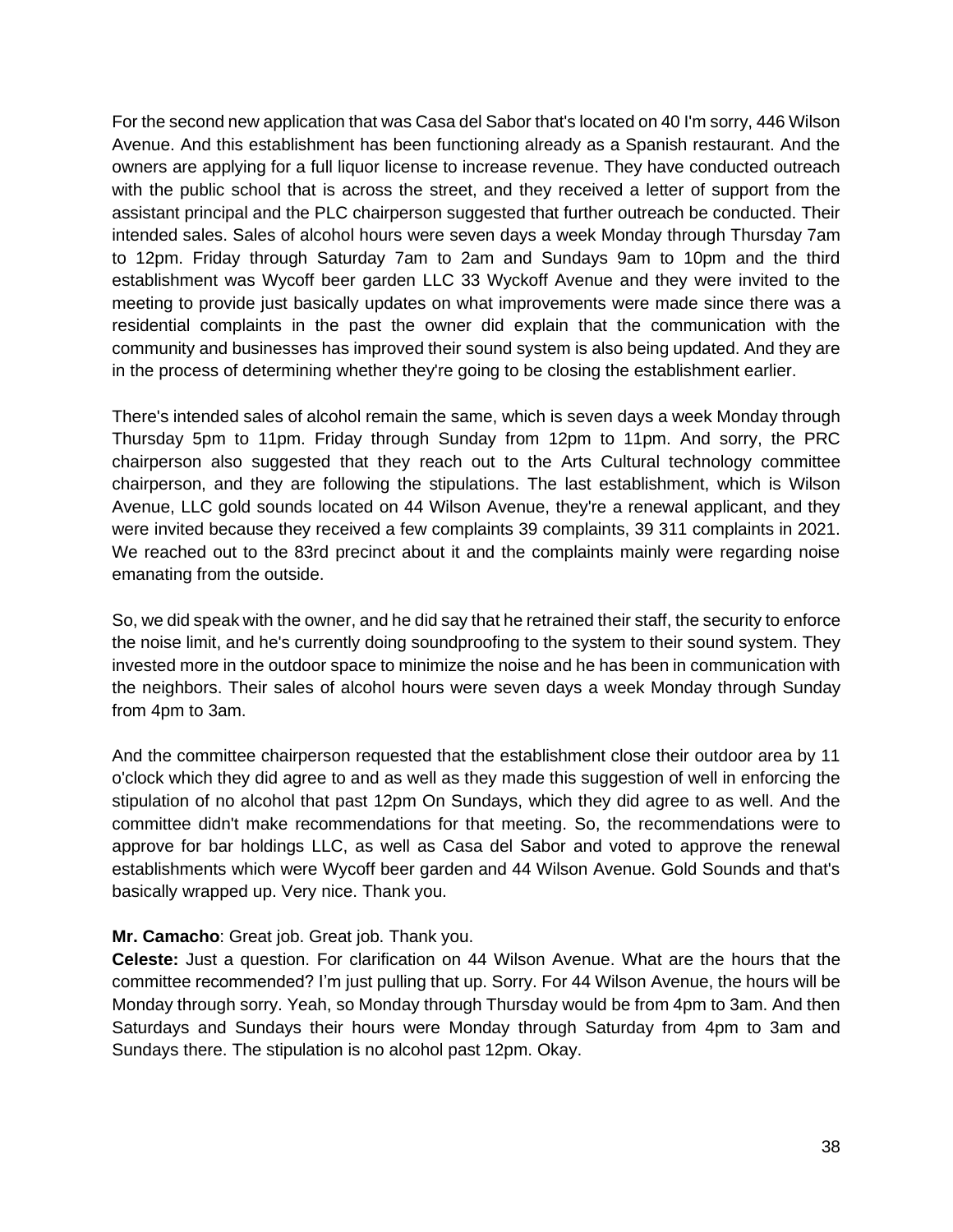For the second new application that was Casa del Sabor that's located on 40 I'm sorry, 446 Wilson Avenue. And this establishment has been functioning already as a Spanish restaurant. And the owners are applying for a full liquor license to increase revenue. They have conducted outreach with the public school that is across the street, and they received a letter of support from the assistant principal and the PLC chairperson suggested that further outreach be conducted. Their intended sales. Sales of alcohol hours were seven days a week Monday through Thursday 7am to 12pm. Friday through Saturday 7am to 2am and Sundays 9am to 10pm and the third establishment was Wycoff beer garden LLC 33 Wyckoff Avenue and they were invited to the meeting to provide just basically updates on what improvements were made since there was a residential complaints in the past the owner did explain that the communication with the community and businesses has improved their sound system is also being updated. And they are in the process of determining whether they're going to be closing the establishment earlier.

There's intended sales of alcohol remain the same, which is seven days a week Monday through Thursday 5pm to 11pm. Friday through Sunday from 12pm to 11pm. And sorry, the PRC chairperson also suggested that they reach out to the Arts Cultural technology committee chairperson, and they are following the stipulations. The last establishment, which is Wilson Avenue, LLC gold sounds located on 44 Wilson Avenue, they're a renewal applicant, and they were invited because they received a few complaints 39 complaints, 39 311 complaints in 2021. We reached out to the 83rd precinct about it and the complaints mainly were regarding noise emanating from the outside.

So, we did speak with the owner, and he did say that he retrained their staff, the security to enforce the noise limit, and he's currently doing soundproofing to the system to their sound system. They invested more in the outdoor space to minimize the noise and he has been in communication with the neighbors. Their sales of alcohol hours were seven days a week Monday through Sunday from 4pm to 3am.

And the committee chairperson requested that the establishment close their outdoor area by 11 o'clock which they did agree to and as well as they made this suggestion of well in enforcing the stipulation of no alcohol that past 12pm On Sundays, which they did agree to as well. And the committee didn't make recommendations for that meeting. So, the recommendations were to approve for bar holdings LLC, as well as Casa del Sabor and voted to approve the renewal establishments which were Wycoff beer garden and 44 Wilson Avenue. Gold Sounds and that's basically wrapped up. Very nice. Thank you.

**Mr. Camacho**: Great job. Great job. Thank you.

**Celeste:** Just a question. For clarification on 44 Wilson Avenue. What are the hours that the committee recommended? I'm just pulling that up. Sorry. For 44 Wilson Avenue, the hours will be Monday through sorry. Yeah, so Monday through Thursday would be from 4pm to 3am. And then Saturdays and Sundays their hours were Monday through Saturday from 4pm to 3am and Sundays there. The stipulation is no alcohol past 12pm. Okay.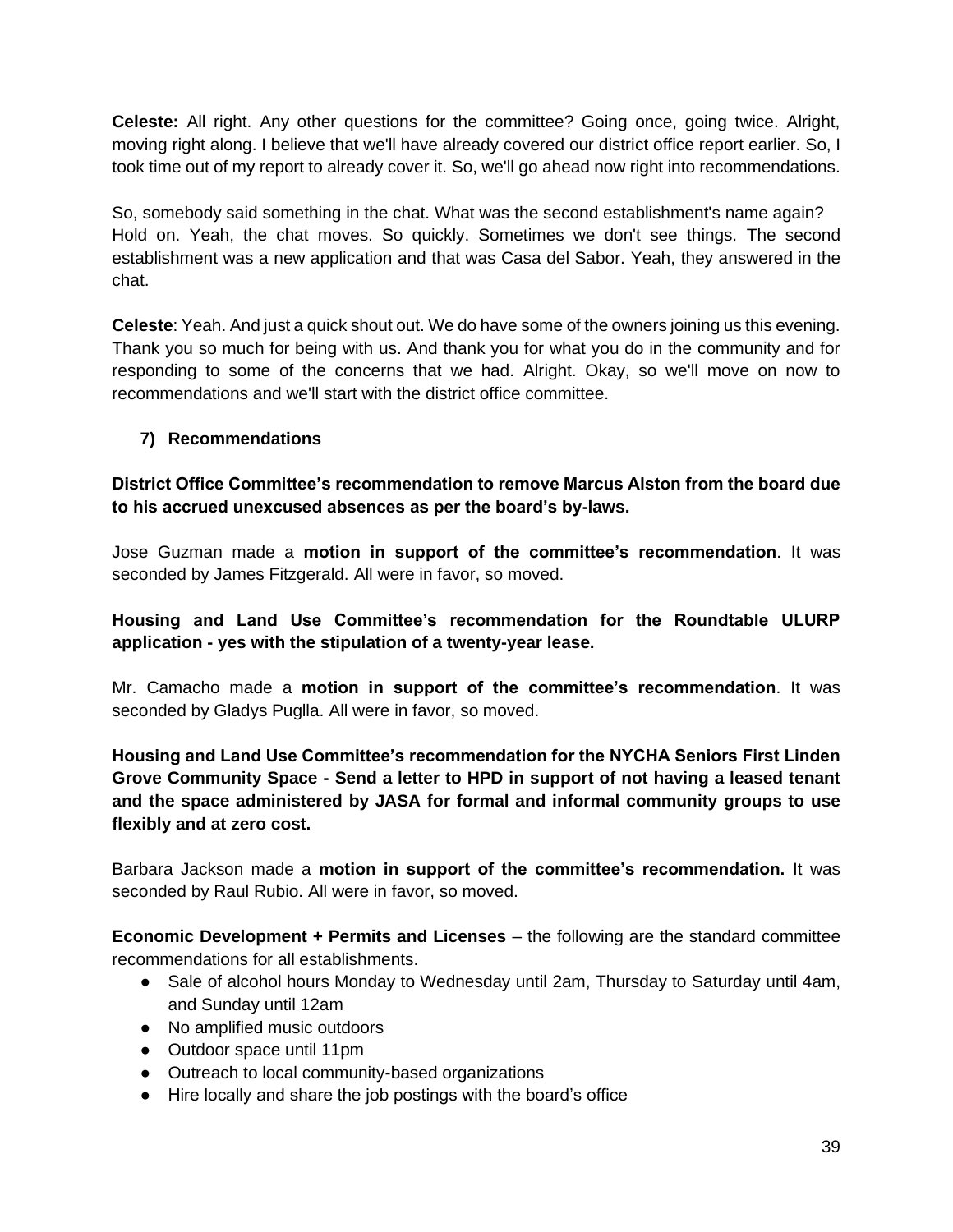**Celeste:** All right. Any other questions for the committee? Going once, going twice. Alright, moving right along. I believe that we'll have already covered our district office report earlier. So, I took time out of my report to already cover it. So, we'll go ahead now right into recommendations.

So, somebody said something in the chat. What was the second establishment's name again? Hold on. Yeah, the chat moves. So quickly. Sometimes we don't see things. The second establishment was a new application and that was Casa del Sabor. Yeah, they answered in the chat.

**Celeste**: Yeah. And just a quick shout out. We do have some of the owners joining us this evening. Thank you so much for being with us. And thank you for what you do in the community and for responding to some of the concerns that we had. Alright. Okay, so we'll move on now to recommendations and we'll start with the district office committee.

### 7) Recommendations

**District Office Committee's recommendation to remove Marcus Alston from the board due to his accrued unexcused absences as per the board's by-laws.**

Jose Guzman made a **motion in support of the committee's recommendation**. It was seconded by James Fitzgerald. All were in favor, so moved.

**Housing and Land Use Committee's recommendation for the Roundtable ULURP application - yes with the stipulation of a twenty-year lease.**

Mr. Camacho made a **motion in support of the committee's recommendation**. It was seconded by Gladys Puglla. All were in favor, so moved.

**Housing and Land Use Committee's recommendation for the NYCHA Seniors First Linden Grove Community Space - Send a letter to HPD in support of not having a leased tenant and the space administered by JASA for formal and informal community groups to use flexibly and at zero cost.**

Barbara Jackson made a **motion in support of the committee's recommendation.** It was seconded by Raul Rubio. All were in favor, so moved.

**Economic Development + Permits and Licenses** – the following are the standard committee recommendations for all establishments.

- Sale of alcohol hours Monday to Wednesday until 2am, Thursday to Saturday until 4am, and Sunday until 12am
- No amplified music outdoors
- Outdoor space until 11pm
- Outreach to local community-based organizations
- Hire locally and share the job postings with the board's office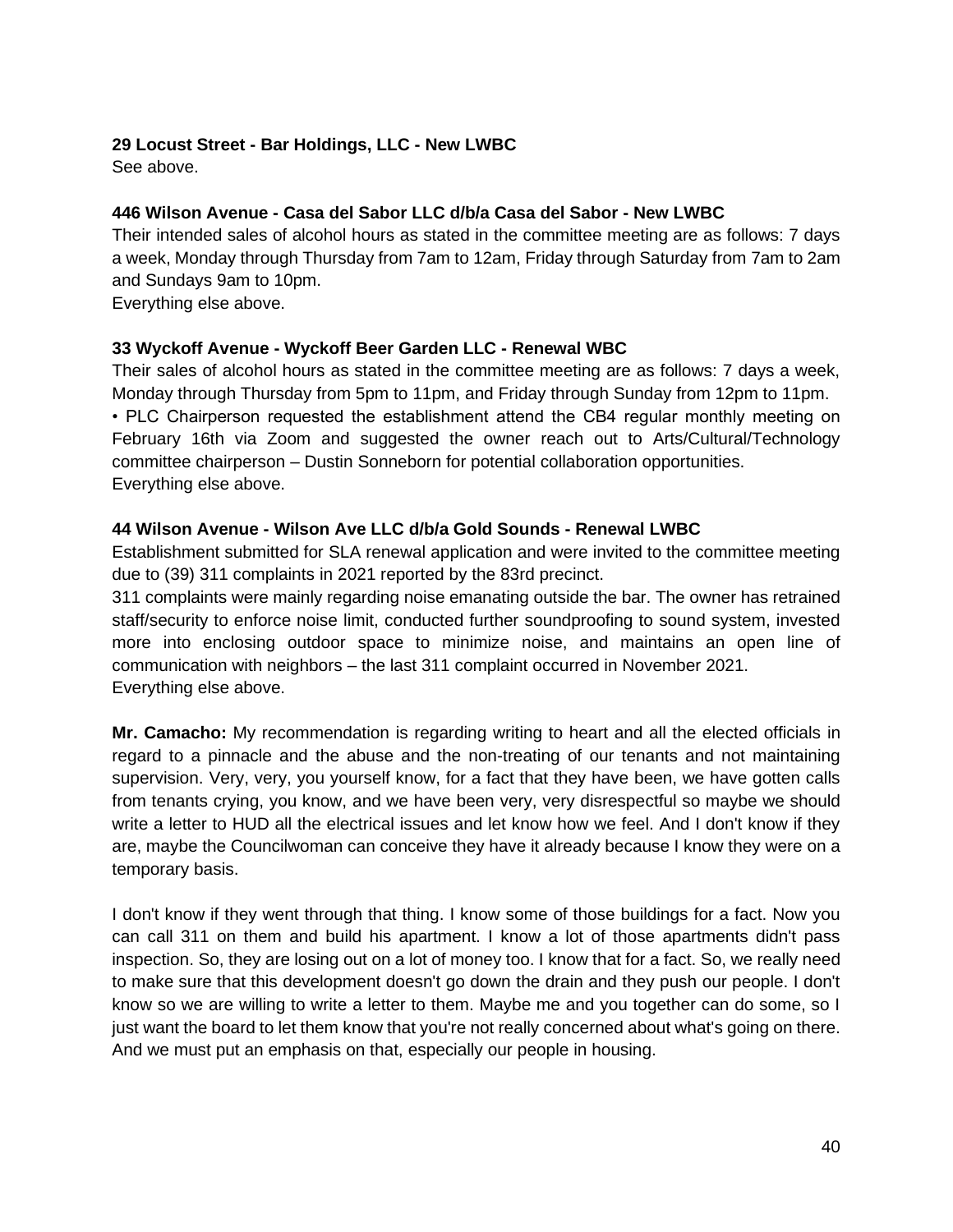**29 Locust Street - Bar Holdings, LLC - New LWBC**
See above.

**446 Wilson Avenue - Casa del Sabor LLC d/b/a Casa del Sabor - New LWBC**
Their intended sales of alcohol hours as stated in the committee meeting are as follows: 7 days a week, Monday through Thursday from 7am to 12am, Friday through Saturday from 7am to 2am and Sundays 9am to 10pm.
Everything else above.

**33 Wyckoff Avenue - Wyckoff Beer Garden LLC - Renewal WBC**
Their sales of alcohol hours as stated in the committee meeting are as follows: 7 days a week, Monday through Thursday from 5pm to 11pm, and Friday through Sunday from 12pm to 11pm.
• PLC Chairperson requested the establishment attend the CB4 regular monthly meeting on February 16th via Zoom and suggested the owner reach out to Arts/Cultural/Technology committee chairperson – Dustin Sonneborn for potential collaboration opportunities.
Everything else above.

**44 Wilson Avenue - Wilson Ave LLC d/b/a Gold Sounds - Renewal LWBC**
Establishment submitted for SLA renewal application and were invited to the committee meeting due to (39) 311 complaints in 2021 reported by the 83rd precinct.
311 complaints were mainly regarding noise emanating outside the bar. The owner has retrained staff/security to enforce noise limit, conducted further soundproofing to sound system, invested more into enclosing outdoor space to minimize noise, and maintains an open line of communication with neighbors – the last 311 complaint occurred in November 2021.
Everything else above.

**Mr. Camacho:** My recommendation is regarding writing to heart and all the elected officials in regard to a pinnacle and the abuse and the non-treating of our tenants and not maintaining supervision. Very, very, you yourself know, for a fact that they have been, we have gotten calls from tenants crying, you know, and we have been very, very disrespectful so maybe we should write a letter to HUD all the electrical issues and let know how we feel. And I don't know if they are, maybe the Councilwoman can conceive they have it already because I know they were on a temporary basis.

I don't know if they went through that thing. I know some of those buildings for a fact. Now you can call 311 on them and build his apartment. I know a lot of those apartments didn't pass inspection. So, they are losing out on a lot of money too. I know that for a fact. So, we really need to make sure that this development doesn't go down the drain and they push our people. I don't know so we are willing to write a letter to them. Maybe me and you together can do some, so I just want the board to let them know that you're not really concerned about what's going on there. And we must put an emphasis on that, especially our people in housing.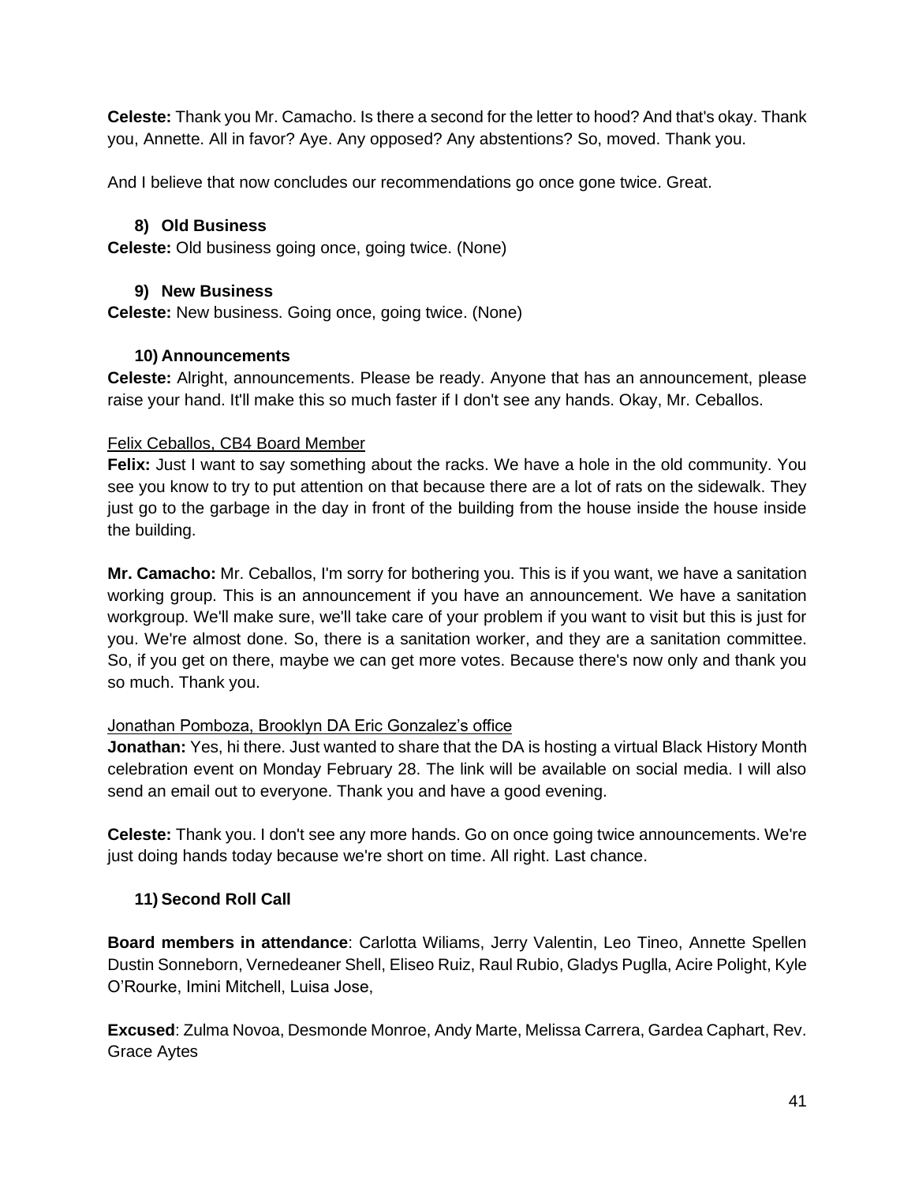**Celeste:** Thank you Mr. Camacho. Is there a second for the letter to hood? And that's okay. Thank you, Annette. All in favor? Aye. Any opposed? Any abstentions? So, moved. Thank you.

And I believe that now concludes our recommendations go once gone twice. Great.

### 8) Old Business

**Celeste:** Old business going once, going twice. (None)

### 9) New Business

**Celeste:** New business. Going once, going twice. (None)

### 10) Announcements

**Celeste:** Alright, announcements. Please be ready. Anyone that has an announcement, please raise your hand. It'll make this so much faster if I don't see any hands. Okay, Mr. Ceballos.

<u>Felix Ceballos, CB4 Board Member</u>

**Felix:** Just I want to say something about the racks. We have a hole in the old community. You see you know to try to put attention on that because there are a lot of rats on the sidewalk. They just go to the garbage in the day in front of the building from the house inside the house inside the building.

**Mr. Camacho:** Mr. Ceballos, I'm sorry for bothering you. This is if you want, we have a sanitation working group. This is an announcement if you have an announcement. We have a sanitation workgroup. We'll make sure, we'll take care of your problem if you want to visit but this is just for you. We're almost done. So, there is a sanitation worker, and they are a sanitation committee. So, if you get on there, maybe we can get more votes. Because there's now only and thank you so much. Thank you.

<u>Jonathan Pomboza, Brooklyn DA Eric Gonzalez's office</u>

**Jonathan:** Yes, hi there. Just wanted to share that the DA is hosting a virtual Black History Month celebration event on Monday February 28. The link will be available on social media. I will also send an email out to everyone. Thank you and have a good evening.

**Celeste:** Thank you. I don't see any more hands. Go on once going twice announcements. We're just doing hands today because we're short on time. All right. Last chance.

### 11) Second Roll Call

**Board members in attendance**: Carlotta Wiliams, Jerry Valentin, Leo Tineo, Annette Spellen Dustin Sonneborn, Vernedeaner Shell, Eliseo Ruiz, Raul Rubio, Gladys Puglla, Acire Polight, Kyle O'Rourke, Imini Mitchell, Luisa Jose,

**Excused**: Zulma Novoa, Desmonde Monroe, Andy Marte, Melissa Carrera, Gardea Caphart, Rev. Grace Aytes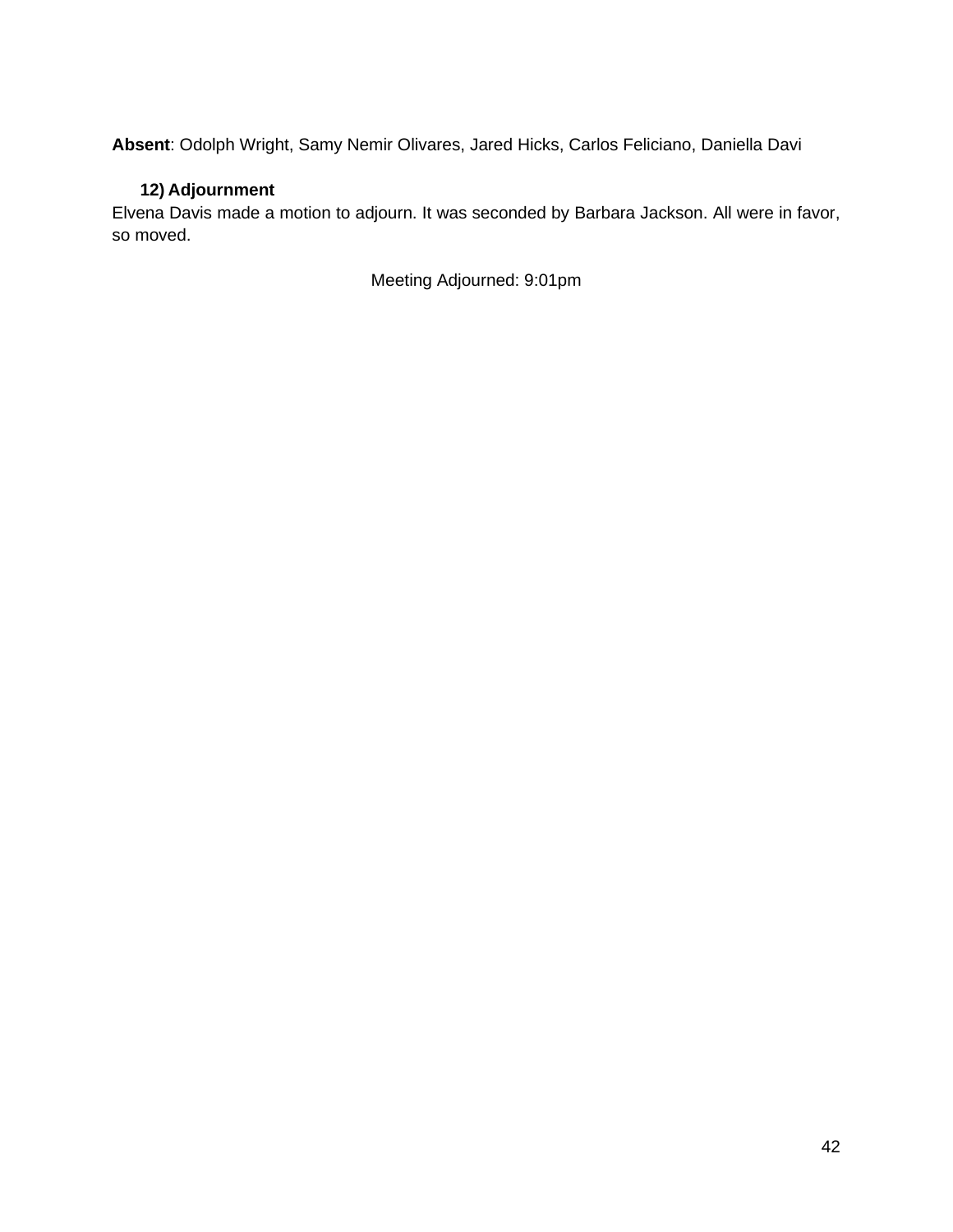**Absent**: Odolph Wright, Samy Nemir Olivares, Jared Hicks, Carlos Feliciano, Daniella Davi

**12) Adjournment**

Elvena Davis made a motion to adjourn. It was seconded by Barbara Jackson. All were in favor, so moved.

Meeting Adjourned: 9:01pm